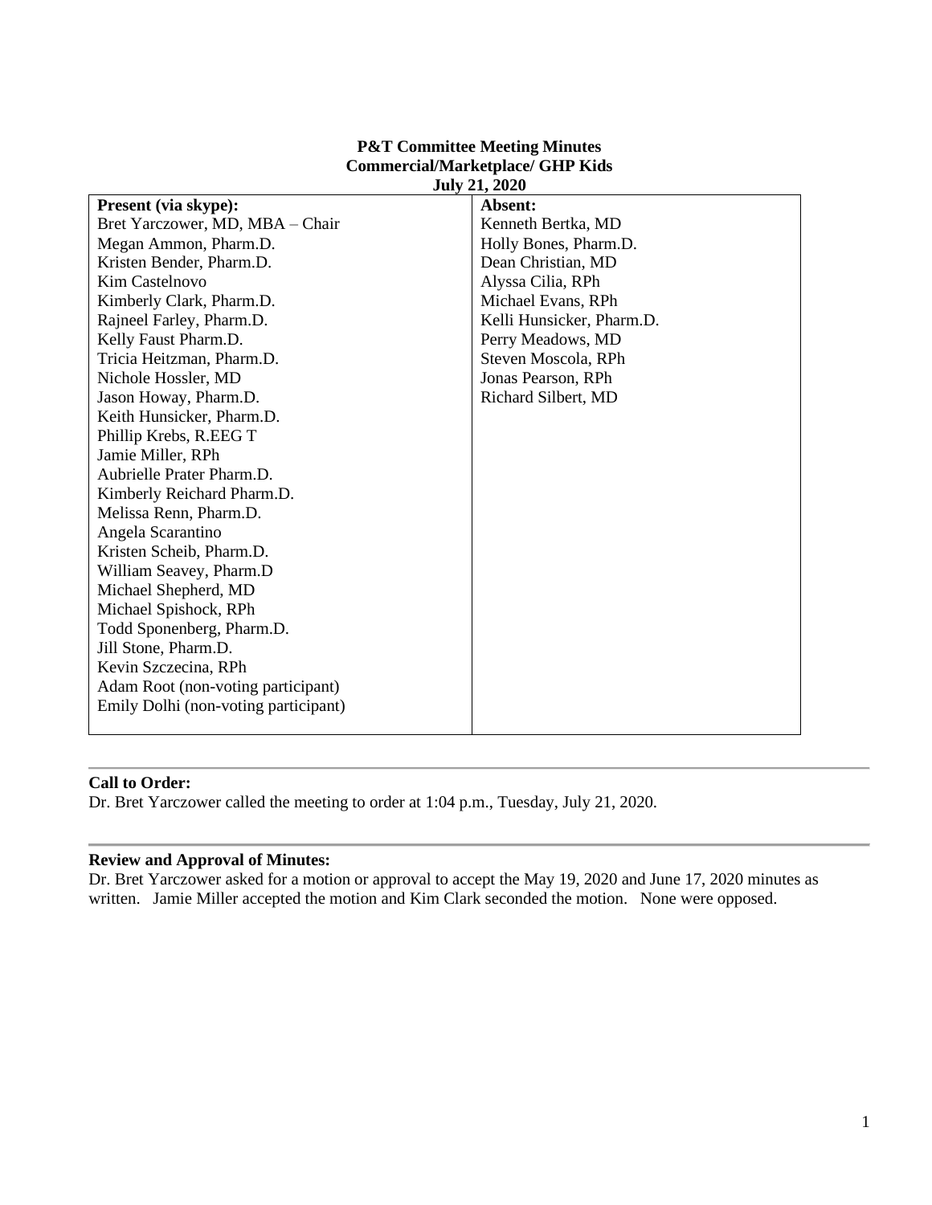**P&T Committee Meeting Minutes**
**Commercial/Marketplace/ GHP Kids**
**July 21, 2020**

| **Present (via skype):** | **Absent:** |
| --- | --- |
| Bret Yarczower, MD, MBA – Chair | Kenneth Bertka, MD |
| Megan Ammon, Pharm.D. | Holly Bones, Pharm.D. |
| Kristen Bender, Pharm.D. | Dean Christian, MD |
| Kim Castelnovo | Alyssa Cilia, RPh |
| Kimberly Clark, Pharm.D. | Michael Evans, RPh |
| Rajneel Farley, Pharm.D. | Kelli Hunsicker, Pharm.D. |
| Kelly Faust Pharm.D. | Perry Meadows, MD |
| Tricia Heitzman, Pharm.D. | Steven Moscola, RPh |
| Nichole Hossler, MD | Jonas Pearson, RPh |
| Jason Howay, Pharm.D. | Richard Silbert, MD |
| Keith Hunsicker, Pharm.D. | |
| Phillip Krebs, R.EEG T | |
| Jamie Miller, RPh | |
| Aubrielle Prater Pharm.D. | |
| Kimberly Reichard Pharm.D. | |
| Melissa Renn, Pharm.D. | |
| Angela Scarantino | |
| Kristen Scheib, Pharm.D. | |
| William Seavey, Pharm.D | |
| Michael Shepherd, MD | |
| Michael Spishock, RPh | |
| Todd Sponenberg, Pharm.D. | |
| Jill Stone, Pharm.D. | |
| Kevin Szczecina, RPh | |
| Adam Root (non-voting participant) | |
| Emily Dolhi (non-voting participant) | |

## Call to Order:

Dr. Bret Yarczower called the meeting to order at 1:04 p.m., Tuesday, July 21, 2020.

## Review and Approval of Minutes:

Dr. Bret Yarczower asked for a motion or approval to accept the May 19, 2020 and June 17, 2020 minutes as written. Jamie Miller accepted the motion and Kim Clark seconded the motion. None were opposed.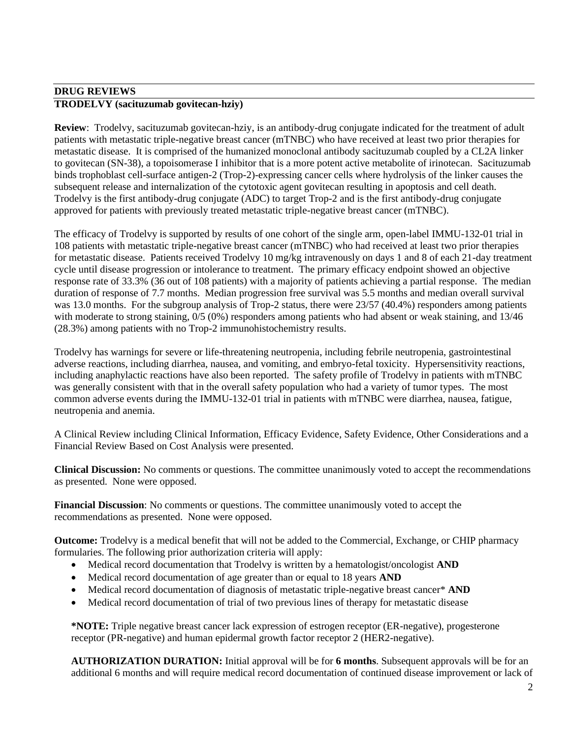## DRUG REVIEWS

### TRODELVY (sacituzumab govitecan-hziy)

**Review**: Trodelvy, sacituzumab govitecan-hziy, is an antibody-drug conjugate indicated for the treatment of adult patients with metastatic triple-negative breast cancer (mTNBC) who have received at least two prior therapies for metastatic disease. It is comprised of the humanized monoclonal antibody sacituzumab coupled by a CL2A linker to govitecan (SN-38), a topoisomerase I inhibitor that is a more potent active metabolite of irinotecan. Sacituzumab binds trophoblast cell-surface antigen-2 (Trop-2)-expressing cancer cells where hydrolysis of the linker causes the subsequent release and internalization of the cytotoxic agent govitecan resulting in apoptosis and cell death. Trodelvy is the first antibody-drug conjugate (ADC) to target Trop-2 and is the first antibody-drug conjugate approved for patients with previously treated metastatic triple-negative breast cancer (mTNBC).

The efficacy of Trodelvy is supported by results of one cohort of the single arm, open-label IMMU-132-01 trial in 108 patients with metastatic triple-negative breast cancer (mTNBC) who had received at least two prior therapies for metastatic disease. Patients received Trodelvy 10 mg/kg intravenously on days 1 and 8 of each 21-day treatment cycle until disease progression or intolerance to treatment. The primary efficacy endpoint showed an objective response rate of 33.3% (36 out of 108 patients) with a majority of patients achieving a partial response. The median duration of response of 7.7 months. Median progression free survival was 5.5 months and median overall survival was 13.0 months. For the subgroup analysis of Trop-2 status, there were 23/57 (40.4%) responders among patients with moderate to strong staining, 0/5 (0%) responders among patients who had absent or weak staining, and 13/46 (28.3%) among patients with no Trop-2 immunohistochemistry results.

Trodelvy has warnings for severe or life-threatening neutropenia, including febrile neutropenia, gastrointestinal adverse reactions, including diarrhea, nausea, and vomiting, and embryo-fetal toxicity. Hypersensitivity reactions, including anaphylactic reactions have also been reported. The safety profile of Trodelvy in patients with mTNBC was generally consistent with that in the overall safety population who had a variety of tumor types. The most common adverse events during the IMMU-132-01 trial in patients with mTNBC were diarrhea, nausea, fatigue, neutropenia and anemia.

A Clinical Review including Clinical Information, Efficacy Evidence, Safety Evidence, Other Considerations and a Financial Review Based on Cost Analysis were presented.

**Clinical Discussion:** No comments or questions. The committee unanimously voted to accept the recommendations as presented. None were opposed.

**Financial Discussion**: No comments or questions. The committee unanimously voted to accept the recommendations as presented. None were opposed.

**Outcome:** Trodelvy is a medical benefit that will not be added to the Commercial, Exchange, or CHIP pharmacy formularies. The following prior authorization criteria will apply:

- Medical record documentation that Trodelvy is written by a hematologist/oncologist **AND**
- Medical record documentation of age greater than or equal to 18 years **AND**
- Medical record documentation of diagnosis of metastatic triple-negative breast cancer* **AND**
- Medical record documentation of trial of two previous lines of therapy for metastatic disease

**\*NOTE:** Triple negative breast cancer lack expression of estrogen receptor (ER-negative), progesterone receptor (PR-negative) and human epidermal growth factor receptor 2 (HER2-negative).

**AUTHORIZATION DURATION:** Initial approval will be for **6 months**. Subsequent approvals will be for an additional 6 months and will require medical record documentation of continued disease improvement or lack of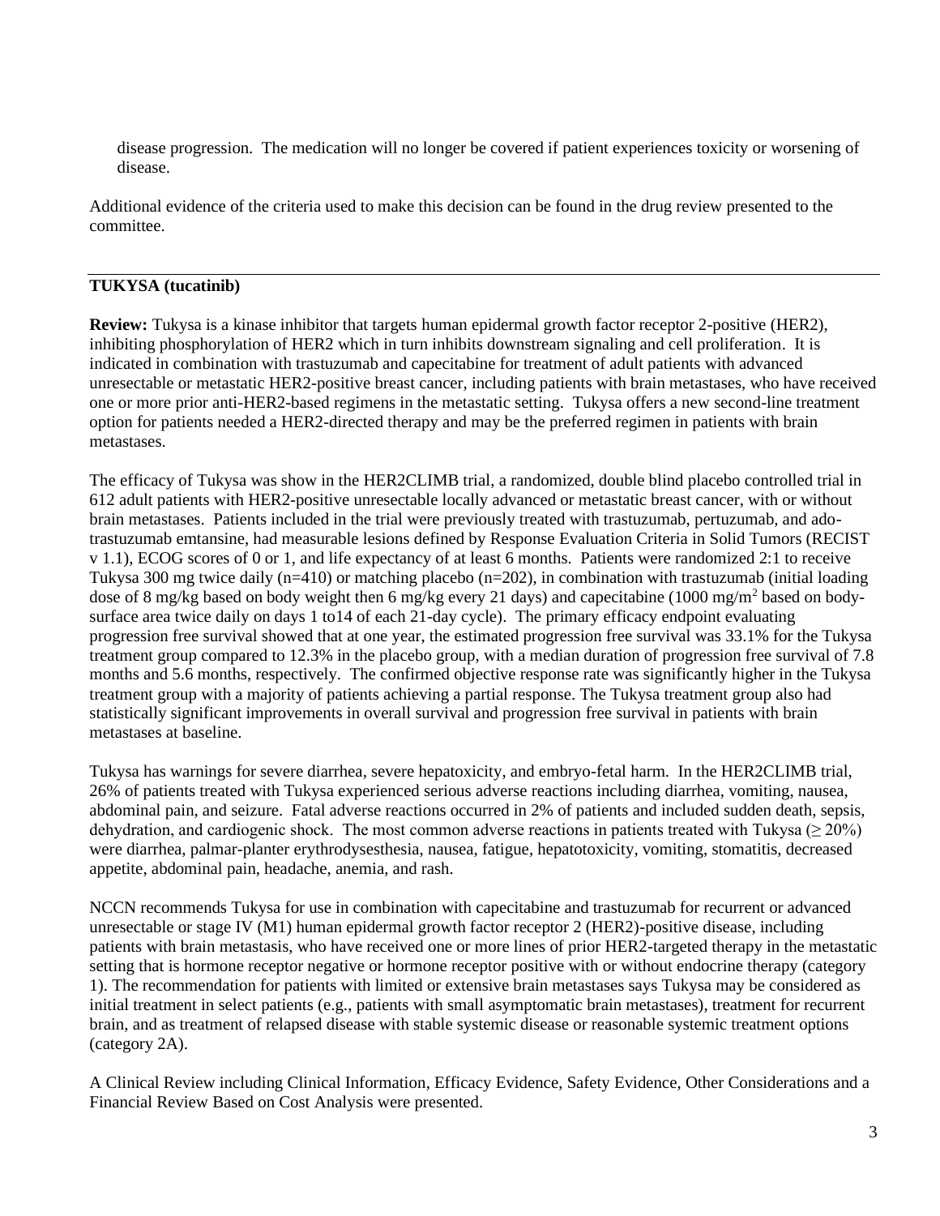disease progression. The medication will no longer be covered if patient experiences toxicity or worsening of disease.

Additional evidence of the criteria used to make this decision can be found in the drug review presented to the committee.

---

**TUKYSA (tucatinib)**

**Review:** Tukysa is a kinase inhibitor that targets human epidermal growth factor receptor 2-positive (HER2), inhibiting phosphorylation of HER2 which in turn inhibits downstream signaling and cell proliferation. It is indicated in combination with trastuzumab and capecitabine for treatment of adult patients with advanced unresectable or metastatic HER2-positive breast cancer, including patients with brain metastases, who have received one or more prior anti-HER2-based regimens in the metastatic setting. Tukysa offers a new second-line treatment option for patients needed a HER2-directed therapy and may be the preferred regimen in patients with brain metastases.

The efficacy of Tukysa was show in the HER2CLIMB trial, a randomized, double blind placebo controlled trial in 612 adult patients with HER2-positive unresectable locally advanced or metastatic breast cancer, with or without brain metastases. Patients included in the trial were previously treated with trastuzumab, pertuzumab, and ado-trastuzumab emtansine, had measurable lesions defined by Response Evaluation Criteria in Solid Tumors (RECIST v 1.1), ECOG scores of 0 or 1, and life expectancy of at least 6 months. Patients were randomized 2:1 to receive Tukysa 300 mg twice daily (n=410) or matching placebo (n=202), in combination with trastuzumab (initial loading dose of 8 mg/kg based on body weight then 6 mg/kg every 21 days) and capecitabine (1000 mg/m$^2$ based on body-surface area twice daily on days 1 to14 of each 21-day cycle). The primary efficacy endpoint evaluating progression free survival showed that at one year, the estimated progression free survival was 33.1% for the Tukysa treatment group compared to 12.3% in the placebo group, with a median duration of progression free survival of 7.8 months and 5.6 months, respectively. The confirmed objective response rate was significantly higher in the Tukysa treatment group with a majority of patients achieving a partial response. The Tukysa treatment group also had statistically significant improvements in overall survival and progression free survival in patients with brain metastases at baseline.

Tukysa has warnings for severe diarrhea, severe hepatoxicity, and embryo-fetal harm. In the HER2CLIMB trial, 26% of patients treated with Tukysa experienced serious adverse reactions including diarrhea, vomiting, nausea, abdominal pain, and seizure. Fatal adverse reactions occurred in 2% of patients and included sudden death, sepsis, dehydration, and cardiogenic shock. The most common adverse reactions in patients treated with Tukysa ($\geq$ 20%) were diarrhea, palmar-planter erythrodysesthesia, nausea, fatigue, hepatotoxicity, vomiting, stomatitis, decreased appetite, abdominal pain, headache, anemia, and rash.

NCCN recommends Tukysa for use in combination with capecitabine and trastuzumab for recurrent or advanced unresectable or stage IV (M1) human epidermal growth factor receptor 2 (HER2)-positive disease, including patients with brain metastasis, who have received one or more lines of prior HER2-targeted therapy in the metastatic setting that is hormone receptor negative or hormone receptor positive with or without endocrine therapy (category 1). The recommendation for patients with limited or extensive brain metastases says Tukysa may be considered as initial treatment in select patients (e.g., patients with small asymptomatic brain metastases), treatment for recurrent brain, and as treatment of relapsed disease with stable systemic disease or reasonable systemic treatment options (category 2A).

A Clinical Review including Clinical Information, Efficacy Evidence, Safety Evidence, Other Considerations and a Financial Review Based on Cost Analysis were presented.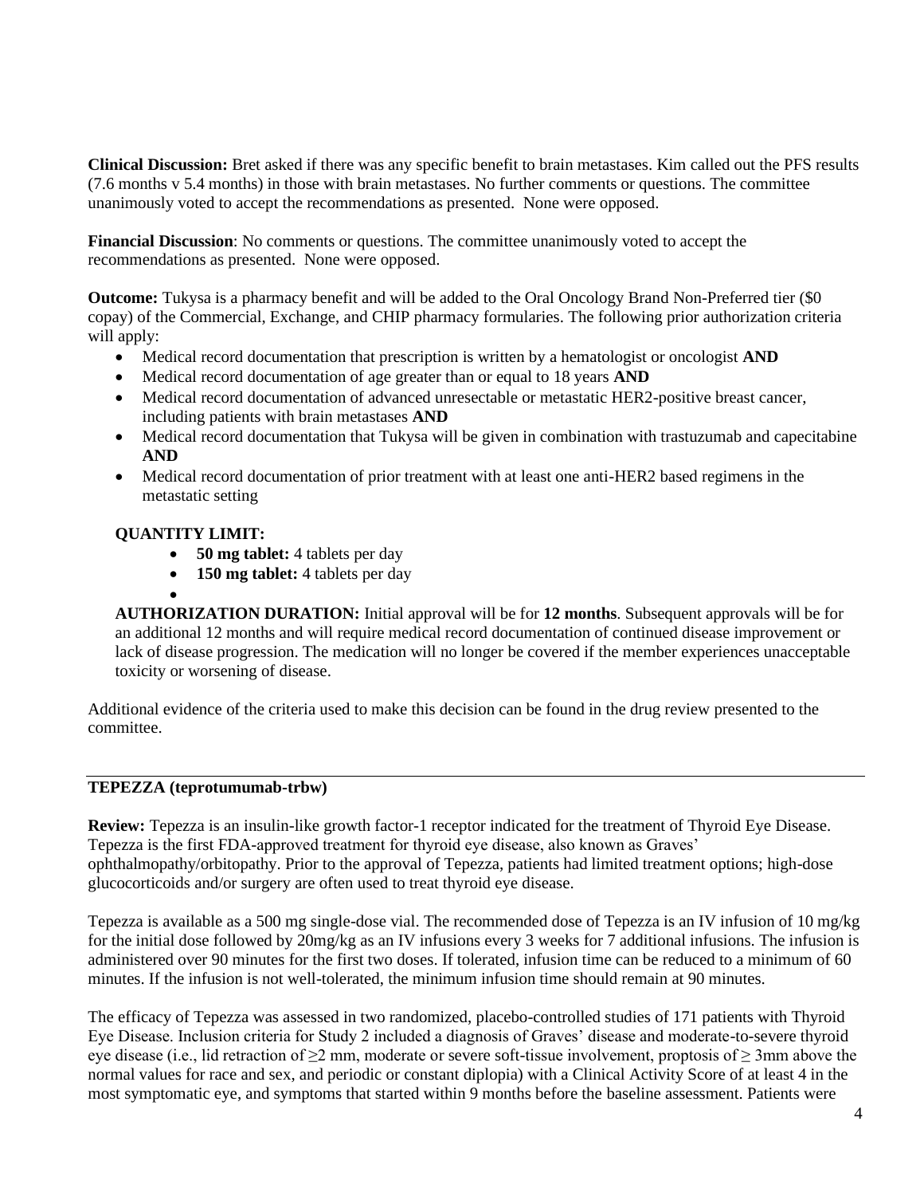**Clinical Discussion:** Bret asked if there was any specific benefit to brain metastases. Kim called out the PFS results (7.6 months v 5.4 months) in those with brain metastases. No further comments or questions. The committee unanimously voted to accept the recommendations as presented. None were opposed.

**Financial Discussion**: No comments or questions. The committee unanimously voted to accept the recommendations as presented. None were opposed.

**Outcome:** Tukysa is a pharmacy benefit and will be added to the Oral Oncology Brand Non-Preferred tier ($0 copay) of the Commercial, Exchange, and CHIP pharmacy formularies. The following prior authorization criteria will apply:

- Medical record documentation that prescription is written by a hematologist or oncologist **AND**
- Medical record documentation of age greater than or equal to 18 years **AND**
- Medical record documentation of advanced unresectable or metastatic HER2-positive breast cancer, including patients with brain metastases **AND**
- Medical record documentation that Tukysa will be given in combination with trastuzumab and capecitabine **AND**
- Medical record documentation of prior treatment with at least one anti-HER2 based regimens in the metastatic setting

**QUANTITY LIMIT:**

- **50 mg tablet:** 4 tablets per day
- **150 mg tablet:** 4 tablets per day

**AUTHORIZATION DURATION:** Initial approval will be for **12 months**. Subsequent approvals will be for an additional 12 months and will require medical record documentation of continued disease improvement or lack of disease progression. The medication will no longer be covered if the member experiences unacceptable toxicity or worsening of disease.

Additional evidence of the criteria used to make this decision can be found in the drug review presented to the committee.

---

**TEPEZZA (teprotumumab-trbw)**

**Review:** Tepezza is an insulin-like growth factor-1 receptor indicated for the treatment of Thyroid Eye Disease. Tepezza is the first FDA-approved treatment for thyroid eye disease, also known as Graves' ophthalmopathy/orbitopathy. Prior to the approval of Tepezza, patients had limited treatment options; high-dose glucocorticoids and/or surgery are often used to treat thyroid eye disease.

Tepezza is available as a 500 mg single-dose vial. The recommended dose of Tepezza is an IV infusion of 10 mg/kg for the initial dose followed by 20mg/kg as an IV infusions every 3 weeks for 7 additional infusions. The infusion is administered over 90 minutes for the first two doses. If tolerated, infusion time can be reduced to a minimum of 60 minutes. If the infusion is not well-tolerated, the minimum infusion time should remain at 90 minutes.

The efficacy of Tepezza was assessed in two randomized, placebo-controlled studies of 171 patients with Thyroid Eye Disease. Inclusion criteria for Study 2 included a diagnosis of Graves' disease and moderate-to-severe thyroid eye disease (i.e., lid retraction of ≥2 mm, moderate or severe soft-tissue involvement, proptosis of ≥ 3mm above the normal values for race and sex, and periodic or constant diplopia) with a Clinical Activity Score of at least 4 in the most symptomatic eye, and symptoms that started within 9 months before the baseline assessment. Patients were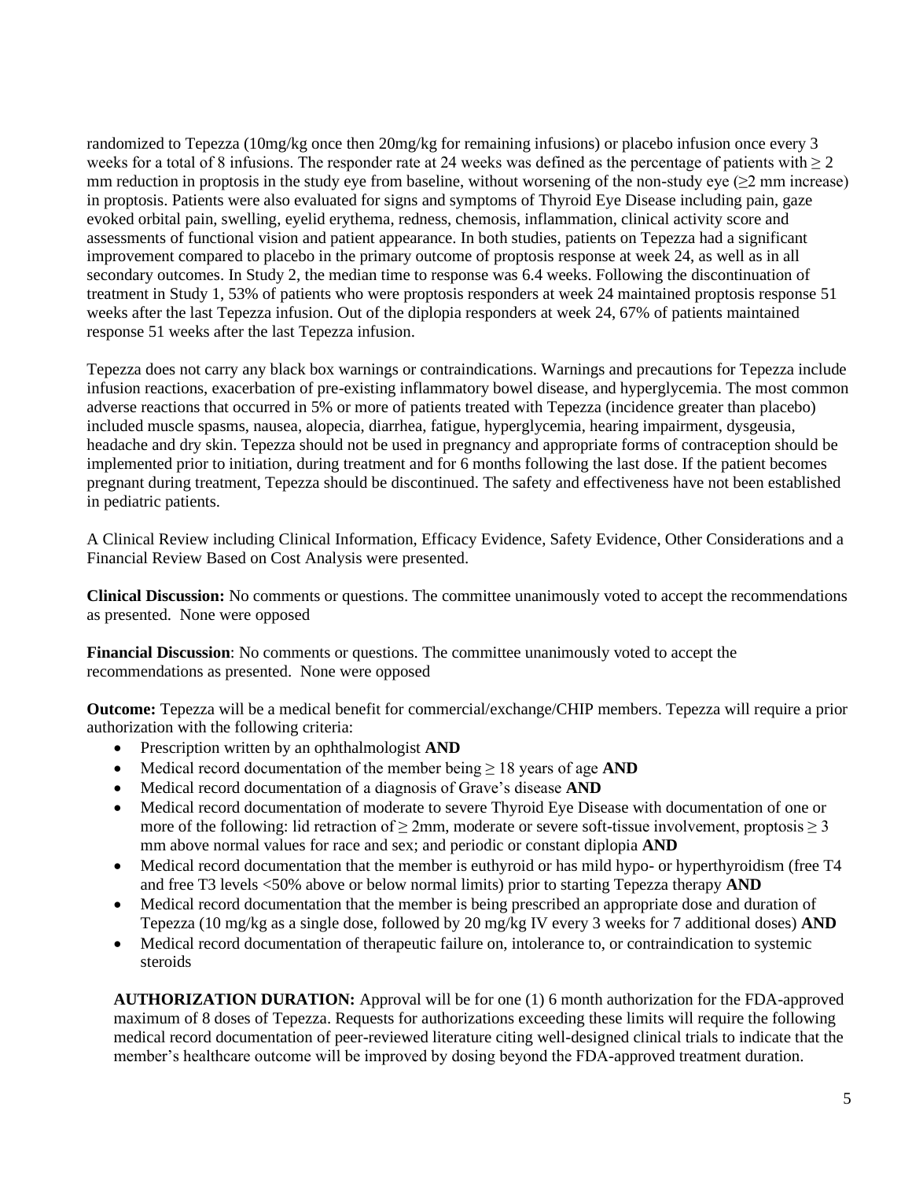randomized to Tepezza (10mg/kg once then 20mg/kg for remaining infusions) or placebo infusion once every 3 weeks for a total of 8 infusions. The responder rate at 24 weeks was defined as the percentage of patients with ≥ 2 mm reduction in proptosis in the study eye from baseline, without worsening of the non-study eye (≥2 mm increase) in proptosis. Patients were also evaluated for signs and symptoms of Thyroid Eye Disease including pain, gaze evoked orbital pain, swelling, eyelid erythema, redness, chemosis, inflammation, clinical activity score and assessments of functional vision and patient appearance. In both studies, patients on Tepezza had a significant improvement compared to placebo in the primary outcome of proptosis response at week 24, as well as in all secondary outcomes. In Study 2, the median time to response was 6.4 weeks. Following the discontinuation of treatment in Study 1, 53% of patients who were proptosis responders at week 24 maintained proptosis response 51 weeks after the last Tepezza infusion. Out of the diplopia responders at week 24, 67% of patients maintained response 51 weeks after the last Tepezza infusion.

Tepezza does not carry any black box warnings or contraindications. Warnings and precautions for Tepezza include infusion reactions, exacerbation of pre-existing inflammatory bowel disease, and hyperglycemia. The most common adverse reactions that occurred in 5% or more of patients treated with Tepezza (incidence greater than placebo) included muscle spasms, nausea, alopecia, diarrhea, fatigue, hyperglycemia, hearing impairment, dysgeusia, headache and dry skin. Tepezza should not be used in pregnancy and appropriate forms of contraception should be implemented prior to initiation, during treatment and for 6 months following the last dose. If the patient becomes pregnant during treatment, Tepezza should be discontinued. The safety and effectiveness have not been established in pediatric patients.

A Clinical Review including Clinical Information, Efficacy Evidence, Safety Evidence, Other Considerations and a Financial Review Based on Cost Analysis were presented.

**Clinical Discussion:** No comments or questions. The committee unanimously voted to accept the recommendations as presented. None were opposed

**Financial Discussion**: No comments or questions. The committee unanimously voted to accept the recommendations as presented. None were opposed

**Outcome:** Tepezza will be a medical benefit for commercial/exchange/CHIP members. Tepezza will require a prior authorization with the following criteria:

- Prescription written by an ophthalmologist **AND**
- Medical record documentation of the member being ≥ 18 years of age **AND**
- Medical record documentation of a diagnosis of Grave's disease **AND**
- Medical record documentation of moderate to severe Thyroid Eye Disease with documentation of one or more of the following: lid retraction of ≥ 2mm, moderate or severe soft-tissue involvement, proptosis ≥ 3 mm above normal values for race and sex; and periodic or constant diplopia **AND**
- Medical record documentation that the member is euthyroid or has mild hypo- or hyperthyroidism (free T4 and free T3 levels <50% above or below normal limits) prior to starting Tepezza therapy **AND**
- Medical record documentation that the member is being prescribed an appropriate dose and duration of Tepezza (10 mg/kg as a single dose, followed by 20 mg/kg IV every 3 weeks for 7 additional doses) **AND**
- Medical record documentation of therapeutic failure on, intolerance to, or contraindication to systemic steroids

**AUTHORIZATION DURATION:** Approval will be for one (1) 6 month authorization for the FDA-approved maximum of 8 doses of Tepezza. Requests for authorizations exceeding these limits will require the following medical record documentation of peer-reviewed literature citing well-designed clinical trials to indicate that the member's healthcare outcome will be improved by dosing beyond the FDA-approved treatment duration.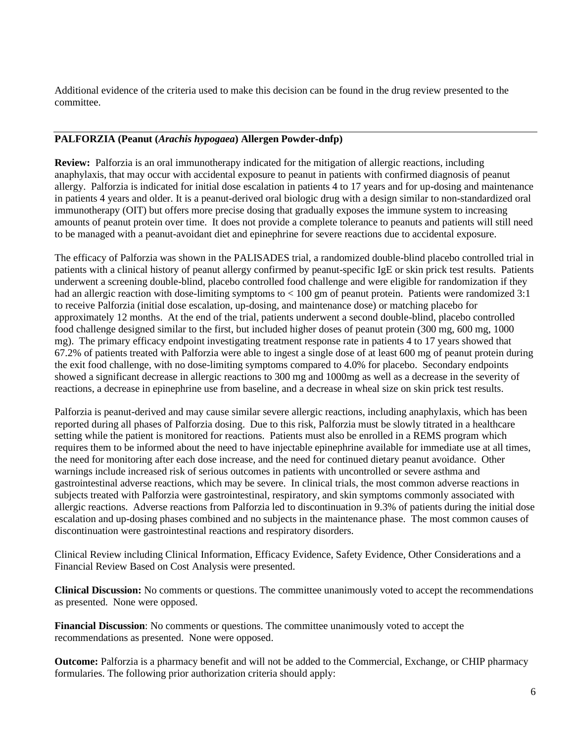Additional evidence of the criteria used to make this decision can be found in the drug review presented to the committee.

---

**PALFORZIA (Peanut (*Arachis hypogaea*) Allergen Powder-dnfp)**

**Review:** Palforzia is an oral immunotherapy indicated for the mitigation of allergic reactions, including anaphylaxis, that may occur with accidental exposure to peanut in patients with confirmed diagnosis of peanut allergy. Palforzia is indicated for initial dose escalation in patients 4 to 17 years and for up-dosing and maintenance in patients 4 years and older. It is a peanut-derived oral biologic drug with a design similar to non-standardized oral immunotherapy (OIT) but offers more precise dosing that gradually exposes the immune system to increasing amounts of peanut protein over time. It does not provide a complete tolerance to peanuts and patients will still need to be managed with a peanut-avoidant diet and epinephrine for severe reactions due to accidental exposure.

The efficacy of Palforzia was shown in the PALISADES trial, a randomized double-blind placebo controlled trial in patients with a clinical history of peanut allergy confirmed by peanut-specific IgE or skin prick test results. Patients underwent a screening double-blind, placebo controlled food challenge and were eligible for randomization if they had an allergic reaction with dose-limiting symptoms to < 100 gm of peanut protein. Patients were randomized 3:1 to receive Palforzia (initial dose escalation, up-dosing, and maintenance dose) or matching placebo for approximately 12 months. At the end of the trial, patients underwent a second double-blind, placebo controlled food challenge designed similar to the first, but included higher doses of peanut protein (300 mg, 600 mg, 1000 mg). The primary efficacy endpoint investigating treatment response rate in patients 4 to 17 years showed that 67.2% of patients treated with Palforzia were able to ingest a single dose of at least 600 mg of peanut protein during the exit food challenge, with no dose-limiting symptoms compared to 4.0% for placebo. Secondary endpoints showed a significant decrease in allergic reactions to 300 mg and 1000mg as well as a decrease in the severity of reactions, a decrease in epinephrine use from baseline, and a decrease in wheal size on skin prick test results.

Palforzia is peanut-derived and may cause similar severe allergic reactions, including anaphylaxis, which has been reported during all phases of Palforzia dosing. Due to this risk, Palforzia must be slowly titrated in a healthcare setting while the patient is monitored for reactions. Patients must also be enrolled in a REMS program which requires them to be informed about the need to have injectable epinephrine available for immediate use at all times, the need for monitoring after each dose increase, and the need for continued dietary peanut avoidance. Other warnings include increased risk of serious outcomes in patients with uncontrolled or severe asthma and gastrointestinal adverse reactions, which may be severe. In clinical trials, the most common adverse reactions in subjects treated with Palforzia were gastrointestinal, respiratory, and skin symptoms commonly associated with allergic reactions. Adverse reactions from Palforzia led to discontinuation in 9.3% of patients during the initial dose escalation and up-dosing phases combined and no subjects in the maintenance phase. The most common causes of discontinuation were gastrointestinal reactions and respiratory disorders.

Clinical Review including Clinical Information, Efficacy Evidence, Safety Evidence, Other Considerations and a Financial Review Based on Cost Analysis were presented.

**Clinical Discussion:** No comments or questions. The committee unanimously voted to accept the recommendations as presented. None were opposed.

**Financial Discussion**: No comments or questions. The committee unanimously voted to accept the recommendations as presented. None were opposed.

**Outcome:** Palforzia is a pharmacy benefit and will not be added to the Commercial, Exchange, or CHIP pharmacy formularies. The following prior authorization criteria should apply: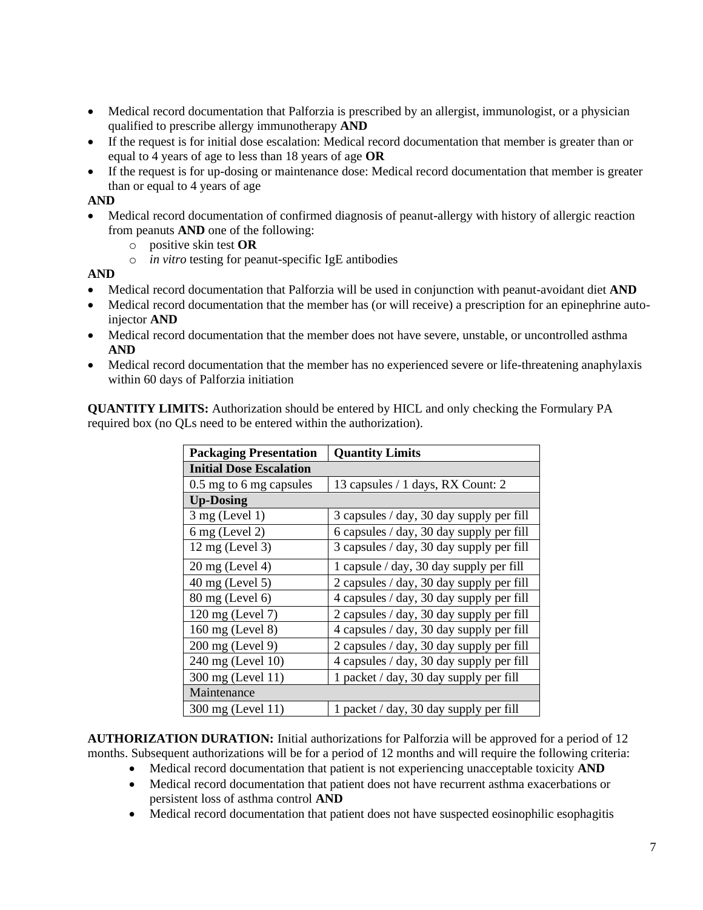- Medical record documentation that Palforzia is prescribed by an allergist, immunologist, or a physician qualified to prescribe allergy immunotherapy **AND**
- If the request is for initial dose escalation: Medical record documentation that member is greater than or equal to 4 years of age to less than 18 years of age **OR**
- If the request is for up-dosing or maintenance dose: Medical record documentation that member is greater than or equal to 4 years of age

**AND**

- Medical record documentation of confirmed diagnosis of peanut-allergy with history of allergic reaction from peanuts **AND** one of the following:
    - positive skin test **OR**
    - *in vitro* testing for peanut-specific IgE antibodies

**AND**

- Medical record documentation that Palforzia will be used in conjunction with peanut-avoidant diet **AND**
- Medical record documentation that the member has (or will receive) a prescription for an epinephrine auto-injector **AND**
- Medical record documentation that the member does not have severe, unstable, or uncontrolled asthma **AND**
- Medical record documentation that the member has no experienced severe or life-threatening anaphylaxis within 60 days of Palforzia initiation

**QUANTITY LIMITS:** Authorization should be entered by HICL and only checking the Formulary PA required box (no QLs need to be entered within the authorization).

| Packaging Presentation | Quantity Limits |
|---|---|
| **Initial Dose Escalation** | |
| 0.5 mg to 6 mg capsules | 13 capsules / 1 days, RX Count: 2 |
| **Up-Dosing** | |
| 3 mg (Level 1) | 3 capsules / day, 30 day supply per fill |
| 6 mg (Level 2) | 6 capsules / day, 30 day supply per fill |
| 12 mg (Level 3) | 3 capsules / day, 30 day supply per fill |
| 20 mg (Level 4) | 1 capsule / day, 30 day supply per fill |
| 40 mg (Level 5) | 2 capsules / day, 30 day supply per fill |
| 80 mg (Level 6) | 4 capsules / day, 30 day supply per fill |
| 120 mg (Level 7) | 2 capsules / day, 30 day supply per fill |
| 160 mg (Level 8) | 4 capsules / day, 30 day supply per fill |
| 200 mg (Level 9) | 2 capsules / day, 30 day supply per fill |
| 240 mg (Level 10) | 4 capsules / day, 30 day supply per fill |
| 300 mg (Level 11) | 1 packet / day, 30 day supply per fill |
| Maintenance | |
| 300 mg (Level 11) | 1 packet / day, 30 day supply per fill |

**AUTHORIZATION DURATION:** Initial authorizations for Palforzia will be approved for a period of 12 months. Subsequent authorizations will be for a period of 12 months and will require the following criteria:

- Medical record documentation that patient is not experiencing unacceptable toxicity **AND**
- Medical record documentation that patient does not have recurrent asthma exacerbations or persistent loss of asthma control **AND**
- Medical record documentation that patient does not have suspected eosinophilic esophagitis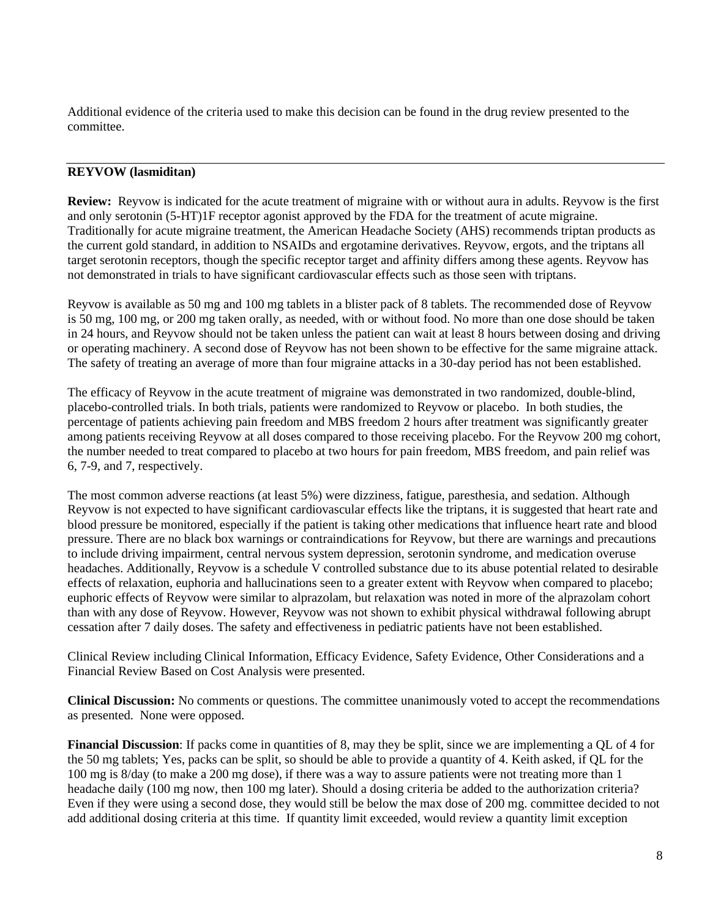Additional evidence of the criteria used to make this decision can be found in the drug review presented to the committee.

---

**REYVOW (lasmiditan)**

**Review:** Reyvow is indicated for the acute treatment of migraine with or without aura in adults. Reyvow is the first and only serotonin (5-HT)1F receptor agonist approved by the FDA for the treatment of acute migraine. Traditionally for acute migraine treatment, the American Headache Society (AHS) recommends triptan products as the current gold standard, in addition to NSAIDs and ergotamine derivatives. Reyvow, ergots, and the triptans all target serotonin receptors, though the specific receptor target and affinity differs among these agents. Reyvow has not demonstrated in trials to have significant cardiovascular effects such as those seen with triptans.

Reyvow is available as 50 mg and 100 mg tablets in a blister pack of 8 tablets. The recommended dose of Reyvow is 50 mg, 100 mg, or 200 mg taken orally, as needed, with or without food. No more than one dose should be taken in 24 hours, and Reyvow should not be taken unless the patient can wait at least 8 hours between dosing and driving or operating machinery. A second dose of Reyvow has not been shown to be effective for the same migraine attack. The safety of treating an average of more than four migraine attacks in a 30-day period has not been established.

The efficacy of Reyvow in the acute treatment of migraine was demonstrated in two randomized, double-blind, placebo-controlled trials. In both trials, patients were randomized to Reyvow or placebo. In both studies, the percentage of patients achieving pain freedom and MBS freedom 2 hours after treatment was significantly greater among patients receiving Reyvow at all doses compared to those receiving placebo. For the Reyvow 200 mg cohort, the number needed to treat compared to placebo at two hours for pain freedom, MBS freedom, and pain relief was 6, 7-9, and 7, respectively.

The most common adverse reactions (at least 5%) were dizziness, fatigue, paresthesia, and sedation. Although Reyvow is not expected to have significant cardiovascular effects like the triptans, it is suggested that heart rate and blood pressure be monitored, especially if the patient is taking other medications that influence heart rate and blood pressure. There are no black box warnings or contraindications for Reyvow, but there are warnings and precautions to include driving impairment, central nervous system depression, serotonin syndrome, and medication overuse headaches. Additionally, Reyvow is a schedule V controlled substance due to its abuse potential related to desirable effects of relaxation, euphoria and hallucinations seen to a greater extent with Reyvow when compared to placebo; euphoric effects of Reyvow were similar to alprazolam, but relaxation was noted in more of the alprazolam cohort than with any dose of Reyvow. However, Reyvow was not shown to exhibit physical withdrawal following abrupt cessation after 7 daily doses. The safety and effectiveness in pediatric patients have not been established.

Clinical Review including Clinical Information, Efficacy Evidence, Safety Evidence, Other Considerations and a Financial Review Based on Cost Analysis were presented.

**Clinical Discussion:** No comments or questions. The committee unanimously voted to accept the recommendations as presented. None were opposed.

**Financial Discussion**: If packs come in quantities of 8, may they be split, since we are implementing a QL of 4 for the 50 mg tablets; Yes, packs can be split, so should be able to provide a quantity of 4. Keith asked, if QL for the 100 mg is 8/day (to make a 200 mg dose), if there was a way to assure patients were not treating more than 1 headache daily (100 mg now, then 100 mg later). Should a dosing criteria be added to the authorization criteria? Even if they were using a second dose, they would still be below the max dose of 200 mg. committee decided to not add additional dosing criteria at this time. If quantity limit exceeded, would review a quantity limit exception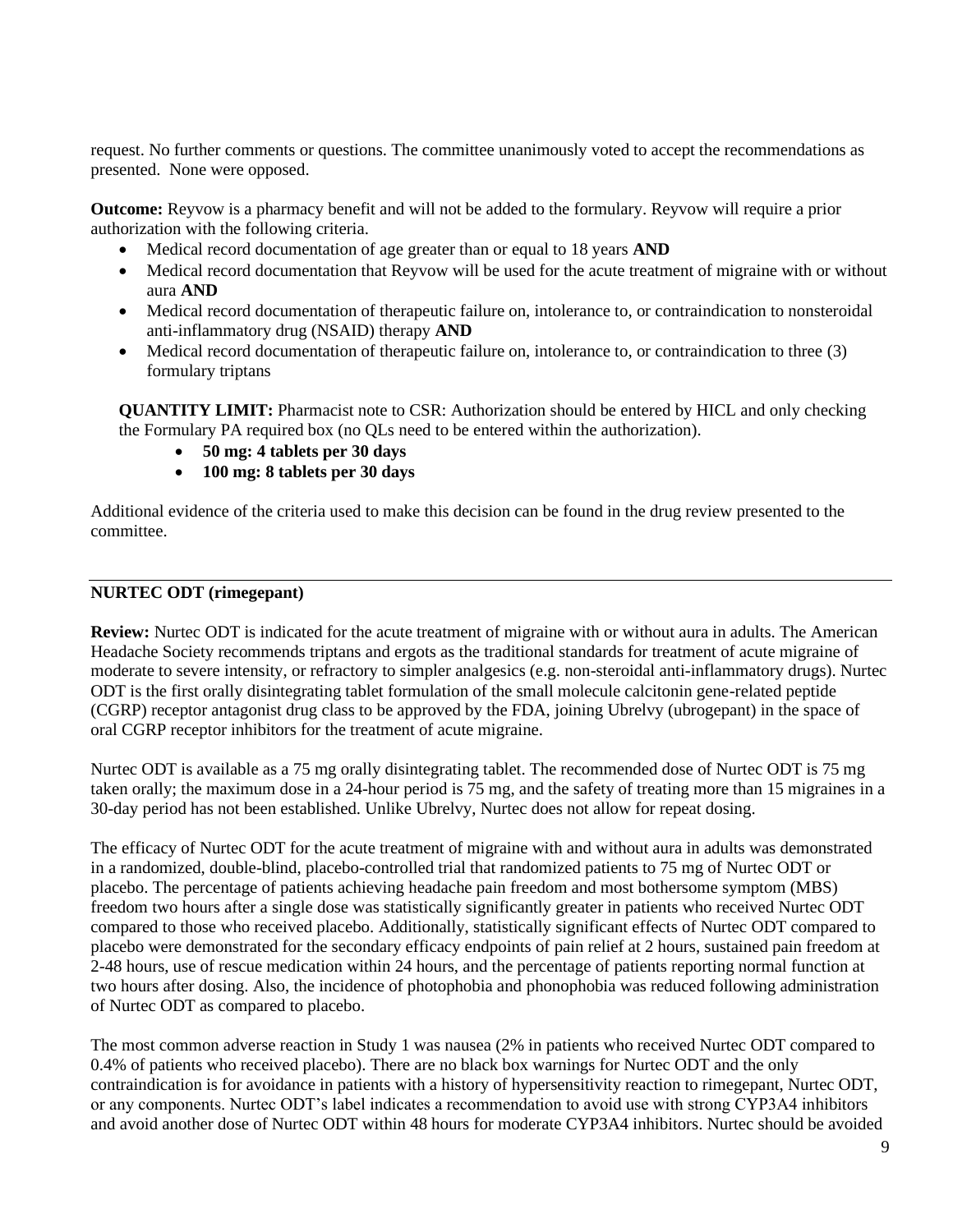request. No further comments or questions. The committee unanimously voted to accept the recommendations as presented. None were opposed.

**Outcome:** Reyvow is a pharmacy benefit and will not be added to the formulary. Reyvow will require a prior authorization with the following criteria.

- Medical record documentation of age greater than or equal to 18 years **AND**
- Medical record documentation that Reyvow will be used for the acute treatment of migraine with or without aura **AND**
- Medical record documentation of therapeutic failure on, intolerance to, or contraindication to nonsteroidal anti-inflammatory drug (NSAID) therapy **AND**
- Medical record documentation of therapeutic failure on, intolerance to, or contraindication to three (3) formulary triptans

**QUANTITY LIMIT:** Pharmacist note to CSR: Authorization should be entered by HICL and only checking the Formulary PA required box (no QLs need to be entered within the authorization).

- **50 mg: 4 tablets per 30 days**
- **100 mg: 8 tablets per 30 days**

Additional evidence of the criteria used to make this decision can be found in the drug review presented to the committee.

---

**NURTEC ODT (rimegepant)**

**Review:** Nurtec ODT is indicated for the acute treatment of migraine with or without aura in adults. The American Headache Society recommends triptans and ergots as the traditional standards for treatment of acute migraine of moderate to severe intensity, or refractory to simpler analgesics (e.g. non-steroidal anti-inflammatory drugs). Nurtec ODT is the first orally disintegrating tablet formulation of the small molecule calcitonin gene-related peptide (CGRP) receptor antagonist drug class to be approved by the FDA, joining Ubrelvy (ubrogepant) in the space of oral CGRP receptor inhibitors for the treatment of acute migraine.

Nurtec ODT is available as a 75 mg orally disintegrating tablet. The recommended dose of Nurtec ODT is 75 mg taken orally; the maximum dose in a 24-hour period is 75 mg, and the safety of treating more than 15 migraines in a 30-day period has not been established. Unlike Ubrelvy, Nurtec does not allow for repeat dosing.

The efficacy of Nurtec ODT for the acute treatment of migraine with and without aura in adults was demonstrated in a randomized, double-blind, placebo-controlled trial that randomized patients to 75 mg of Nurtec ODT or placebo. The percentage of patients achieving headache pain freedom and most bothersome symptom (MBS) freedom two hours after a single dose was statistically significantly greater in patients who received Nurtec ODT compared to those who received placebo. Additionally, statistically significant effects of Nurtec ODT compared to placebo were demonstrated for the secondary efficacy endpoints of pain relief at 2 hours, sustained pain freedom at 2-48 hours, use of rescue medication within 24 hours, and the percentage of patients reporting normal function at two hours after dosing. Also, the incidence of photophobia and phonophobia was reduced following administration of Nurtec ODT as compared to placebo.

The most common adverse reaction in Study 1 was nausea (2% in patients who received Nurtec ODT compared to 0.4% of patients who received placebo). There are no black box warnings for Nurtec ODT and the only contraindication is for avoidance in patients with a history of hypersensitivity reaction to rimegepant, Nurtec ODT, or any components. Nurtec ODT's label indicates a recommendation to avoid use with strong CYP3A4 inhibitors and avoid another dose of Nurtec ODT within 48 hours for moderate CYP3A4 inhibitors. Nurtec should be avoided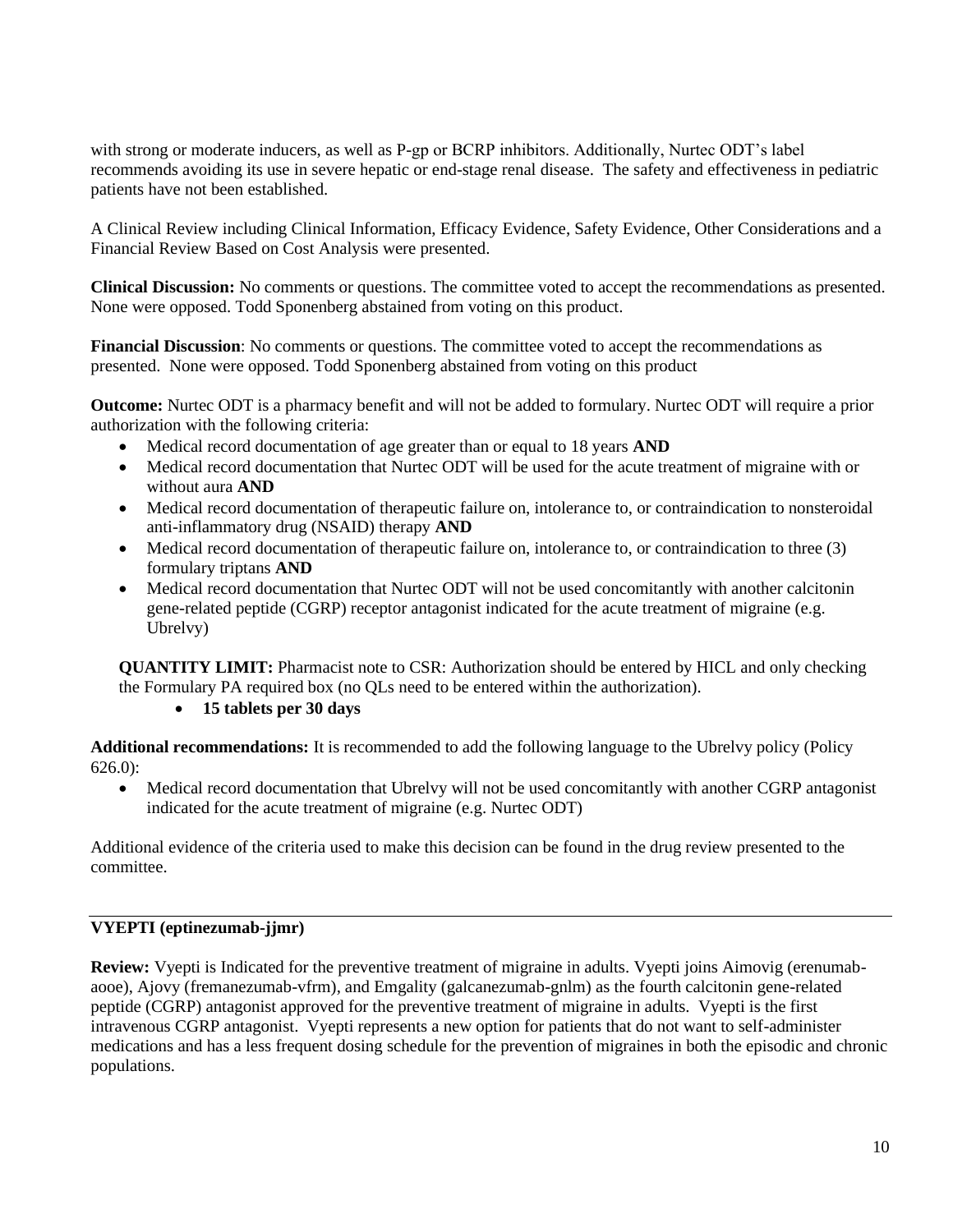with strong or moderate inducers, as well as P-gp or BCRP inhibitors. Additionally, Nurtec ODT's label recommends avoiding its use in severe hepatic or end-stage renal disease. The safety and effectiveness in pediatric patients have not been established.

A Clinical Review including Clinical Information, Efficacy Evidence, Safety Evidence, Other Considerations and a Financial Review Based on Cost Analysis were presented.

**Clinical Discussion:** No comments or questions. The committee voted to accept the recommendations as presented. None were opposed. Todd Sponenberg abstained from voting on this product.

**Financial Discussion**: No comments or questions. The committee voted to accept the recommendations as presented. None were opposed. Todd Sponenberg abstained from voting on this product

**Outcome:** Nurtec ODT is a pharmacy benefit and will not be added to formulary. Nurtec ODT will require a prior authorization with the following criteria:

- Medical record documentation of age greater than or equal to 18 years **AND**
- Medical record documentation that Nurtec ODT will be used for the acute treatment of migraine with or without aura **AND**
- Medical record documentation of therapeutic failure on, intolerance to, or contraindication to nonsteroidal anti-inflammatory drug (NSAID) therapy **AND**
- Medical record documentation of therapeutic failure on, intolerance to, or contraindication to three (3) formulary triptans **AND**
- Medical record documentation that Nurtec ODT will not be used concomitantly with another calcitonin gene-related peptide (CGRP) receptor antagonist indicated for the acute treatment of migraine (e.g. Ubrelvy)

**QUANTITY LIMIT:** Pharmacist note to CSR: Authorization should be entered by HICL and only checking the Formulary PA required box (no QLs need to be entered within the authorization).

- **15 tablets per 30 days**

**Additional recommendations:** It is recommended to add the following language to the Ubrelvy policy (Policy 626.0):

- Medical record documentation that Ubrelvy will not be used concomitantly with another CGRP antagonist indicated for the acute treatment of migraine (e.g. Nurtec ODT)

Additional evidence of the criteria used to make this decision can be found in the drug review presented to the committee.

## VYEPTI (eptinezumab-jjmr)

**Review:** Vyepti is Indicated for the preventive treatment of migraine in adults. Vyepti joins Aimovig (erenumab-aooe), Ajovy (fremanezumab-vfrm), and Emgality (galcanezumab-gnlm) as the fourth calcitonin gene-related peptide (CGRP) antagonist approved for the preventive treatment of migraine in adults. Vyepti is the first intravenous CGRP antagonist. Vyepti represents a new option for patients that do not want to self-administer medications and has a less frequent dosing schedule for the prevention of migraines in both the episodic and chronic populations.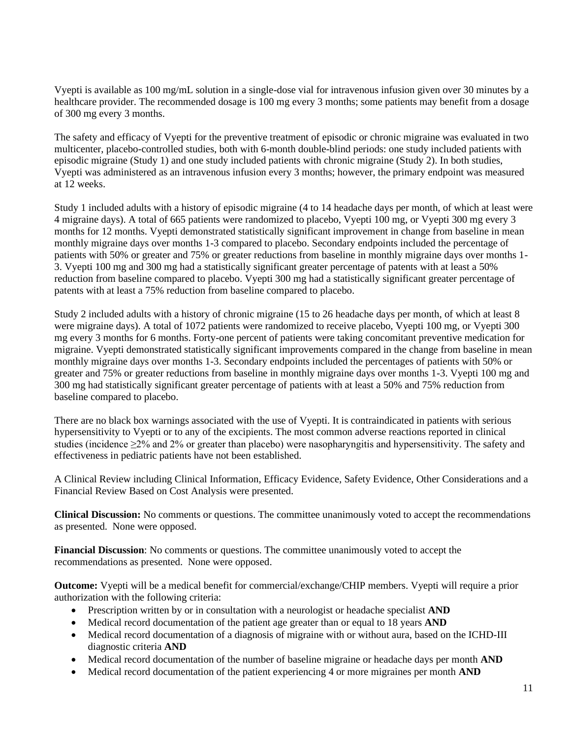Vyepti is available as 100 mg/mL solution in a single-dose vial for intravenous infusion given over 30 minutes by a healthcare provider. The recommended dosage is 100 mg every 3 months; some patients may benefit from a dosage of 300 mg every 3 months.

The safety and efficacy of Vyepti for the preventive treatment of episodic or chronic migraine was evaluated in two multicenter, placebo-controlled studies, both with 6-month double-blind periods: one study included patients with episodic migraine (Study 1) and one study included patients with chronic migraine (Study 2). In both studies, Vyepti was administered as an intravenous infusion every 3 months; however, the primary endpoint was measured at 12 weeks.

Study 1 included adults with a history of episodic migraine (4 to 14 headache days per month, of which at least were 4 migraine days). A total of 665 patients were randomized to placebo, Vyepti 100 mg, or Vyepti 300 mg every 3 months for 12 months. Vyepti demonstrated statistically significant improvement in change from baseline in mean monthly migraine days over months 1-3 compared to placebo. Secondary endpoints included the percentage of patients with 50% or greater and 75% or greater reductions from baseline in monthly migraine days over months 1-3. Vyepti 100 mg and 300 mg had a statistically significant greater percentage of patents with at least a 50% reduction from baseline compared to placebo. Vyepti 300 mg had a statistically significant greater percentage of patents with at least a 75% reduction from baseline compared to placebo.

Study 2 included adults with a history of chronic migraine (15 to 26 headache days per month, of which at least 8 were migraine days). A total of 1072 patients were randomized to receive placebo, Vyepti 100 mg, or Vyepti 300 mg every 3 months for 6 months. Forty-one percent of patients were taking concomitant preventive medication for migraine. Vyepti demonstrated statistically significant improvements compared in the change from baseline in mean monthly migraine days over months 1-3. Secondary endpoints included the percentages of patients with 50% or greater and 75% or greater reductions from baseline in monthly migraine days over months 1-3. Vyepti 100 mg and 300 mg had statistically significant greater percentage of patients with at least a 50% and 75% reduction from baseline compared to placebo.

There are no black box warnings associated with the use of Vyepti. It is contraindicated in patients with serious hypersensitivity to Vyepti or to any of the excipients. The most common adverse reactions reported in clinical studies (incidence ≥2% and 2% or greater than placebo) were nasopharyngitis and hypersensitivity. The safety and effectiveness in pediatric patients have not been established.

A Clinical Review including Clinical Information, Efficacy Evidence, Safety Evidence, Other Considerations and a Financial Review Based on Cost Analysis were presented.

**Clinical Discussion:** No comments or questions. The committee unanimously voted to accept the recommendations as presented. None were opposed.

**Financial Discussion**: No comments or questions. The committee unanimously voted to accept the recommendations as presented. None were opposed.

**Outcome:** Vyepti will be a medical benefit for commercial/exchange/CHIP members. Vyepti will require a prior authorization with the following criteria:

- Prescription written by or in consultation with a neurologist or headache specialist **AND**
- Medical record documentation of the patient age greater than or equal to 18 years **AND**
- Medical record documentation of a diagnosis of migraine with or without aura, based on the ICHD-III diagnostic criteria **AND**
- Medical record documentation of the number of baseline migraine or headache days per month **AND**
- Medical record documentation of the patient experiencing 4 or more migraines per month **AND**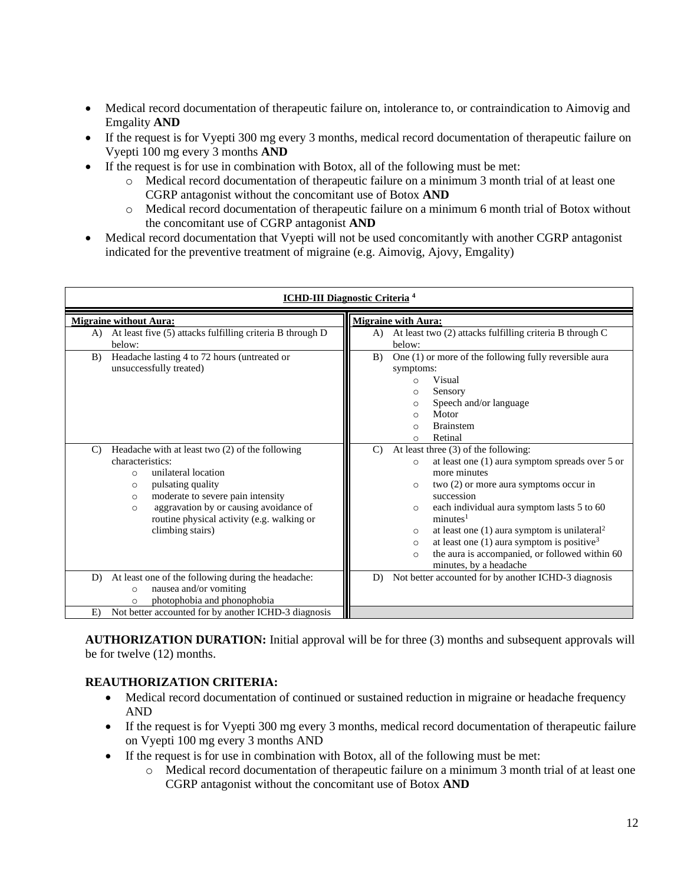- Medical record documentation of therapeutic failure on, intolerance to, or contraindication to Aimovig and Emgality **AND**
- If the request is for Vyepti 300 mg every 3 months, medical record documentation of therapeutic failure on Vyepti 100 mg every 3 months **AND**
- If the request is for use in combination with Botox, all of the following must be met:
  - Medical record documentation of therapeutic failure on a minimum 3 month trial of at least one CGRP antagonist without the concomitant use of Botox **AND**
  - Medical record documentation of therapeutic failure on a minimum 6 month trial of Botox without the concomitant use of CGRP antagonist **AND**
- Medical record documentation that Vyepti will not be used concomitantly with another CGRP antagonist indicated for the preventive treatment of migraine (e.g. Aimovig, Ajovy, Emgality)

| **ICHD-III Diagnostic Criteria [4]** | |
|---|---|
| **Migraine without Aura:** | **Migraine with Aura:** |
| A) At least five (5) attacks fulfilling criteria B through D below: | A) At least two (2) attacks fulfilling criteria B through C below: |
| B) Headache lasting 4 to 72 hours (untreated or unsuccessfully treated) | B) One (1) or more of the following fully reversible aura symptoms:<br>○ Visual<br>○ Sensory<br>○ Speech and/or language<br>○ Motor<br>○ Brainstem<br>○ Retinal |
| C) Headache with at least two (2) of the following characteristics:<br>○ unilateral location<br>○ pulsating quality<br>○ moderate to severe pain intensity<br>○ aggravation by or causing avoidance of routine physical activity (e.g. walking or climbing stairs) | C) At least three (3) of the following:<br>○ at least one (1) aura symptom spreads over 5 or more minutes<br>○ two (2) or more aura symptoms occur in succession<br>○ each individual aura symptom lasts 5 to 60 minutes[1]<br>○ at least one (1) aura symptom is unilateral[2]<br>○ at least one (1) aura symptom is positive[3]<br>○ the aura is accompanied, or followed within 60 minutes, by a headache |
| D) At least one of the following during the headache:<br>○ nausea and/or vomiting<br>○ photophobia and phonophobia | D) Not better accounted for by another ICHD-3 diagnosis |
| E) Not better accounted for by another ICHD-3 diagnosis | |

**AUTHORIZATION DURATION:** Initial approval will be for three (3) months and subsequent approvals will be for twelve (12) months.

**REAUTHORIZATION CRITERIA:**

- Medical record documentation of continued or sustained reduction in migraine or headache frequency AND
- If the request is for Vyepti 300 mg every 3 months, medical record documentation of therapeutic failure on Vyepti 100 mg every 3 months AND
- If the request is for use in combination with Botox, all of the following must be met:
  - Medical record documentation of therapeutic failure on a minimum 3 month trial of at least one CGRP antagonist without the concomitant use of Botox **AND**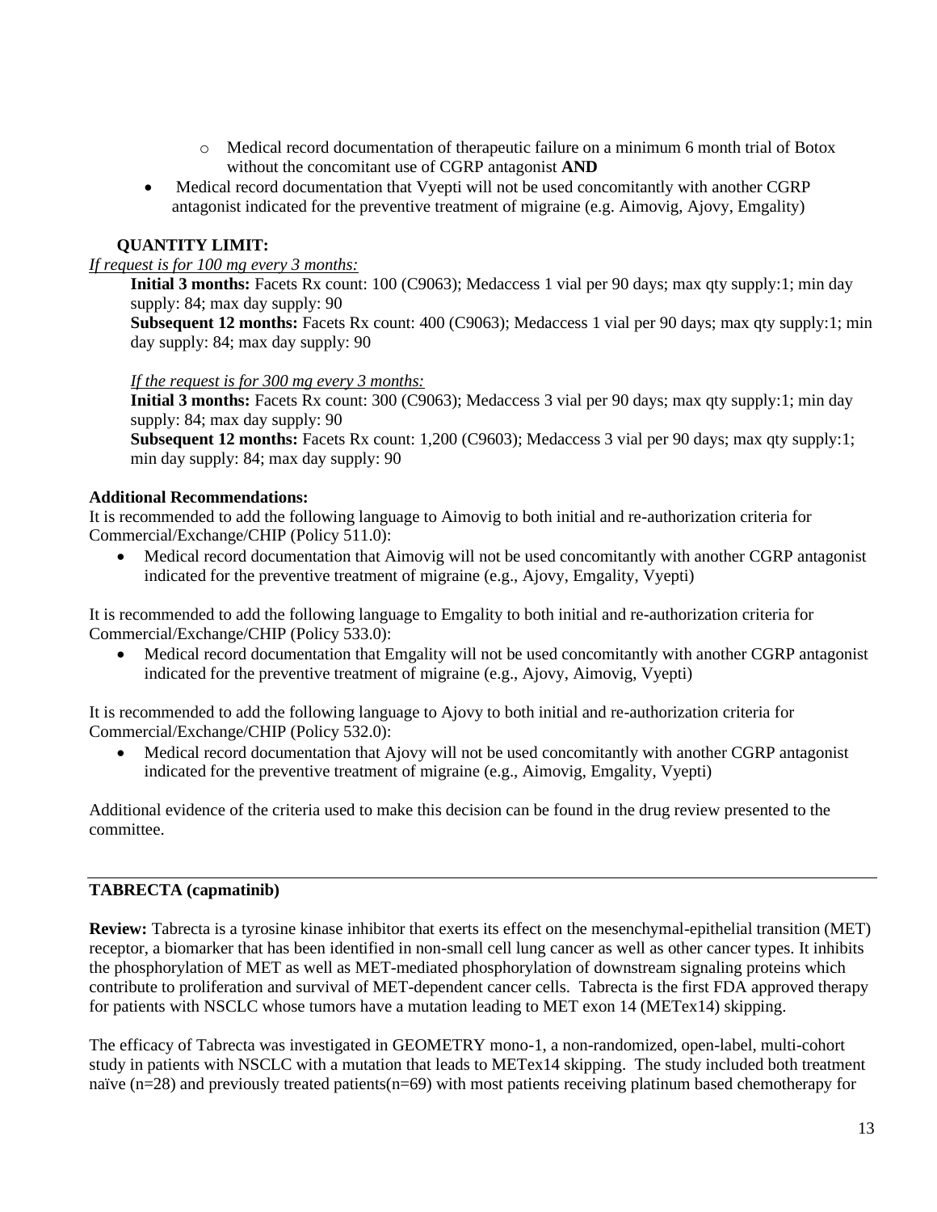- Medical record documentation of therapeutic failure on a minimum 6 month trial of Botox without the concomitant use of CGRP antagonist **AND**

- Medical record documentation that Vyepti will not be used concomitantly with another CGRP antagonist indicated for the preventive treatment of migraine (e.g. Aimovig, Ajovy, Emgality)

**QUANTITY LIMIT:**

*If request is for 100 mg every 3 months:*

**Initial 3 months:** Facets Rx count: 100 (C9063); Medaccess 1 vial per 90 days; max qty supply:1; min day supply: 84; max day supply: 90

**Subsequent 12 months:** Facets Rx count: 400 (C9063); Medaccess 1 vial per 90 days; max qty supply:1; min day supply: 84; max day supply: 90

*If the request is for 300 mg every 3 months:*

**Initial 3 months:** Facets Rx count: 300 (C9063); Medaccess 3 vial per 90 days; max qty supply:1; min day supply: 84; max day supply: 90

**Subsequent 12 months:** Facets Rx count: 1,200 (C9603); Medaccess 3 vial per 90 days; max qty supply:1; min day supply: 84; max day supply: 90

**Additional Recommendations:**

It is recommended to add the following language to Aimovig to both initial and re-authorization criteria for Commercial/Exchange/CHIP (Policy 511.0):

- Medical record documentation that Aimovig will not be used concomitantly with another CGRP antagonist indicated for the preventive treatment of migraine (e.g., Ajovy, Emgality, Vyepti)

It is recommended to add the following language to Emgality to both initial and re-authorization criteria for Commercial/Exchange/CHIP (Policy 533.0):

- Medical record documentation that Emgality will not be used concomitantly with another CGRP antagonist indicated for the preventive treatment of migraine (e.g., Ajovy, Aimovig, Vyepti)

It is recommended to add the following language to Ajovy to both initial and re-authorization criteria for Commercial/Exchange/CHIP (Policy 532.0):

- Medical record documentation that Ajovy will not be used concomitantly with another CGRP antagonist indicated for the preventive treatment of migraine (e.g., Aimovig, Emgality, Vyepti)

Additional evidence of the criteria used to make this decision can be found in the drug review presented to the committee.

---

**TABRECTA (capmatinib)**

**Review:** Tabrecta is a tyrosine kinase inhibitor that exerts its effect on the mesenchymal-epithelial transition (MET) receptor, a biomarker that has been identified in non-small cell lung cancer as well as other cancer types. It inhibits the phosphorylation of MET as well as MET-mediated phosphorylation of downstream signaling proteins which contribute to proliferation and survival of MET-dependent cancer cells. Tabrecta is the first FDA approved therapy for patients with NSCLC whose tumors have a mutation leading to MET exon 14 (METex14) skipping.

The efficacy of Tabrecta was investigated in GEOMETRY mono-1, a non-randomized, open-label, multi-cohort study in patients with NSCLC with a mutation that leads to METex14 skipping. The study included both treatment naïve (n=28) and previously treated patients(n=69) with most patients receiving platinum based chemotherapy for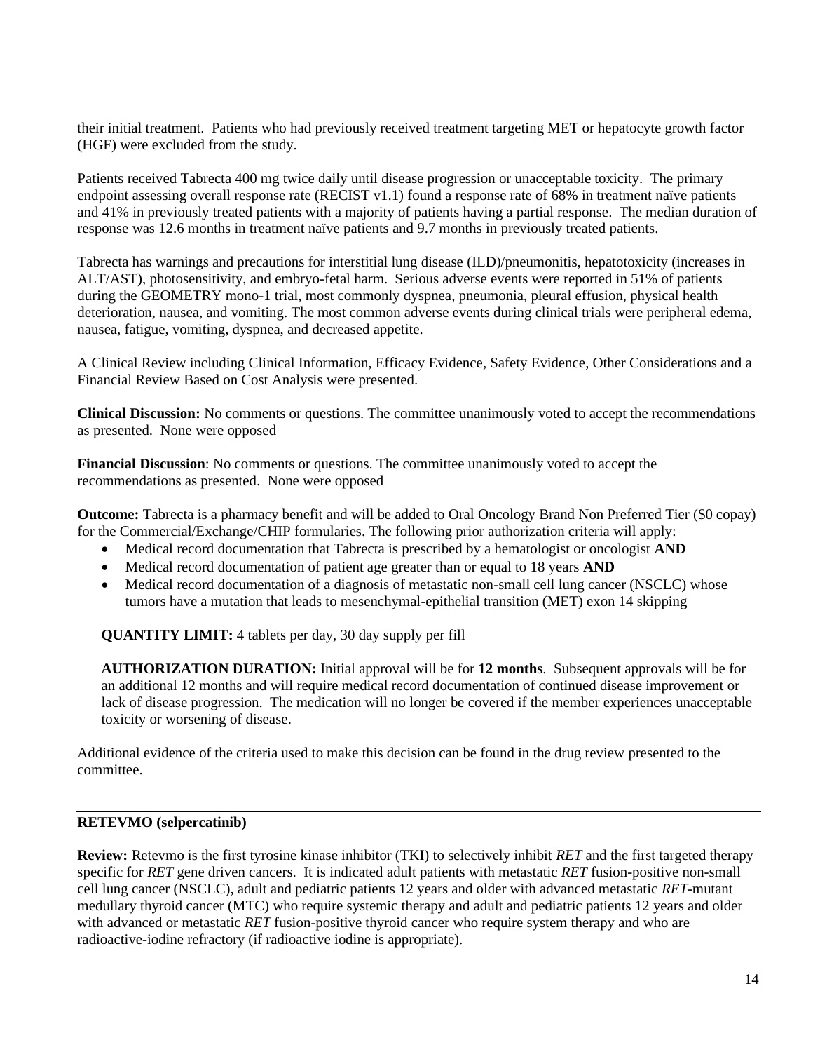their initial treatment. Patients who had previously received treatment targeting MET or hepatocyte growth factor (HGF) were excluded from the study.

Patients received Tabrecta 400 mg twice daily until disease progression or unacceptable toxicity. The primary endpoint assessing overall response rate (RECIST v1.1) found a response rate of 68% in treatment naïve patients and 41% in previously treated patients with a majority of patients having a partial response. The median duration of response was 12.6 months in treatment naïve patients and 9.7 months in previously treated patients.

Tabrecta has warnings and precautions for interstitial lung disease (ILD)/pneumonitis, hepatotoxicity (increases in ALT/AST), photosensitivity, and embryo-fetal harm. Serious adverse events were reported in 51% of patients during the GEOMETRY mono-1 trial, most commonly dyspnea, pneumonia, pleural effusion, physical health deterioration, nausea, and vomiting. The most common adverse events during clinical trials were peripheral edema, nausea, fatigue, vomiting, dyspnea, and decreased appetite.

A Clinical Review including Clinical Information, Efficacy Evidence, Safety Evidence, Other Considerations and a Financial Review Based on Cost Analysis were presented.

**Clinical Discussion:** No comments or questions. The committee unanimously voted to accept the recommendations as presented. None were opposed

**Financial Discussion**: No comments or questions. The committee unanimously voted to accept the recommendations as presented. None were opposed

**Outcome:** Tabrecta is a pharmacy benefit and will be added to Oral Oncology Brand Non Preferred Tier ($0 copay) for the Commercial/Exchange/CHIP formularies. The following prior authorization criteria will apply:

- Medical record documentation that Tabrecta is prescribed by a hematologist or oncologist **AND**
- Medical record documentation of patient age greater than or equal to 18 years **AND**
- Medical record documentation of a diagnosis of metastatic non-small cell lung cancer (NSCLC) whose tumors have a mutation that leads to mesenchymal-epithelial transition (MET) exon 14 skipping

**QUANTITY LIMIT:** 4 tablets per day, 30 day supply per fill

**AUTHORIZATION DURATION:** Initial approval will be for **12 months**. Subsequent approvals will be for an additional 12 months and will require medical record documentation of continued disease improvement or lack of disease progression. The medication will no longer be covered if the member experiences unacceptable toxicity or worsening of disease.

Additional evidence of the criteria used to make this decision can be found in the drug review presented to the committee.

---

**RETEVMO (selpercatinib)**

**Review:** Retevmo is the first tyrosine kinase inhibitor (TKI) to selectively inhibit *RET* and the first targeted therapy specific for *RET* gene driven cancers. It is indicated adult patients with metastatic *RET* fusion-positive non-small cell lung cancer (NSCLC), adult and pediatric patients 12 years and older with advanced metastatic *RET*-mutant medullary thyroid cancer (MTC) who require systemic therapy and adult and pediatric patients 12 years and older with advanced or metastatic *RET* fusion-positive thyroid cancer who require system therapy and who are radioactive-iodine refractory (if radioactive iodine is appropriate).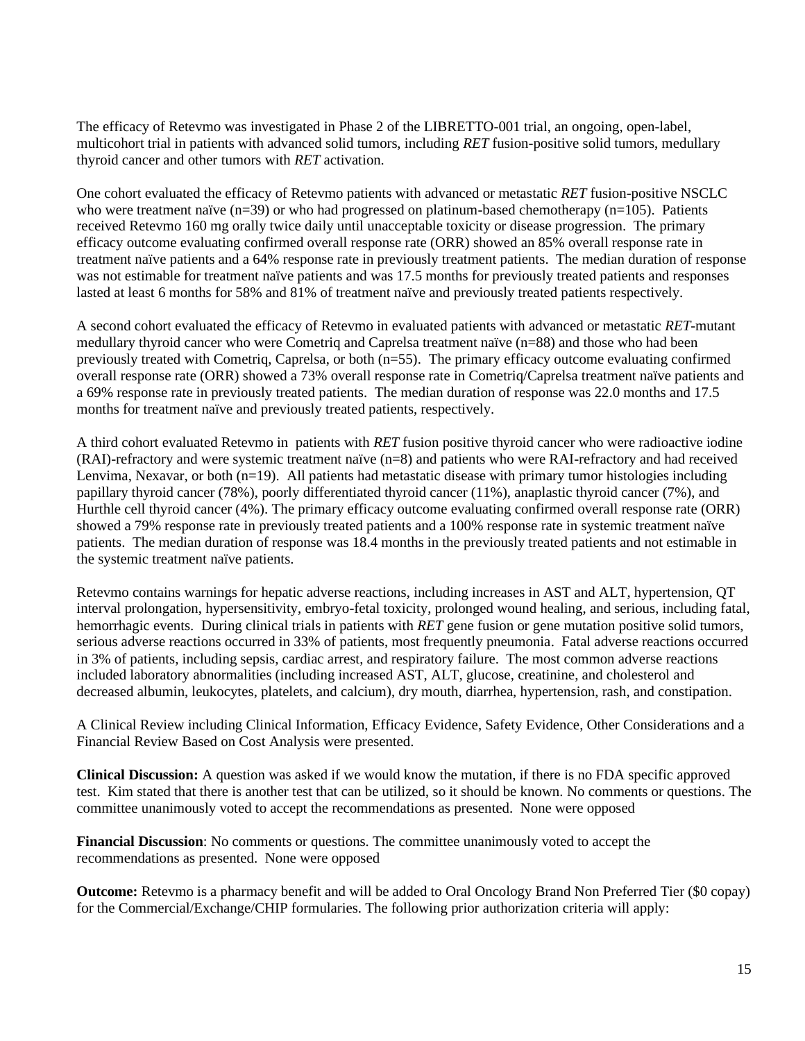The efficacy of Retevmo was investigated in Phase 2 of the LIBRETTO-001 trial, an ongoing, open-label, multicohort trial in patients with advanced solid tumors, including *RET* fusion-positive solid tumors, medullary thyroid cancer and other tumors with *RET* activation.

One cohort evaluated the efficacy of Retevmo patients with advanced or metastatic *RET* fusion-positive NSCLC who were treatment naïve (n=39) or who had progressed on platinum-based chemotherapy (n=105). Patients received Retevmo 160 mg orally twice daily until unacceptable toxicity or disease progression. The primary efficacy outcome evaluating confirmed overall response rate (ORR) showed an 85% overall response rate in treatment naïve patients and a 64% response rate in previously treatment patients. The median duration of response was not estimable for treatment naïve patients and was 17.5 months for previously treated patients and responses lasted at least 6 months for 58% and 81% of treatment naïve and previously treated patients respectively.

A second cohort evaluated the efficacy of Retevmo in evaluated patients with advanced or metastatic *RET*-mutant medullary thyroid cancer who were Cometriq and Caprelsa treatment naïve (n=88) and those who had been previously treated with Cometriq, Caprelsa, or both (n=55). The primary efficacy outcome evaluating confirmed overall response rate (ORR) showed a 73% overall response rate in Cometriq/Caprelsa treatment naïve patients and a 69% response rate in previously treated patients. The median duration of response was 22.0 months and 17.5 months for treatment naïve and previously treated patients, respectively.

A third cohort evaluated Retevmo in patients with *RET* fusion positive thyroid cancer who were radioactive iodine (RAI)-refractory and were systemic treatment naïve (n=8) and patients who were RAI-refractory and had received Lenvima, Nexavar, or both (n=19). All patients had metastatic disease with primary tumor histologies including papillary thyroid cancer (78%), poorly differentiated thyroid cancer (11%), anaplastic thyroid cancer (7%), and Hurthle cell thyroid cancer (4%). The primary efficacy outcome evaluating confirmed overall response rate (ORR) showed a 79% response rate in previously treated patients and a 100% response rate in systemic treatment naïve patients. The median duration of response was 18.4 months in the previously treated patients and not estimable in the systemic treatment naïve patients.

Retevmo contains warnings for hepatic adverse reactions, including increases in AST and ALT, hypertension, QT interval prolongation, hypersensitivity, embryo-fetal toxicity, prolonged wound healing, and serious, including fatal, hemorrhagic events. During clinical trials in patients with *RET* gene fusion or gene mutation positive solid tumors, serious adverse reactions occurred in 33% of patients, most frequently pneumonia. Fatal adverse reactions occurred in 3% of patients, including sepsis, cardiac arrest, and respiratory failure. The most common adverse reactions included laboratory abnormalities (including increased AST, ALT, glucose, creatinine, and cholesterol and decreased albumin, leukocytes, platelets, and calcium), dry mouth, diarrhea, hypertension, rash, and constipation.

A Clinical Review including Clinical Information, Efficacy Evidence, Safety Evidence, Other Considerations and a Financial Review Based on Cost Analysis were presented.

**Clinical Discussion:** A question was asked if we would know the mutation, if there is no FDA specific approved test. Kim stated that there is another test that can be utilized, so it should be known. No comments or questions. The committee unanimously voted to accept the recommendations as presented. None were opposed

**Financial Discussion**: No comments or questions. The committee unanimously voted to accept the recommendations as presented. None were opposed

**Outcome:** Retevmo is a pharmacy benefit and will be added to Oral Oncology Brand Non Preferred Tier ($0 copay) for the Commercial/Exchange/CHIP formularies. The following prior authorization criteria will apply: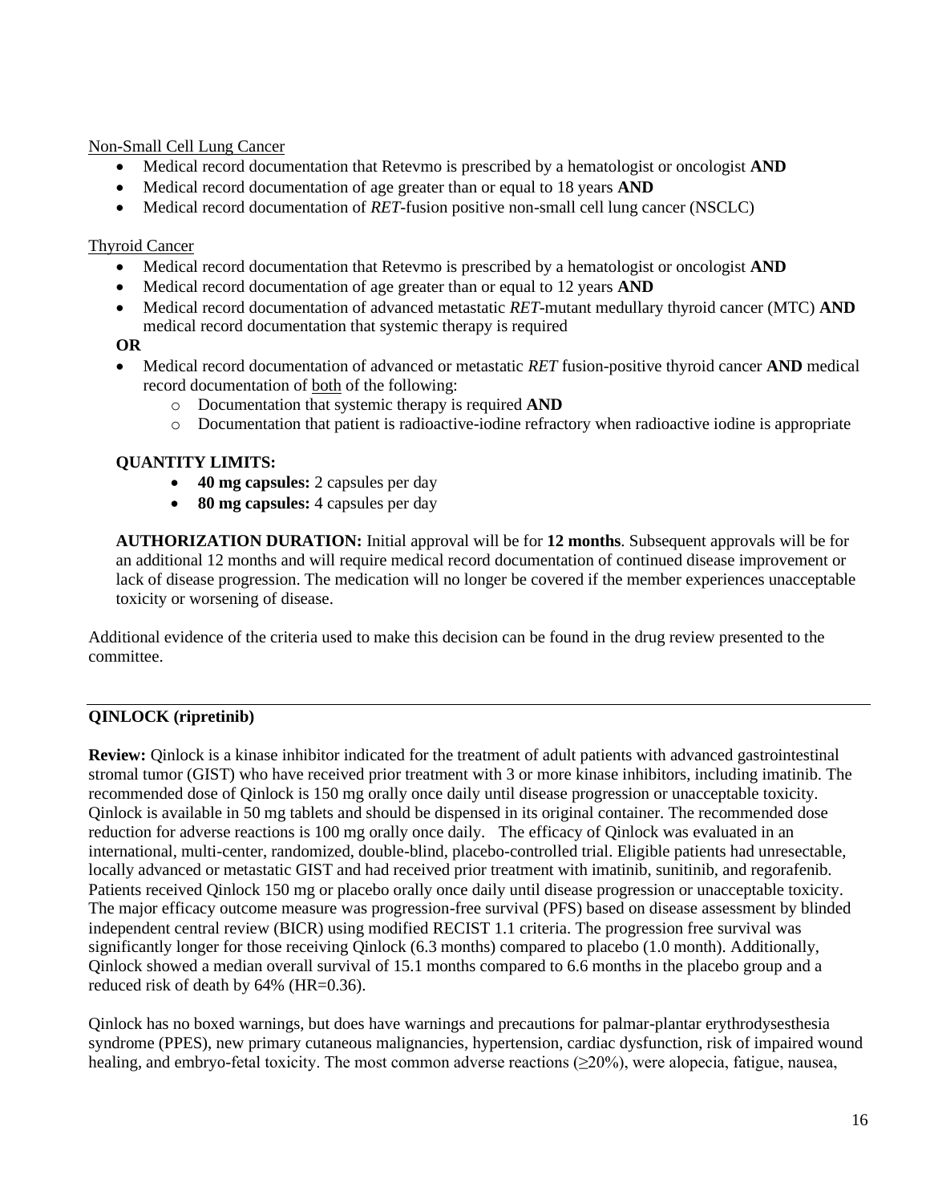Non-Small Cell Lung Cancer

- Medical record documentation that Retevmo is prescribed by a hematologist or oncologist **AND**
- Medical record documentation of age greater than or equal to 18 years **AND**
- Medical record documentation of *RET*-fusion positive non-small cell lung cancer (NSCLC)

Thyroid Cancer

- Medical record documentation that Retevmo is prescribed by a hematologist or oncologist **AND**
- Medical record documentation of age greater than or equal to 12 years **AND**
- Medical record documentation of advanced metastatic *RET*-mutant medullary thyroid cancer (MTC) **AND** medical record documentation that systemic therapy is required

**OR**

- Medical record documentation of advanced or metastatic *RET* fusion-positive thyroid cancer **AND** medical record documentation of both of the following:
    - Documentation that systemic therapy is required **AND**
    - Documentation that patient is radioactive-iodine refractory when radioactive iodine is appropriate

**QUANTITY LIMITS:**

- **40 mg capsules:** 2 capsules per day
- **80 mg capsules:** 4 capsules per day

**AUTHORIZATION DURATION:** Initial approval will be for **12 months**. Subsequent approvals will be for an additional 12 months and will require medical record documentation of continued disease improvement or lack of disease progression. The medication will no longer be covered if the member experiences unacceptable toxicity or worsening of disease.

Additional evidence of the criteria used to make this decision can be found in the drug review presented to the committee.

---

**QINLOCK (ripretinib)**

**Review:** Qinlock is a kinase inhibitor indicated for the treatment of adult patients with advanced gastrointestinal stromal tumor (GIST) who have received prior treatment with 3 or more kinase inhibitors, including imatinib. The recommended dose of Qinlock is 150 mg orally once daily until disease progression or unacceptable toxicity. Qinlock is available in 50 mg tablets and should be dispensed in its original container. The recommended dose reduction for adverse reactions is 100 mg orally once daily. The efficacy of Qinlock was evaluated in an international, multi-center, randomized, double-blind, placebo-controlled trial. Eligible patients had unresectable, locally advanced or metastatic GIST and had received prior treatment with imatinib, sunitinib, and regorafenib. Patients received Qinlock 150 mg or placebo orally once daily until disease progression or unacceptable toxicity. The major efficacy outcome measure was progression-free survival (PFS) based on disease assessment by blinded independent central review (BICR) using modified RECIST 1.1 criteria. The progression free survival was significantly longer for those receiving Qinlock (6.3 months) compared to placebo (1.0 month). Additionally, Qinlock showed a median overall survival of 15.1 months compared to 6.6 months in the placebo group and a reduced risk of death by 64% (HR=0.36).

Qinlock has no boxed warnings, but does have warnings and precautions for palmar-plantar erythrodysesthesia syndrome (PPES), new primary cutaneous malignancies, hypertension, cardiac dysfunction, risk of impaired wound healing, and embryo-fetal toxicity. The most common adverse reactions ($\geq$20%), were alopecia, fatigue, nausea,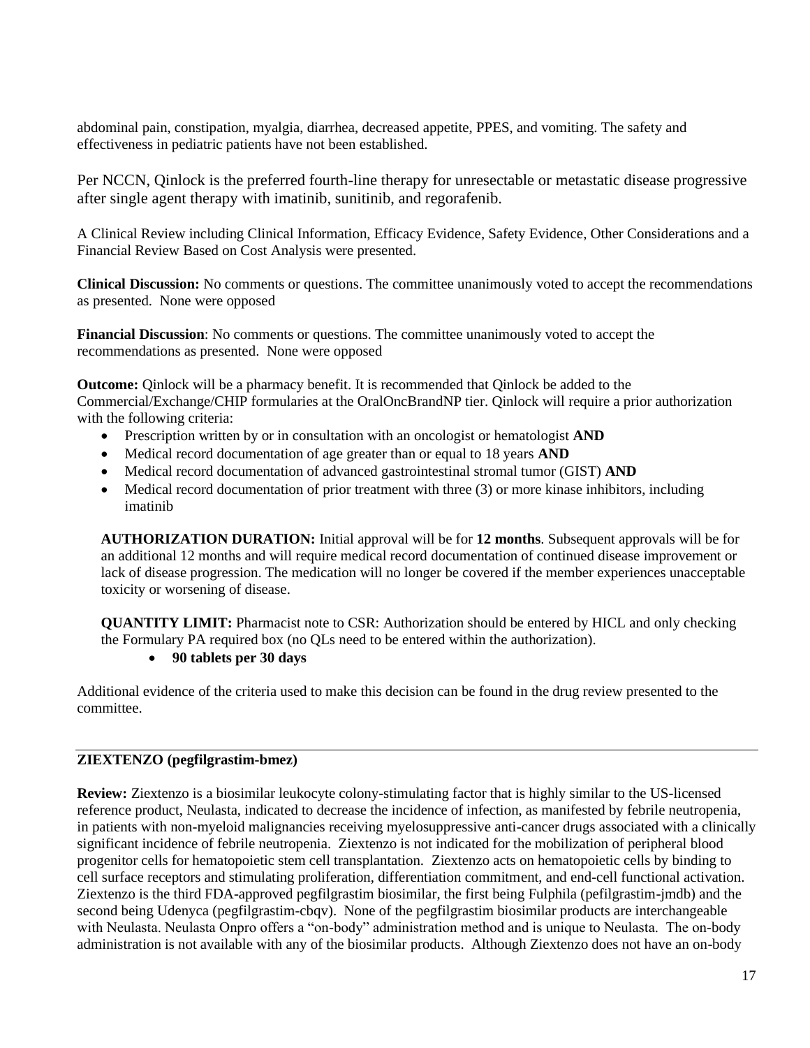abdominal pain, constipation, myalgia, diarrhea, decreased appetite, PPES, and vomiting. The safety and effectiveness in pediatric patients have not been established.

Per NCCN, Qinlock is the preferred fourth-line therapy for unresectable or metastatic disease progressive after single agent therapy with imatinib, sunitinib, and regorafenib.

A Clinical Review including Clinical Information, Efficacy Evidence, Safety Evidence, Other Considerations and a Financial Review Based on Cost Analysis were presented.

**Clinical Discussion:** No comments or questions. The committee unanimously voted to accept the recommendations as presented. None were opposed

**Financial Discussion**: No comments or questions. The committee unanimously voted to accept the recommendations as presented. None were opposed

**Outcome:** Qinlock will be a pharmacy benefit. It is recommended that Qinlock be added to the Commercial/Exchange/CHIP formularies at the OralOncBrandNP tier. Qinlock will require a prior authorization with the following criteria:

- Prescription written by or in consultation with an oncologist or hematologist **AND**
- Medical record documentation of age greater than or equal to 18 years **AND**
- Medical record documentation of advanced gastrointestinal stromal tumor (GIST) **AND**
- Medical record documentation of prior treatment with three (3) or more kinase inhibitors, including imatinib

**AUTHORIZATION DURATION:** Initial approval will be for **12 months**. Subsequent approvals will be for an additional 12 months and will require medical record documentation of continued disease improvement or lack of disease progression. The medication will no longer be covered if the member experiences unacceptable toxicity or worsening of disease.

**QUANTITY LIMIT:** Pharmacist note to CSR: Authorization should be entered by HICL and only checking the Formulary PA required box (no QLs need to be entered within the authorization).

- **90 tablets per 30 days**

Additional evidence of the criteria used to make this decision can be found in the drug review presented to the committee.

## ZIEXTENZO (pegfilgrastim-bmez)

**Review:** Ziextenzo is a biosimilar leukocyte colony-stimulating factor that is highly similar to the US-licensed reference product, Neulasta, indicated to decrease the incidence of infection, as manifested by febrile neutropenia, in patients with non-myeloid malignancies receiving myelosuppressive anti-cancer drugs associated with a clinically significant incidence of febrile neutropenia. Ziextenzo is not indicated for the mobilization of peripheral blood progenitor cells for hematopoietic stem cell transplantation. Ziextenzo acts on hematopoietic cells by binding to cell surface receptors and stimulating proliferation, differentiation commitment, and end-cell functional activation. Ziextenzo is the third FDA-approved pegfilgrastim biosimilar, the first being Fulphila (pefilgrastim-jmdb) and the second being Udenyca (pegfilgrastim-cbqv). None of the pegfilgrastim biosimilar products are interchangeable with Neulasta. Neulasta Onpro offers a "on-body" administration method and is unique to Neulasta. The on-body administration is not available with any of the biosimilar products. Although Ziextenzo does not have an on-body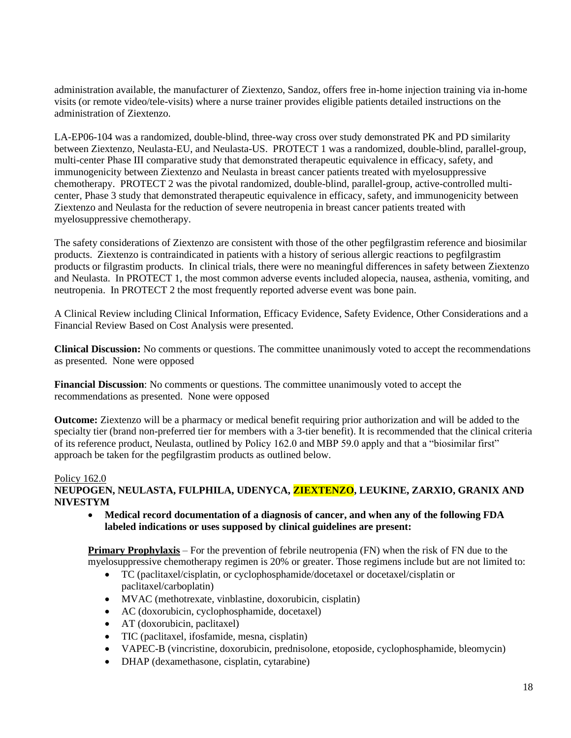administration available, the manufacturer of Ziextenzo, Sandoz, offers free in-home injection training via in-home visits (or remote video/tele-visits) where a nurse trainer provides eligible patients detailed instructions on the administration of Ziextenzo.

LA-EP06-104 was a randomized, double-blind, three-way cross over study demonstrated PK and PD similarity between Ziextenzo, Neulasta-EU, and Neulasta-US. PROTECT 1 was a randomized, double-blind, parallel-group, multi-center Phase III comparative study that demonstrated therapeutic equivalence in efficacy, safety, and immunogenicity between Ziextenzo and Neulasta in breast cancer patients treated with myelosuppressive chemotherapy. PROTECT 2 was the pivotal randomized, double-blind, parallel-group, active-controlled multi-center, Phase 3 study that demonstrated therapeutic equivalence in efficacy, safety, and immunogenicity between Ziextenzo and Neulasta for the reduction of severe neutropenia in breast cancer patients treated with myelosuppressive chemotherapy.

The safety considerations of Ziextenzo are consistent with those of the other pegfilgrastim reference and biosimilar products. Ziextenzo is contraindicated in patients with a history of serious allergic reactions to pegfilgrastim products or filgrastim products. In clinical trials, there were no meaningful differences in safety between Ziextenzo and Neulasta. In PROTECT 1, the most common adverse events included alopecia, nausea, asthenia, vomiting, and neutropenia. In PROTECT 2 the most frequently reported adverse event was bone pain.

A Clinical Review including Clinical Information, Efficacy Evidence, Safety Evidence, Other Considerations and a Financial Review Based on Cost Analysis were presented.

**Clinical Discussion:** No comments or questions. The committee unanimously voted to accept the recommendations as presented. None were opposed

**Financial Discussion**: No comments or questions. The committee unanimously voted to accept the recommendations as presented. None were opposed

**Outcome:** Ziextenzo will be a pharmacy or medical benefit requiring prior authorization and will be added to the specialty tier (brand non-preferred tier for members with a 3-tier benefit). It is recommended that the clinical criteria of its reference product, Neulasta, outlined by Policy 162.0 and MBP 59.0 apply and that a "biosimilar first" approach be taken for the pegfilgrastim products as outlined below.

Policy 162.0

**NEUPOGEN, NEULASTA, FULPHILA, UDENYCA, ZIEXTENZO, LEUKINE, ZARXIO, GRANIX AND NIVESTYM**

- **Medical record documentation of a diagnosis of cancer, and when any of the following FDA labeled indications or uses supposed by clinical guidelines are present:**

**Primary Prophylaxis** – For the prevention of febrile neutropenia (FN) when the risk of FN due to the myelosuppressive chemotherapy regimen is 20% or greater. Those regimens include but are not limited to:

- TC (paclitaxel/cisplatin, or cyclophosphamide/docetaxel or docetaxel/cisplatin or paclitaxel/carboplatin)
- MVAC (methotrexate, vinblastine, doxorubicin, cisplatin)
- AC (doxorubicin, cyclophosphamide, docetaxel)
- AT (doxorubicin, paclitaxel)
- TIC (paclitaxel, ifosfamide, mesna, cisplatin)
- VAPEC-B (vincristine, doxorubicin, prednisolone, etoposide, cyclophosphamide, bleomycin)
- DHAP (dexamethasone, cisplatin, cytarabine)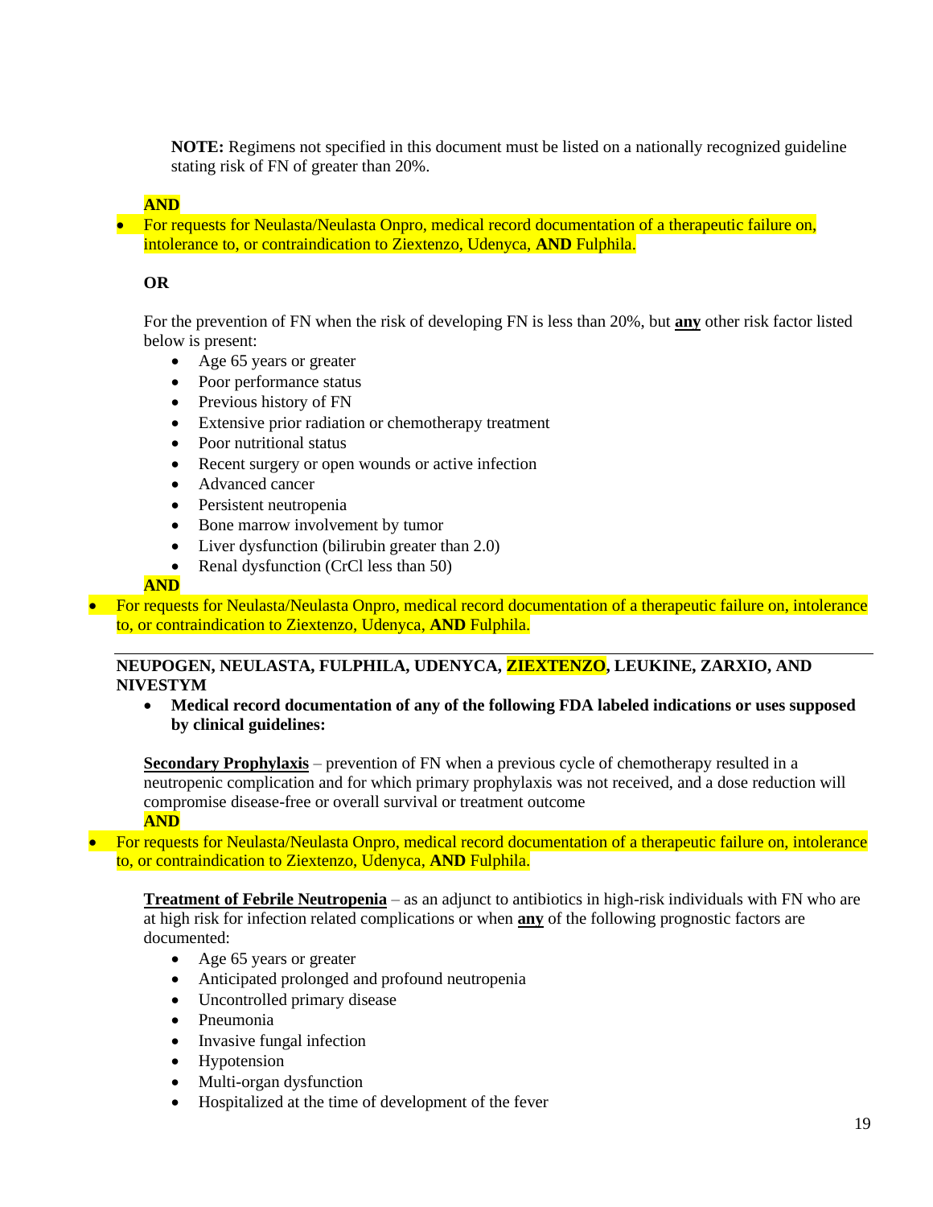**NOTE:** Regimens not specified in this document must be listed on a nationally recognized guideline stating risk of FN of greater than 20%.

**AND**

- For requests for Neulasta/Neulasta Onpro, medical record documentation of a therapeutic failure on, intolerance to, or contraindication to Ziextenzo, Udenyca, **AND** Fulphila.

**OR**

For the prevention of FN when the risk of developing FN is less than 20%, but **any** other risk factor listed below is present:

- Age 65 years or greater
- Poor performance status
- Previous history of FN
- Extensive prior radiation or chemotherapy treatment
- Poor nutritional status
- Recent surgery or open wounds or active infection
- Advanced cancer
- Persistent neutropenia
- Bone marrow involvement by tumor
- Liver dysfunction (bilirubin greater than 2.0)
- Renal dysfunction (CrCl less than 50)

**AND**

- For requests for Neulasta/Neulasta Onpro, medical record documentation of a therapeutic failure on, intolerance to, or contraindication to Ziextenzo, Udenyca, **AND** Fulphila.

---

**NEUPOGEN, NEULASTA, FULPHILA, UDENYCA, ZIEXTENZO, LEUKINE, ZARXIO, AND NIVESTYM**

- **Medical record documentation of any of the following FDA labeled indications or uses supposed by clinical guidelines:**

**Secondary Prophylaxis** – prevention of FN when a previous cycle of chemotherapy resulted in a neutropenic complication and for which primary prophylaxis was not received, and a dose reduction will compromise disease-free or overall survival or treatment outcome

**AND**

- For requests for Neulasta/Neulasta Onpro, medical record documentation of a therapeutic failure on, intolerance to, or contraindication to Ziextenzo, Udenyca, **AND** Fulphila.

**Treatment of Febrile Neutropenia** – as an adjunct to antibiotics in high-risk individuals with FN who are at high risk for infection related complications or when **any** of the following prognostic factors are documented:

- Age 65 years or greater
- Anticipated prolonged and profound neutropenia
- Uncontrolled primary disease
- Pneumonia
- Invasive fungal infection
- Hypotension
- Multi-organ dysfunction
- Hospitalized at the time of development of the fever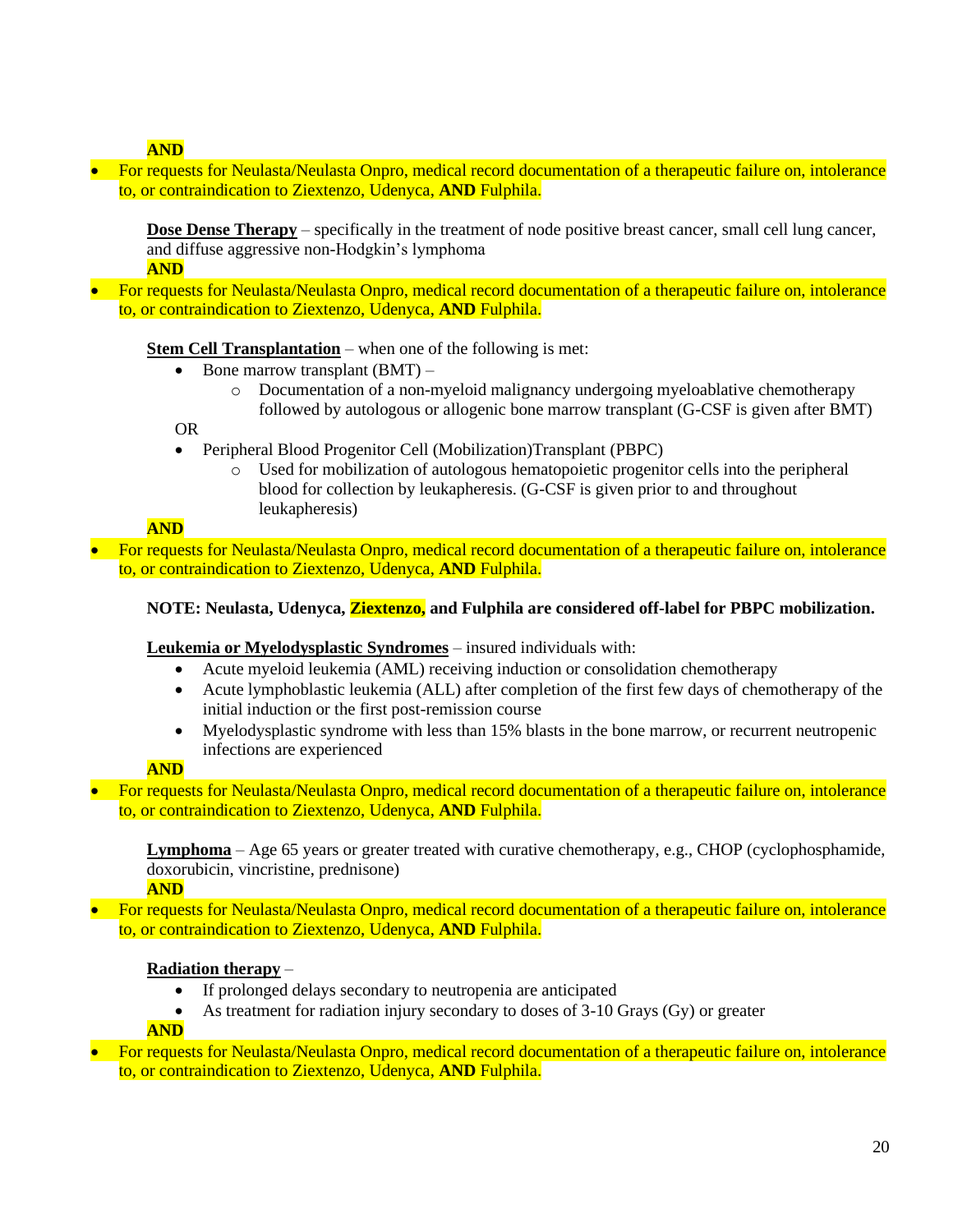**AND**

- For requests for Neulasta/Neulasta Onpro, medical record documentation of a therapeutic failure on, intolerance to, or contraindication to Ziextenzo, Udenyca, **AND** Fulphila.

**Dose Dense Therapy** – specifically in the treatment of node positive breast cancer, small cell lung cancer, and diffuse aggressive non-Hodgkin's lymphoma

**AND**

- For requests for Neulasta/Neulasta Onpro, medical record documentation of a therapeutic failure on, intolerance to, or contraindication to Ziextenzo, Udenyca, **AND** Fulphila.

**Stem Cell Transplantation** – when one of the following is met:

- Bone marrow transplant (BMT) –
  - Documentation of a non-myeloid malignancy undergoing myeloablative chemotherapy followed by autologous or allogenic bone marrow transplant (G-CSF is given after BMT)

OR

- Peripheral Blood Progenitor Cell (Mobilization)Transplant (PBPC)
  - Used for mobilization of autologous hematopoietic progenitor cells into the peripheral blood for collection by leukapheresis. (G-CSF is given prior to and throughout leukapheresis)

**AND**

- For requests for Neulasta/Neulasta Onpro, medical record documentation of a therapeutic failure on, intolerance to, or contraindication to Ziextenzo, Udenyca, **AND** Fulphila.

**NOTE: Neulasta, Udenyca, Ziextenzo, and Fulphila are considered off-label for PBPC mobilization.**

**Leukemia or Myelodysplastic Syndromes** – insured individuals with:

- Acute myeloid leukemia (AML) receiving induction or consolidation chemotherapy
- Acute lymphoblastic leukemia (ALL) after completion of the first few days of chemotherapy of the initial induction or the first post-remission course
- Myelodysplastic syndrome with less than 15% blasts in the bone marrow, or recurrent neutropenic infections are experienced

**AND**

- For requests for Neulasta/Neulasta Onpro, medical record documentation of a therapeutic failure on, intolerance to, or contraindication to Ziextenzo, Udenyca, **AND** Fulphila.

**Lymphoma** – Age 65 years or greater treated with curative chemotherapy, e.g., CHOP (cyclophosphamide, doxorubicin, vincristine, prednisone)

**AND**

- For requests for Neulasta/Neulasta Onpro, medical record documentation of a therapeutic failure on, intolerance to, or contraindication to Ziextenzo, Udenyca, **AND** Fulphila.

**Radiation therapy** –

- If prolonged delays secondary to neutropenia are anticipated
- As treatment for radiation injury secondary to doses of 3-10 Grays (Gy) or greater

**AND**

- For requests for Neulasta/Neulasta Onpro, medical record documentation of a therapeutic failure on, intolerance to, or contraindication to Ziextenzo, Udenyca, **AND** Fulphila.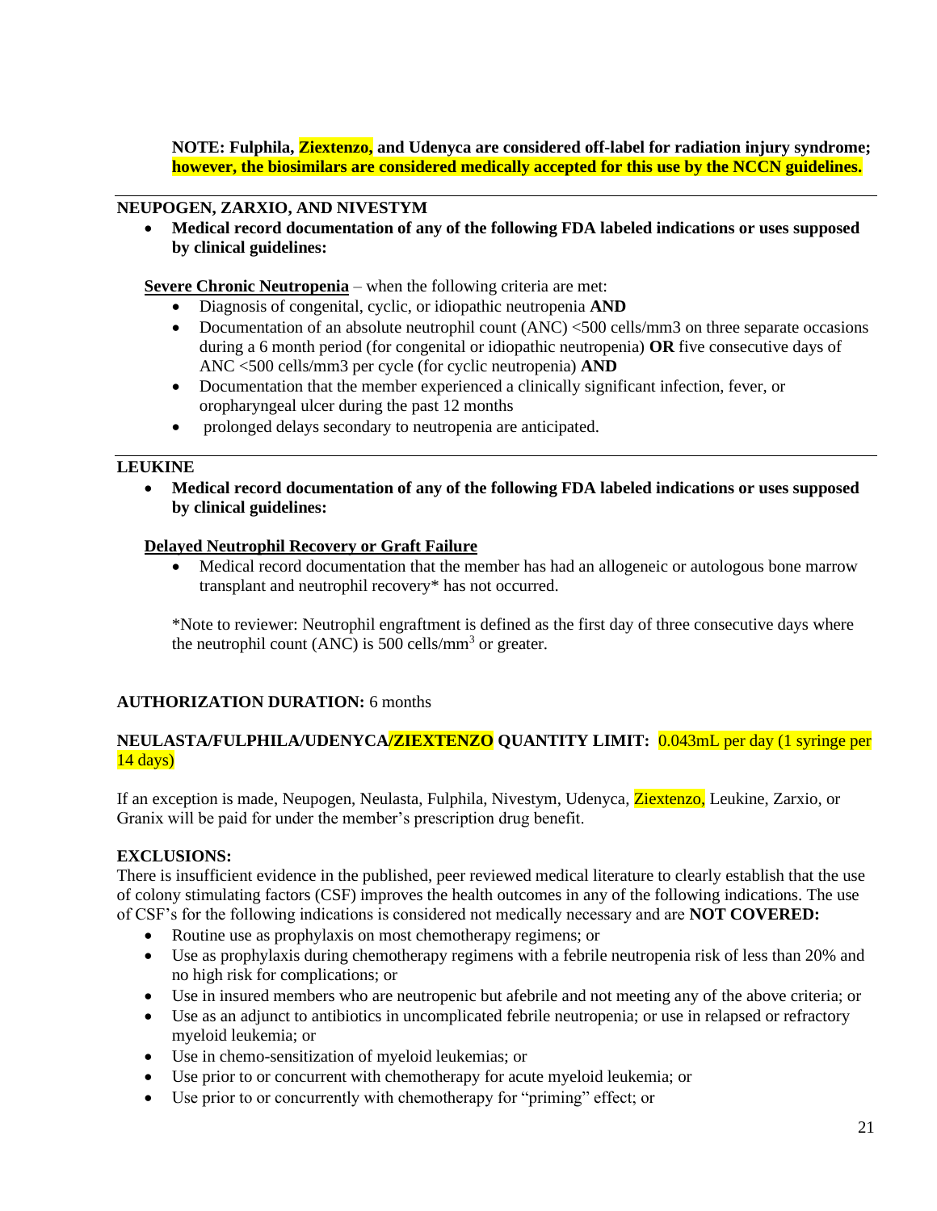**NOTE: Fulphila, Ziextenzo, and Udenyca are considered off-label for radiation injury syndrome; however, the biosimilars are considered medically accepted for this use by the NCCN guidelines.**

---

**NEUPOGEN, ZARXIO, AND NIVESTYM**

- **Medical record documentation of any of the following FDA labeled indications or uses supposed by clinical guidelines:**

**Severe Chronic Neutropenia** – when the following criteria are met:

- Diagnosis of congenital, cyclic, or idiopathic neutropenia **AND**
- Documentation of an absolute neutrophil count (ANC) <500 cells/mm3 on three separate occasions during a 6 month period (for congenital or idiopathic neutropenia) **OR** five consecutive days of ANC <500 cells/mm3 per cycle (for cyclic neutropenia) **AND**
- Documentation that the member experienced a clinically significant infection, fever, or oropharyngeal ulcer during the past 12 months
- prolonged delays secondary to neutropenia are anticipated.

---

**LEUKINE**

- **Medical record documentation of any of the following FDA labeled indications or uses supposed by clinical guidelines:**

**Delayed Neutrophil Recovery or Graft Failure**

- Medical record documentation that the member has had an allogeneic or autologous bone marrow transplant and neutrophil recovery* has not occurred.

*Note to reviewer: Neutrophil engraftment is defined as the first day of three consecutive days where the neutrophil count (ANC) is 500 cells/mm$^3$ or greater.

**AUTHORIZATION DURATION:** 6 months

**NEULASTA/FULPHILA/UDENYCA/ZIEXTENZO QUANTITY LIMIT:** 0.043mL per day (1 syringe per 14 days)

If an exception is made, Neupogen, Neulasta, Fulphila, Nivestym, Udenyca, Ziextenzo, Leukine, Zarxio, or Granix will be paid for under the member's prescription drug benefit.

**EXCLUSIONS:**

There is insufficient evidence in the published, peer reviewed medical literature to clearly establish that the use of colony stimulating factors (CSF) improves the health outcomes in any of the following indications. The use of CSF's for the following indications is considered not medically necessary and are **NOT COVERED:**

- Routine use as prophylaxis on most chemotherapy regimens; or
- Use as prophylaxis during chemotherapy regimens with a febrile neutropenia risk of less than 20% and no high risk for complications; or
- Use in insured members who are neutropenic but afebrile and not meeting any of the above criteria; or
- Use as an adjunct to antibiotics in uncomplicated febrile neutropenia; or use in relapsed or refractory myeloid leukemia; or
- Use in chemo-sensitization of myeloid leukemias; or
- Use prior to or concurrent with chemotherapy for acute myeloid leukemia; or
- Use prior to or concurrently with chemotherapy for "priming" effect; or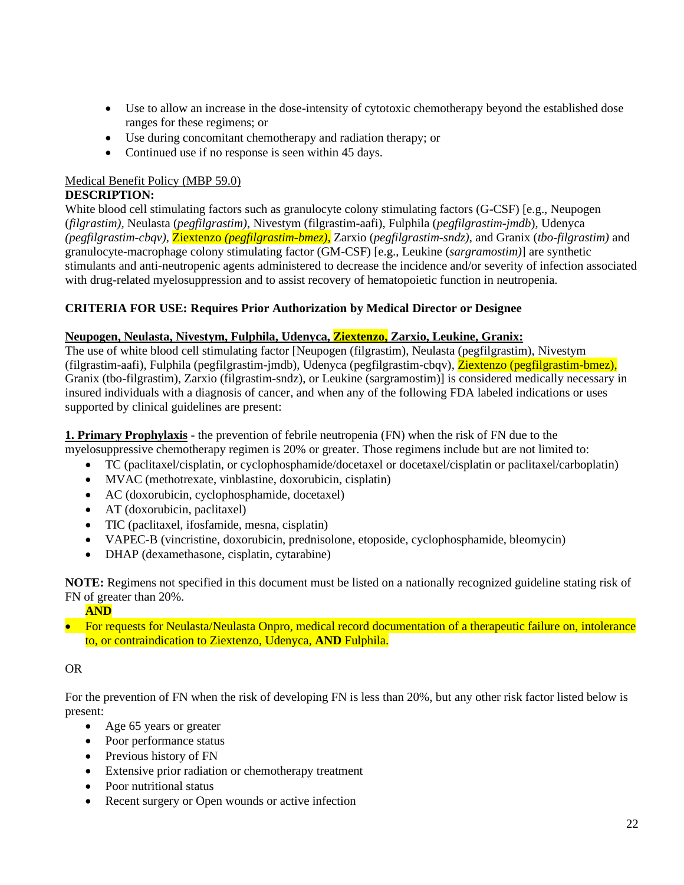- Use to allow an increase in the dose-intensity of cytotoxic chemotherapy beyond the established dose ranges for these regimens; or
- Use during concomitant chemotherapy and radiation therapy; or
- Continued use if no response is seen within 45 days.

Medical Benefit Policy (MBP 59.0)

**DESCRIPTION:**

White blood cell stimulating factors such as granulocyte colony stimulating factors (G-CSF) [e.g., Neupogen (*filgrastim)*, Neulasta (*pegfilgrastim)*, Nivestym (filgrastim-aafi), Fulphila (*pegfilgrastim-jmdb*), Udenyca *(pegfilgrastim-cbqv),* Ziextenzo *(pegfilgrastim-bmez),* Zarxio (*pegfilgrastim-sndz),* and Granix (*tbo-filgrastim)* and granulocyte-macrophage colony stimulating factor (GM-CSF) [e.g., Leukine (*sargramostim)*] are synthetic stimulants and anti-neutropenic agents administered to decrease the incidence and/or severity of infection associated with drug-related myelosuppression and to assist recovery of hematopoietic function in neutropenia.

**CRITERIA FOR USE: Requires Prior Authorization by Medical Director or Designee**

**Neupogen, Neulasta, Nivestym, Fulphila, Udenyca, Ziextenzo, Zarxio, Leukine, Granix:**

The use of white blood cell stimulating factor [Neupogen (filgrastim), Neulasta (pegfilgrastim), Nivestym (filgrastim-aafi), Fulphila (pegfilgrastim-jmdb), Udenyca (pegfilgrastim-cbqv), Ziextenzo (pegfilgrastim-bmez), Granix (tbo-filgrastim), Zarxio (filgrastim-sndz), or Leukine (sargramostim)] is considered medically necessary in insured individuals with a diagnosis of cancer, and when any of the following FDA labeled indications or uses supported by clinical guidelines are present:

**1. Primary Prophylaxis** - the prevention of febrile neutropenia (FN) when the risk of FN due to the myelosuppressive chemotherapy regimen is 20% or greater. Those regimens include but are not limited to:

- TC (paclitaxel/cisplatin, or cyclophosphamide/docetaxel or docetaxel/cisplatin or paclitaxel/carboplatin)
- MVAC (methotrexate, vinblastine, doxorubicin, cisplatin)
- AC (doxorubicin, cyclophosphamide, docetaxel)
- AT (doxorubicin, paclitaxel)
- TIC (paclitaxel, ifosfamide, mesna, cisplatin)
- VAPEC-B (vincristine, doxorubicin, prednisolone, etoposide, cyclophosphamide, bleomycin)
- DHAP (dexamethasone, cisplatin, cytarabine)

**NOTE:** Regimens not specified in this document must be listed on a nationally recognized guideline stating risk of FN of greater than 20%.

**AND**

- For requests for Neulasta/Neulasta Onpro, medical record documentation of a therapeutic failure on, intolerance to, or contraindication to Ziextenzo, Udenyca, **AND** Fulphila.

OR

For the prevention of FN when the risk of developing FN is less than 20%, but any other risk factor listed below is present:

- Age 65 years or greater
- Poor performance status
- Previous history of FN
- Extensive prior radiation or chemotherapy treatment
- Poor nutritional status
- Recent surgery or Open wounds or active infection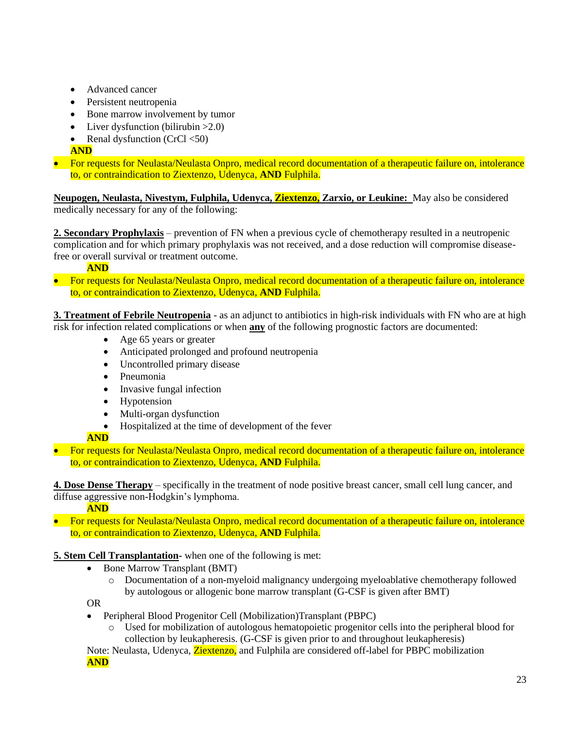- Advanced cancer
- Persistent neutropenia
- Bone marrow involvement by tumor
- Liver dysfunction (bilirubin >2.0)
- Renal dysfunction (CrCl <50)

**AND**

- For requests for Neulasta/Neulasta Onpro, medical record documentation of a therapeutic failure on, intolerance to, or contraindication to Ziextenzo, Udenyca, **AND** Fulphila.

**Neupogen, Neulasta, Nivestym, Fulphila, Udenyca, Ziextenzo, Zarxio, or Leukine:** May also be considered medically necessary for any of the following:

**2. Secondary Prophylaxis** – prevention of FN when a previous cycle of chemotherapy resulted in a neutropenic complication and for which primary prophylaxis was not received, and a dose reduction will compromise disease-free or overall survival or treatment outcome.

**AND**

- For requests for Neulasta/Neulasta Onpro, medical record documentation of a therapeutic failure on, intolerance to, or contraindication to Ziextenzo, Udenyca, **AND** Fulphila.

**3. Treatment of Febrile Neutropenia** - as an adjunct to antibiotics in high-risk individuals with FN who are at high risk for infection related complications or when **any** of the following prognostic factors are documented:

- Age 65 years or greater
- Anticipated prolonged and profound neutropenia
- Uncontrolled primary disease
- Pneumonia
- Invasive fungal infection
- Hypotension
- Multi-organ dysfunction
- Hospitalized at the time of development of the fever

**AND**

- For requests for Neulasta/Neulasta Onpro, medical record documentation of a therapeutic failure on, intolerance to, or contraindication to Ziextenzo, Udenyca, **AND** Fulphila.

**4. Dose Dense Therapy** – specifically in the treatment of node positive breast cancer, small cell lung cancer, and diffuse aggressive non-Hodgkin's lymphoma.

**AND**

- For requests for Neulasta/Neulasta Onpro, medical record documentation of a therapeutic failure on, intolerance to, or contraindication to Ziextenzo, Udenyca, **AND** Fulphila.

**5. Stem Cell Transplantation**- when one of the following is met:

- Bone Marrow Transplant (BMT)
  - Documentation of a non-myeloid malignancy undergoing myeloablative chemotherapy followed by autologous or allogenic bone marrow transplant (G-CSF is given after BMT)

OR

- Peripheral Blood Progenitor Cell (Mobilization)Transplant (PBPC)
  - Used for mobilization of autologous hematopoietic progenitor cells into the peripheral blood for collection by leukapheresis. (G-CSF is given prior to and throughout leukapheresis)

Note: Neulasta, Udenyca, Ziextenzo, and Fulphila are considered off-label for PBPC mobilization

**AND**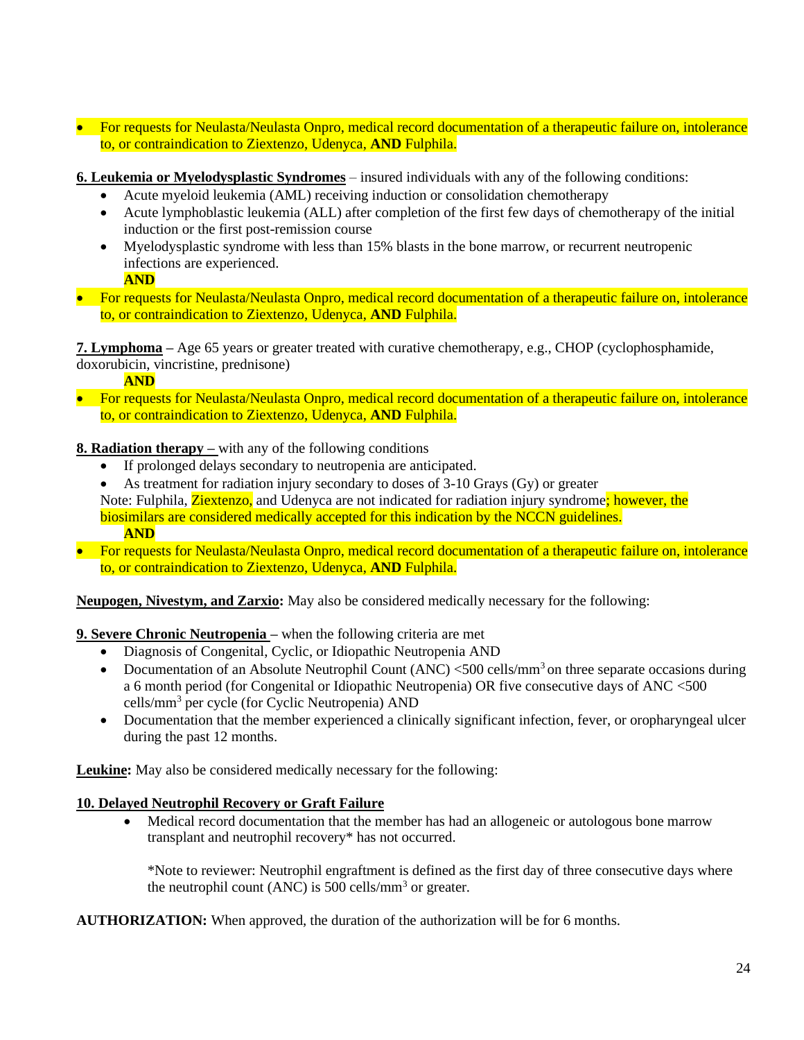- For requests for Neulasta/Neulasta Onpro, medical record documentation of a therapeutic failure on, intolerance to, or contraindication to Ziextenzo, Udenyca, **AND** Fulphila.

**6. Leukemia or Myelodysplastic Syndromes** – insured individuals with any of the following conditions:

- Acute myeloid leukemia (AML) receiving induction or consolidation chemotherapy
- Acute lymphoblastic leukemia (ALL) after completion of the first few days of chemotherapy of the initial induction or the first post-remission course
- Myelodysplastic syndrome with less than 15% blasts in the bone marrow, or recurrent neutropenic infections are experienced.

  **AND**

- For requests for Neulasta/Neulasta Onpro, medical record documentation of a therapeutic failure on, intolerance to, or contraindication to Ziextenzo, Udenyca, **AND** Fulphila.

**7. Lymphoma** – Age 65 years or greater treated with curative chemotherapy, e.g., CHOP (cyclophosphamide, doxorubicin, vincristine, prednisone)

**AND**

- For requests for Neulasta/Neulasta Onpro, medical record documentation of a therapeutic failure on, intolerance to, or contraindication to Ziextenzo, Udenyca, **AND** Fulphila.

**8. Radiation therapy** – with any of the following conditions

- If prolonged delays secondary to neutropenia are anticipated.
- As treatment for radiation injury secondary to doses of 3-10 Grays (Gy) or greater

Note: Fulphila, Ziextenzo, and Udenyca are not indicated for radiation injury syndrome; however, the biosimilars are considered medically accepted for this indication by the NCCN guidelines.

**AND**

- For requests for Neulasta/Neulasta Onpro, medical record documentation of a therapeutic failure on, intolerance to, or contraindication to Ziextenzo, Udenyca, **AND** Fulphila.

**Neupogen, Nivestym, and Zarxio:** May also be considered medically necessary for the following:

**9. Severe Chronic Neutropenia** – when the following criteria are met

- Diagnosis of Congenital, Cyclic, or Idiopathic Neutropenia AND
- Documentation of an Absolute Neutrophil Count (ANC) <500 cells/mm$^3$ on three separate occasions during a 6 month period (for Congenital or Idiopathic Neutropenia) OR five consecutive days of ANC <500 cells/mm$^3$ per cycle (for Cyclic Neutropenia) AND
- Documentation that the member experienced a clinically significant infection, fever, or oropharyngeal ulcer during the past 12 months.

**Leukine:** May also be considered medically necessary for the following:

**10. Delayed Neutrophil Recovery or Graft Failure**

- Medical record documentation that the member has had an allogeneic or autologous bone marrow transplant and neutrophil recovery* has not occurred.

  *Note to reviewer: Neutrophil engraftment is defined as the first day of three consecutive days where the neutrophil count (ANC) is 500 cells/mm$^3$ or greater.

**AUTHORIZATION:** When approved, the duration of the authorization will be for 6 months.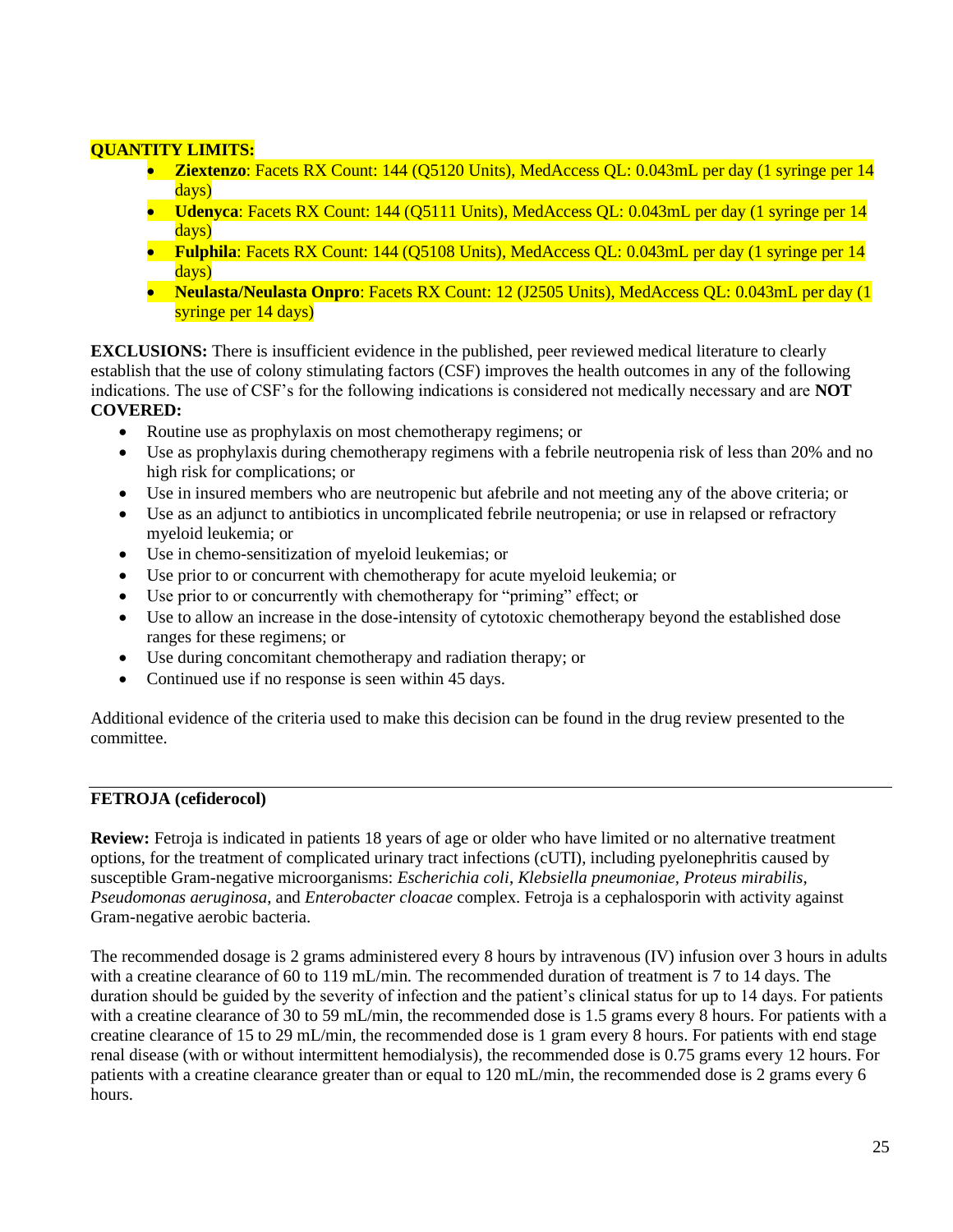**QUANTITY LIMITS:**

- **Ziextenzo**: Facets RX Count: 144 (Q5120 Units), MedAccess QL: 0.043mL per day (1 syringe per 14 days)
- **Udenyca**: Facets RX Count: 144 (Q5111 Units), MedAccess QL: 0.043mL per day (1 syringe per 14 days)
- **Fulphila**: Facets RX Count: 144 (Q5108 Units), MedAccess QL: 0.043mL per day (1 syringe per 14 days)
- **Neulasta/Neulasta Onpro**: Facets RX Count: 12 (J2505 Units), MedAccess QL: 0.043mL per day (1 syringe per 14 days)

**EXCLUSIONS:** There is insufficient evidence in the published, peer reviewed medical literature to clearly establish that the use of colony stimulating factors (CSF) improves the health outcomes in any of the following indications. The use of CSF's for the following indications is considered not medically necessary and are **NOT COVERED:**

- Routine use as prophylaxis on most chemotherapy regimens; or
- Use as prophylaxis during chemotherapy regimens with a febrile neutropenia risk of less than 20% and no high risk for complications; or
- Use in insured members who are neutropenic but afebrile and not meeting any of the above criteria; or
- Use as an adjunct to antibiotics in uncomplicated febrile neutropenia; or use in relapsed or refractory myeloid leukemia; or
- Use in chemo-sensitization of myeloid leukemias; or
- Use prior to or concurrent with chemotherapy for acute myeloid leukemia; or
- Use prior to or concurrently with chemotherapy for "priming" effect; or
- Use to allow an increase in the dose-intensity of cytotoxic chemotherapy beyond the established dose ranges for these regimens; or
- Use during concomitant chemotherapy and radiation therapy; or
- Continued use if no response is seen within 45 days.

Additional evidence of the criteria used to make this decision can be found in the drug review presented to the committee.

---

**FETROJA (cefiderocol)**

**Review:** Fetroja is indicated in patients 18 years of age or older who have limited or no alternative treatment options, for the treatment of complicated urinary tract infections (cUTI), including pyelonephritis caused by susceptible Gram-negative microorganisms: *Escherichia coli*, *Klebsiella pneumoniae*, *Proteus mirabilis*, *Pseudomonas aeruginosa*, and *Enterobacter cloacae* complex. Fetroja is a cephalosporin with activity against Gram-negative aerobic bacteria.

The recommended dosage is 2 grams administered every 8 hours by intravenous (IV) infusion over 3 hours in adults with a creatine clearance of 60 to 119 mL/min. The recommended duration of treatment is 7 to 14 days. The duration should be guided by the severity of infection and the patient's clinical status for up to 14 days. For patients with a creatine clearance of 30 to 59 mL/min, the recommended dose is 1.5 grams every 8 hours. For patients with a creatine clearance of 15 to 29 mL/min, the recommended dose is 1 gram every 8 hours. For patients with end stage renal disease (with or without intermittent hemodialysis), the recommended dose is 0.75 grams every 12 hours. For patients with a creatine clearance greater than or equal to 120 mL/min, the recommended dose is 2 grams every 6 hours.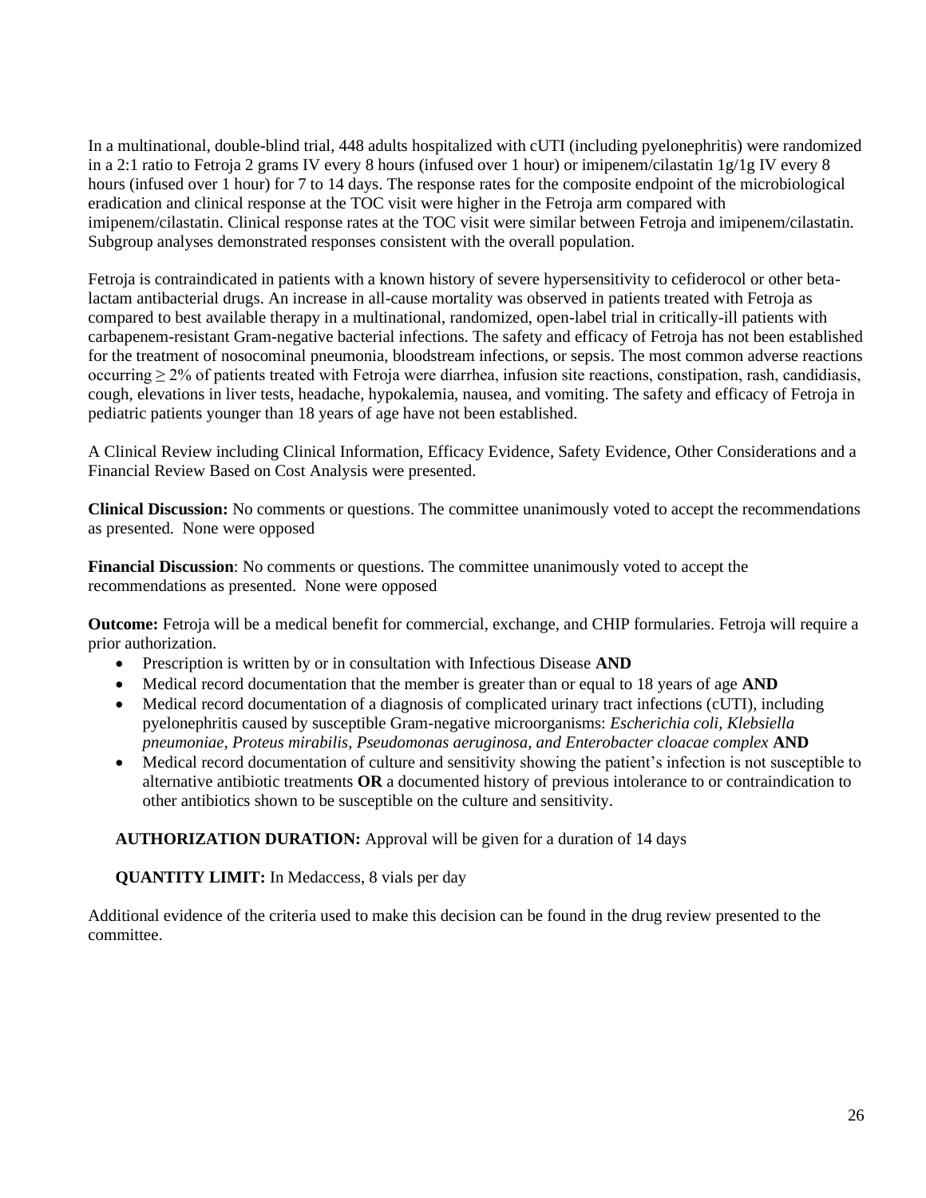In a multinational, double-blind trial, 448 adults hospitalized with cUTI (including pyelonephritis) were randomized in a 2:1 ratio to Fetroja 2 grams IV every 8 hours (infused over 1 hour) or imipenem/cilastatin 1g/1g IV every 8 hours (infused over 1 hour) for 7 to 14 days. The response rates for the composite endpoint of the microbiological eradication and clinical response at the TOC visit were higher in the Fetroja arm compared with imipenem/cilastatin. Clinical response rates at the TOC visit were similar between Fetroja and imipenem/cilastatin. Subgroup analyses demonstrated responses consistent with the overall population.

Fetroja is contraindicated in patients with a known history of severe hypersensitivity to cefiderocol or other beta-lactam antibacterial drugs. An increase in all-cause mortality was observed in patients treated with Fetroja as compared to best available therapy in a multinational, randomized, open-label trial in critically-ill patients with carbapenem-resistant Gram-negative bacterial infections. The safety and efficacy of Fetroja has not been established for the treatment of nosocominal pneumonia, bloodstream infections, or sepsis. The most common adverse reactions occurring ≥ 2% of patients treated with Fetroja were diarrhea, infusion site reactions, constipation, rash, candidiasis, cough, elevations in liver tests, headache, hypokalemia, nausea, and vomiting. The safety and efficacy of Fetroja in pediatric patients younger than 18 years of age have not been established.

A Clinical Review including Clinical Information, Efficacy Evidence, Safety Evidence, Other Considerations and a Financial Review Based on Cost Analysis were presented.

**Clinical Discussion:** No comments or questions. The committee unanimously voted to accept the recommendations as presented. None were opposed

**Financial Discussion**: No comments or questions. The committee unanimously voted to accept the recommendations as presented. None were opposed

**Outcome:** Fetroja will be a medical benefit for commercial, exchange, and CHIP formularies. Fetroja will require a prior authorization.

- Prescription is written by or in consultation with Infectious Disease **AND**
- Medical record documentation that the member is greater than or equal to 18 years of age **AND**
- Medical record documentation of a diagnosis of complicated urinary tract infections (cUTI), including pyelonephritis caused by susceptible Gram-negative microorganisms: *Escherichia coli, Klebsiella pneumoniae, Proteus mirabilis, Pseudomonas aeruginosa, and Enterobacter cloacae complex* **AND**
- Medical record documentation of culture and sensitivity showing the patient's infection is not susceptible to alternative antibiotic treatments **OR** a documented history of previous intolerance to or contraindication to other antibiotics shown to be susceptible on the culture and sensitivity.

**AUTHORIZATION DURATION:** Approval will be given for a duration of 14 days

**QUANTITY LIMIT:** In Medaccess, 8 vials per day

Additional evidence of the criteria used to make this decision can be found in the drug review presented to the committee.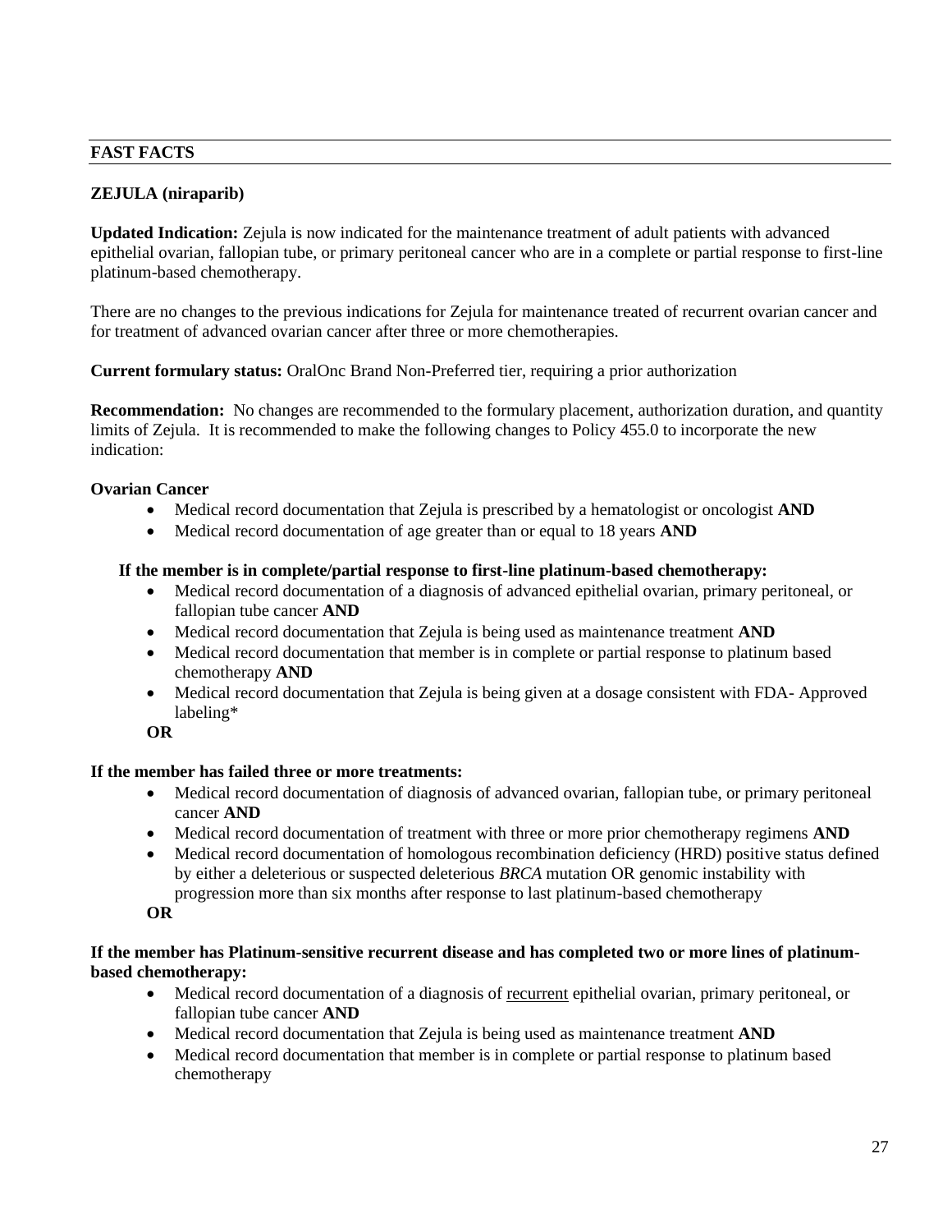## FAST FACTS

### ZEJULA (niraparib)

**Updated Indication:** Zejula is now indicated for the maintenance treatment of adult patients with advanced epithelial ovarian, fallopian tube, or primary peritoneal cancer who are in a complete or partial response to first-line platinum-based chemotherapy.

There are no changes to the previous indications for Zejula for maintenance treated of recurrent ovarian cancer and for treatment of advanced ovarian cancer after three or more chemotherapies.

**Current formulary status:** OralOnc Brand Non-Preferred tier, requiring a prior authorization

**Recommendation:** No changes are recommended to the formulary placement, authorization duration, and quantity limits of Zejula. It is recommended to make the following changes to Policy 455.0 to incorporate the new indication:

**Ovarian Cancer**

- Medical record documentation that Zejula is prescribed by a hematologist or oncologist **AND**
- Medical record documentation of age greater than or equal to 18 years **AND**

**If the member is in complete/partial response to first-line platinum-based chemotherapy:**

- Medical record documentation of a diagnosis of advanced epithelial ovarian, primary peritoneal, or fallopian tube cancer **AND**
- Medical record documentation that Zejula is being used as maintenance treatment **AND**
- Medical record documentation that member is in complete or partial response to platinum based chemotherapy **AND**
- Medical record documentation that Zejula is being given at a dosage consistent with FDA- Approved labeling*

**OR**

**If the member has failed three or more treatments:**

- Medical record documentation of diagnosis of advanced ovarian, fallopian tube, or primary peritoneal cancer **AND**
- Medical record documentation of treatment with three or more prior chemotherapy regimens **AND**
- Medical record documentation of homologous recombination deficiency (HRD) positive status defined by either a deleterious or suspected deleterious *BRCA* mutation OR genomic instability with progression more than six months after response to last platinum-based chemotherapy

**OR**

**If the member has Platinum-sensitive recurrent disease and has completed two or more lines of platinum-based chemotherapy:**

- Medical record documentation of a diagnosis of recurrent epithelial ovarian, primary peritoneal, or fallopian tube cancer **AND**
- Medical record documentation that Zejula is being used as maintenance treatment **AND**
- Medical record documentation that member is in complete or partial response to platinum based chemotherapy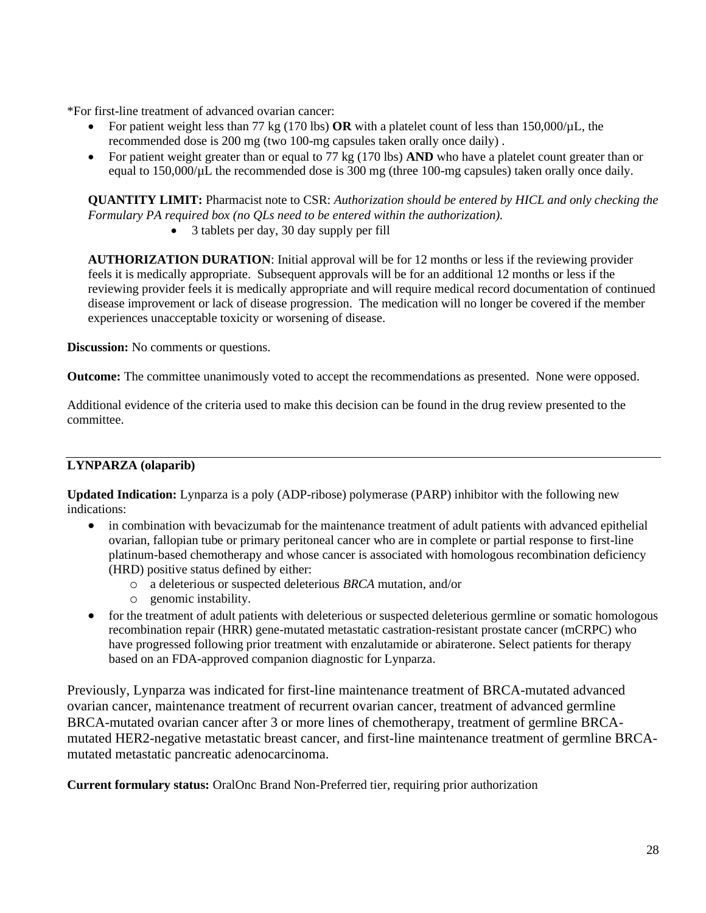*For first-line treatment of advanced ovarian cancer:

- For patient weight less than 77 kg (170 lbs) **OR** with a platelet count of less than 150,000/µL, the recommended dose is 200 mg (two 100-mg capsules taken orally once daily) .
- For patient weight greater than or equal to 77 kg (170 lbs) **AND** who have a platelet count greater than or equal to 150,000/µL the recommended dose is 300 mg (three 100-mg capsules) taken orally once daily.

**QUANTITY LIMIT:** Pharmacist note to CSR: *Authorization should be entered by HICL and only checking the Formulary PA required box (no QLs need to be entered within the authorization).*

- 3 tablets per day, 30 day supply per fill

**AUTHORIZATION DURATION**: Initial approval will be for 12 months or less if the reviewing provider feels it is medically appropriate. Subsequent approvals will be for an additional 12 months or less if the reviewing provider feels it is medically appropriate and will require medical record documentation of continued disease improvement or lack of disease progression. The medication will no longer be covered if the member experiences unacceptable toxicity or worsening of disease.

**Discussion:** No comments or questions.

**Outcome:** The committee unanimously voted to accept the recommendations as presented. None were opposed.

Additional evidence of the criteria used to make this decision can be found in the drug review presented to the committee.

---

**LYNPARZA (olaparib)**

**Updated Indication:** Lynparza is a poly (ADP-ribose) polymerase (PARP) inhibitor with the following new indications:

- in combination with bevacizumab for the maintenance treatment of adult patients with advanced epithelial ovarian, fallopian tube or primary peritoneal cancer who are in complete or partial response to first-line platinum-based chemotherapy and whose cancer is associated with homologous recombination deficiency (HRD) positive status defined by either:
  - a deleterious or suspected deleterious *BRCA* mutation, and/or
  - genomic instability.
- for the treatment of adult patients with deleterious or suspected deleterious germline or somatic homologous recombination repair (HRR) gene-mutated metastatic castration-resistant prostate cancer (mCRPC) who have progressed following prior treatment with enzalutamide or abiraterone. Select patients for therapy based on an FDA-approved companion diagnostic for Lynparza.

Previously, Lynparza was indicated for first-line maintenance treatment of BRCA-mutated advanced ovarian cancer, maintenance treatment of recurrent ovarian cancer, treatment of advanced germline BRCA-mutated ovarian cancer after 3 or more lines of chemotherapy, treatment of germline BRCA-mutated HER2-negative metastatic breast cancer, and first-line maintenance treatment of germline BRCA-mutated metastatic pancreatic adenocarcinoma.

**Current formulary status:** OralOnc Brand Non-Preferred tier, requiring prior authorization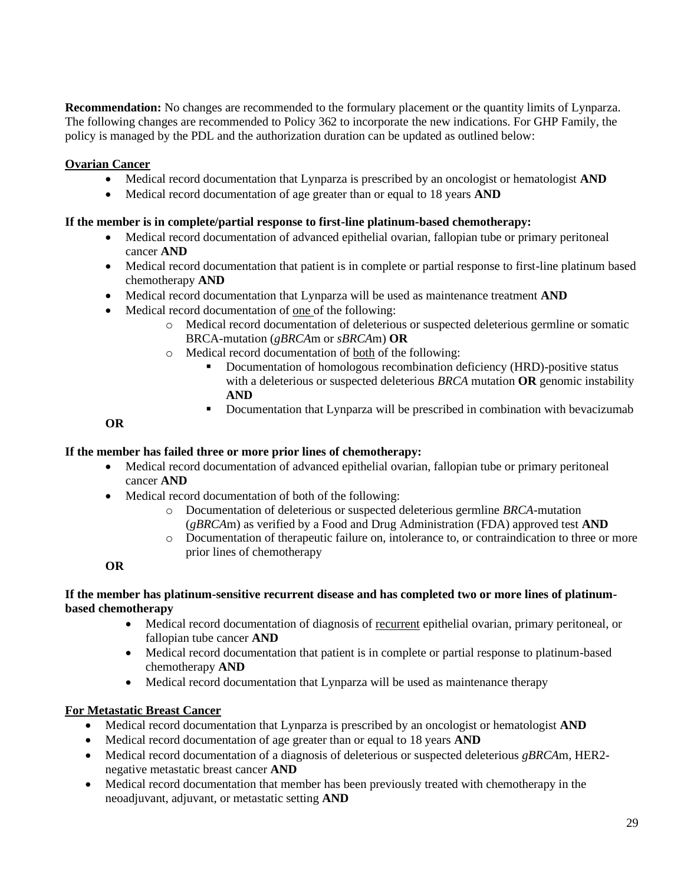**Recommendation:** No changes are recommended to the formulary placement or the quantity limits of Lynparza. The following changes are recommended to Policy 362 to incorporate the new indications. For GHP Family, the policy is managed by the PDL and the authorization duration can be updated as outlined below:

<u>**Ovarian Cancer**</u>

- Medical record documentation that Lynparza is prescribed by an oncologist or hematologist **AND**
- Medical record documentation of age greater than or equal to 18 years **AND**

**If the member is in complete/partial response to first-line platinum-based chemotherapy:**

- Medical record documentation of advanced epithelial ovarian, fallopian tube or primary peritoneal cancer **AND**
- Medical record documentation that patient is in complete or partial response to first-line platinum based chemotherapy **AND**
- Medical record documentation that Lynparza will be used as maintenance treatment **AND**
- Medical record documentation of <u>one</u> of the following:
    - Medical record documentation of deleterious or suspected deleterious germline or somatic BRCA-mutation (*gBRCA*m or *sBRCA*m) **OR**
    - Medical record documentation of <u>both</u> of the following:
        - Documentation of homologous recombination deficiency (HRD)-positive status with a deleterious or suspected deleterious *BRCA* mutation **OR** genomic instability **AND**
        - Documentation that Lynparza will be prescribed in combination with bevacizumab

**OR**

**If the member has failed three or more prior lines of chemotherapy:**

- Medical record documentation of advanced epithelial ovarian, fallopian tube or primary peritoneal cancer **AND**
- Medical record documentation of both of the following:
    - Documentation of deleterious or suspected deleterious germline *BRCA*-mutation (*gBRCA*m) as verified by a Food and Drug Administration (FDA) approved test **AND**
    - Documentation of therapeutic failure on, intolerance to, or contraindication to three or more prior lines of chemotherapy

**OR**

**If the member has platinum-sensitive recurrent disease and has completed two or more lines of platinum-based chemotherapy**

- Medical record documentation of diagnosis of <u>recurrent</u> epithelial ovarian, primary peritoneal, or fallopian tube cancer **AND**
- Medical record documentation that patient is in complete or partial response to platinum-based chemotherapy **AND**
- Medical record documentation that Lynparza will be used as maintenance therapy

<u>**For Metastatic Breast Cancer**</u>

- Medical record documentation that Lynparza is prescribed by an oncologist or hematologist **AND**
- Medical record documentation of age greater than or equal to 18 years **AND**
- Medical record documentation of a diagnosis of deleterious or suspected deleterious *gBRCA*m, HER2-negative metastatic breast cancer **AND**
- Medical record documentation that member has been previously treated with chemotherapy in the neoadjuvant, adjuvant, or metastatic setting **AND**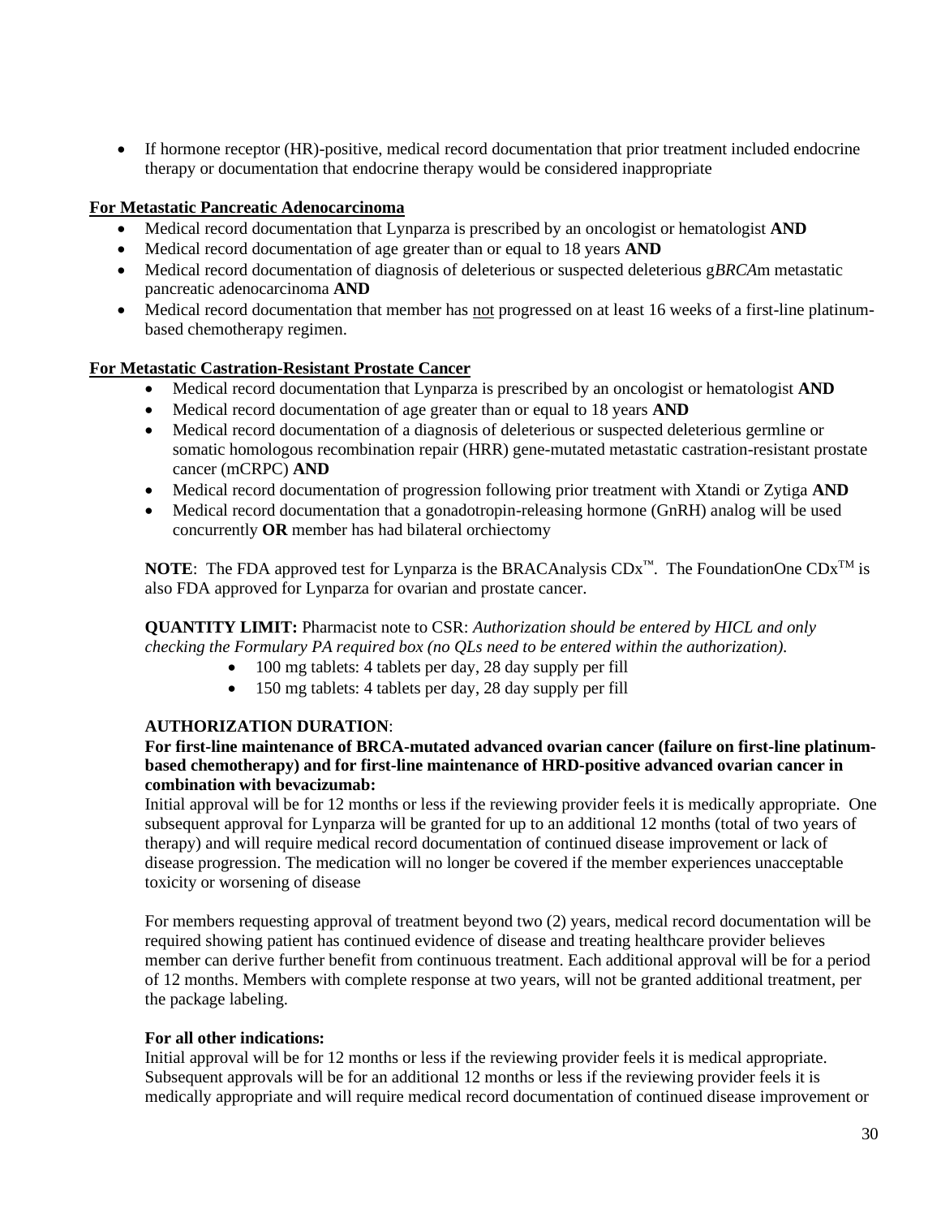- If hormone receptor (HR)-positive, medical record documentation that prior treatment included endocrine therapy or documentation that endocrine therapy would be considered inappropriate

**For Metastatic Pancreatic Adenocarcinoma**

- Medical record documentation that Lynparza is prescribed by an oncologist or hematologist **AND**
- Medical record documentation of age greater than or equal to 18 years **AND**
- Medical record documentation of diagnosis of deleterious or suspected deleterious g*BRCA*m metastatic pancreatic adenocarcinoma **AND**
- Medical record documentation that member has not progressed on at least 16 weeks of a first-line platinum-based chemotherapy regimen.

**For Metastatic Castration-Resistant Prostate Cancer**

- Medical record documentation that Lynparza is prescribed by an oncologist or hematologist **AND**
- Medical record documentation of age greater than or equal to 18 years **AND**
- Medical record documentation of a diagnosis of deleterious or suspected deleterious germline or somatic homologous recombination repair (HRR) gene-mutated metastatic castration-resistant prostate cancer (mCRPC) **AND**
- Medical record documentation of progression following prior treatment with Xtandi or Zytiga **AND**
- Medical record documentation that a gonadotropin-releasing hormone (GnRH) analog will be used concurrently **OR** member has had bilateral orchiectomy

**NOTE**: The FDA approved test for Lynparza is the BRACAnalysis CDx™. The FoundationOne CDx™ is also FDA approved for Lynparza for ovarian and prostate cancer.

**QUANTITY LIMIT:** Pharmacist note to CSR: *Authorization should be entered by HICL and only checking the Formulary PA required box (no QLs need to be entered within the authorization).*

- 100 mg tablets: 4 tablets per day, 28 day supply per fill
- 150 mg tablets: 4 tablets per day, 28 day supply per fill

**AUTHORIZATION DURATION**:

**For first-line maintenance of BRCA-mutated advanced ovarian cancer (failure on first-line platinum-based chemotherapy) and for first-line maintenance of HRD-positive advanced ovarian cancer in combination with bevacizumab:**

Initial approval will be for 12 months or less if the reviewing provider feels it is medically appropriate. One subsequent approval for Lynparza will be granted for up to an additional 12 months (total of two years of therapy) and will require medical record documentation of continued disease improvement or lack of disease progression. The medication will no longer be covered if the member experiences unacceptable toxicity or worsening of disease

For members requesting approval of treatment beyond two (2) years, medical record documentation will be required showing patient has continued evidence of disease and treating healthcare provider believes member can derive further benefit from continuous treatment. Each additional approval will be for a period of 12 months. Members with complete response at two years, will not be granted additional treatment, per the package labeling.

**For all other indications:**

Initial approval will be for 12 months or less if the reviewing provider feels it is medical appropriate. Subsequent approvals will be for an additional 12 months or less if the reviewing provider feels it is medically appropriate and will require medical record documentation of continued disease improvement or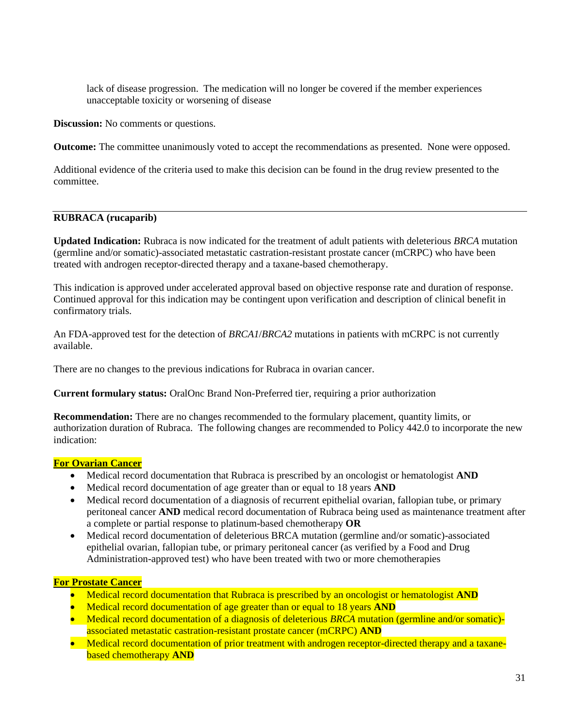lack of disease progression. The medication will no longer be covered if the member experiences unacceptable toxicity or worsening of disease

**Discussion:** No comments or questions.

**Outcome:** The committee unanimously voted to accept the recommendations as presented. None were opposed.

Additional evidence of the criteria used to make this decision can be found in the drug review presented to the committee.

---

**RUBRACA (rucaparib)**

**Updated Indication:** Rubraca is now indicated for the treatment of adult patients with deleterious *BRCA* mutation (germline and/or somatic)-associated metastatic castration-resistant prostate cancer (mCRPC) who have been treated with androgen receptor-directed therapy and a taxane-based chemotherapy.

This indication is approved under accelerated approval based on objective response rate and duration of response. Continued approval for this indication may be contingent upon verification and description of clinical benefit in confirmatory trials.

An FDA-approved test for the detection of *BRCA1*/*BRCA2* mutations in patients with mCRPC is not currently available.

There are no changes to the previous indications for Rubraca in ovarian cancer.

**Current formulary status:** OralOnc Brand Non-Preferred tier, requiring a prior authorization

**Recommendation:** There are no changes recommended to the formulary placement, quantity limits, or authorization duration of Rubraca. The following changes are recommended to Policy 442.0 to incorporate the new indication:

**For Ovarian Cancer**

- Medical record documentation that Rubraca is prescribed by an oncologist or hematologist **AND**
- Medical record documentation of age greater than or equal to 18 years **AND**
- Medical record documentation of a diagnosis of recurrent epithelial ovarian, fallopian tube, or primary peritoneal cancer **AND** medical record documentation of Rubraca being used as maintenance treatment after a complete or partial response to platinum-based chemotherapy **OR**
- Medical record documentation of deleterious BRCA mutation (germline and/or somatic)-associated epithelial ovarian, fallopian tube, or primary peritoneal cancer (as verified by a Food and Drug Administration-approved test) who have been treated with two or more chemotherapies

**For Prostate Cancer**

- Medical record documentation that Rubraca is prescribed by an oncologist or hematologist **AND**
- Medical record documentation of age greater than or equal to 18 years **AND**
- Medical record documentation of a diagnosis of deleterious *BRCA* mutation (germline and/or somatic)-associated metastatic castration-resistant prostate cancer (mCRPC) **AND**
- Medical record documentation of prior treatment with androgen receptor-directed therapy and a taxane-based chemotherapy **AND**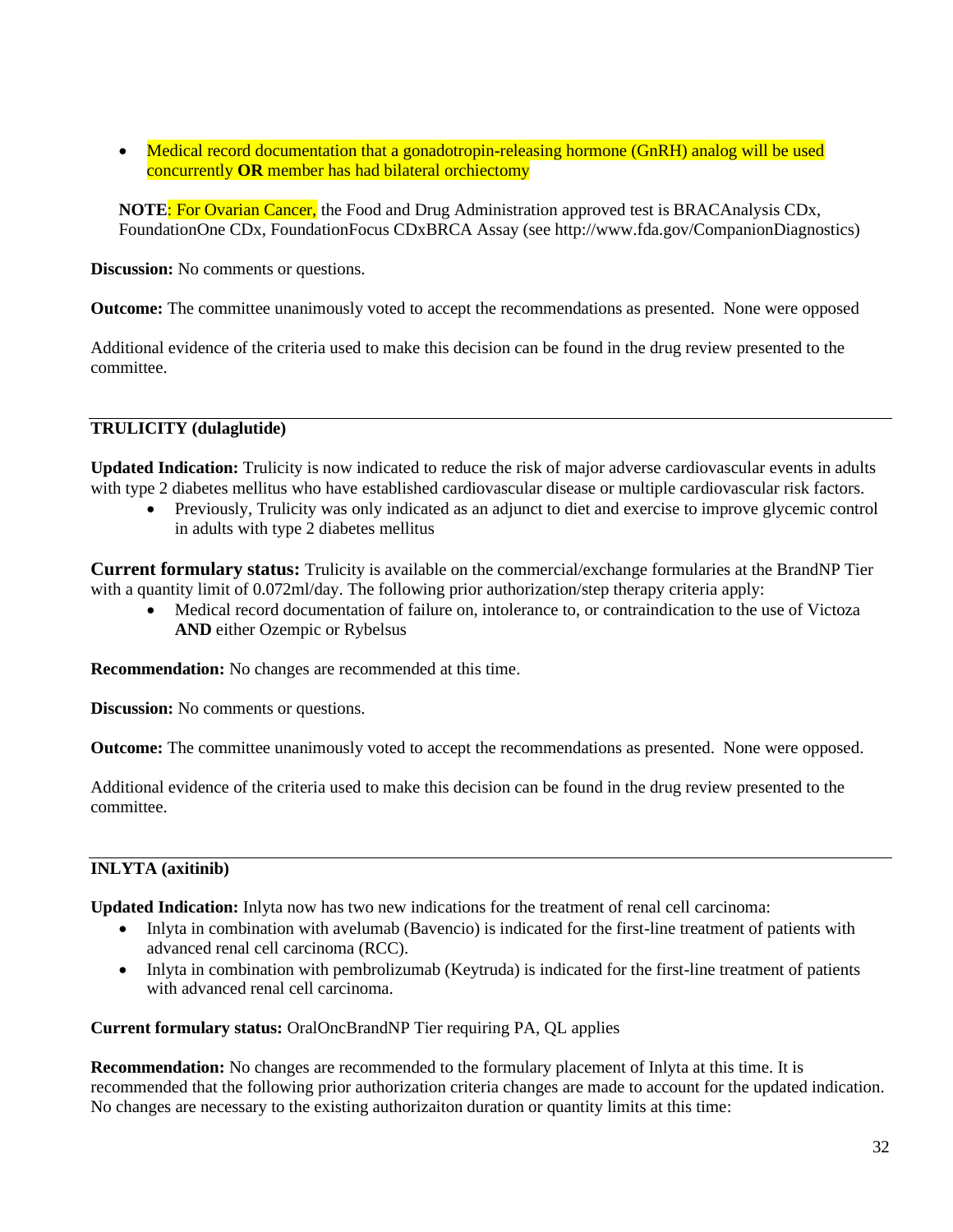- Medical record documentation that a gonadotropin-releasing hormone (GnRH) analog will be used concurrently **OR** member has had bilateral orchiectomy

**NOTE**: For Ovarian Cancer, the Food and Drug Administration approved test is BRACAnalysis CDx, FoundationOne CDx, FoundationFocus CDxBRCA Assay (see http://www.fda.gov/CompanionDiagnostics)

**Discussion:** No comments or questions.

**Outcome:** The committee unanimously voted to accept the recommendations as presented. None were opposed

Additional evidence of the criteria used to make this decision can be found in the drug review presented to the committee.

---

**TRULICITY (dulaglutide)**

**Updated Indication:** Trulicity is now indicated to reduce the risk of major adverse cardiovascular events in adults with type 2 diabetes mellitus who have established cardiovascular disease or multiple cardiovascular risk factors.

- Previously, Trulicity was only indicated as an adjunct to diet and exercise to improve glycemic control in adults with type 2 diabetes mellitus

**Current formulary status:** Trulicity is available on the commercial/exchange formularies at the BrandNP Tier with a quantity limit of 0.072ml/day. The following prior authorization/step therapy criteria apply:

- Medical record documentation of failure on, intolerance to, or contraindication to the use of Victoza **AND** either Ozempic or Rybelsus

**Recommendation:** No changes are recommended at this time.

**Discussion:** No comments or questions.

**Outcome:** The committee unanimously voted to accept the recommendations as presented. None were opposed.

Additional evidence of the criteria used to make this decision can be found in the drug review presented to the committee.

---

**INLYTA (axitinib)**

**Updated Indication:** Inlyta now has two new indications for the treatment of renal cell carcinoma:

- Inlyta in combination with avelumab (Bavencio) is indicated for the first-line treatment of patients with advanced renal cell carcinoma (RCC).
- Inlyta in combination with pembrolizumab (Keytruda) is indicated for the first-line treatment of patients with advanced renal cell carcinoma.

**Current formulary status:** OralOncBrandNP Tier requiring PA, QL applies

**Recommendation:** No changes are recommended to the formulary placement of Inlyta at this time. It is recommended that the following prior authorization criteria changes are made to account for the updated indication. No changes are necessary to the existing authorizaiton duration or quantity limits at this time: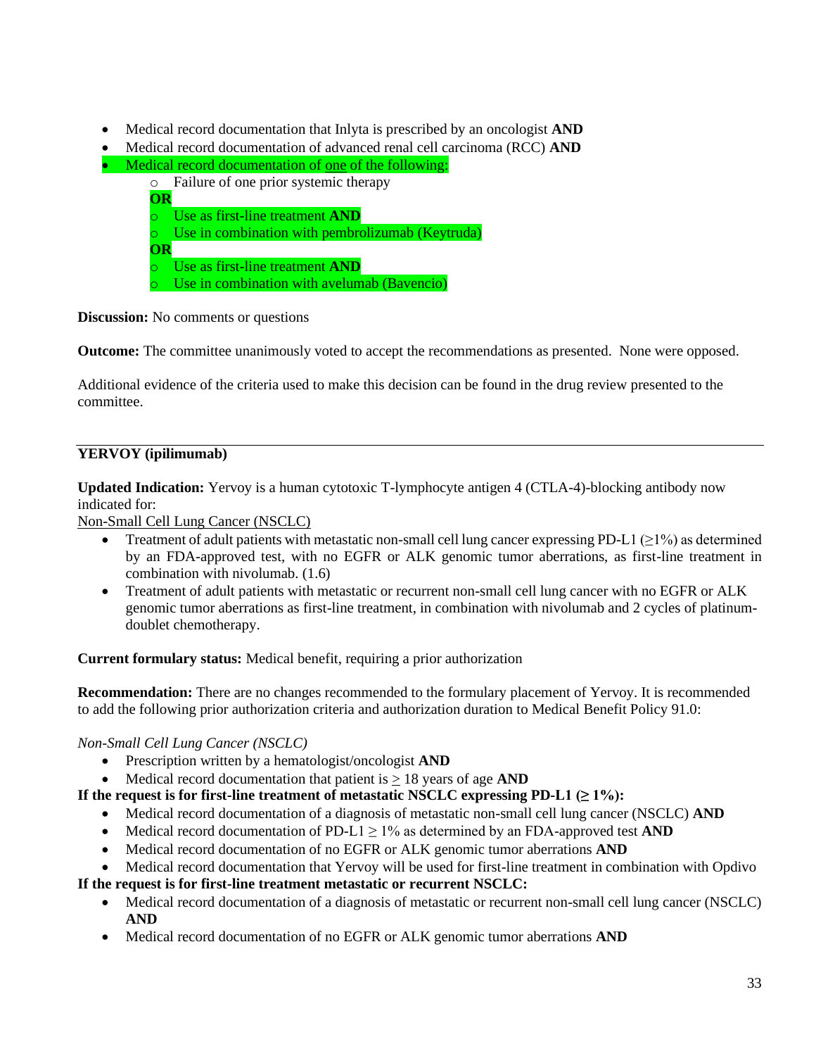- Medical record documentation that Inlyta is prescribed by an oncologist **AND**
- Medical record documentation of advanced renal cell carcinoma (RCC) **AND**
- Medical record documentation of one of the following:
    - Failure of one prior systemic therapy

    **OR**
    - Use as first-line treatment **AND**
    - Use in combination with pembrolizumab (Keytruda)

    **OR**
    - Use as first-line treatment **AND**
    - Use in combination with avelumab (Bavencio)

**Discussion:** No comments or questions

**Outcome:** The committee unanimously voted to accept the recommendations as presented. None were opposed.

Additional evidence of the criteria used to make this decision can be found in the drug review presented to the committee.

---

**YERVOY (ipilimumab)**

**Updated Indication:** Yervoy is a human cytotoxic T-lymphocyte antigen 4 (CTLA-4)-blocking antibody now indicated for:

Non-Small Cell Lung Cancer (NSCLC)

- Treatment of adult patients with metastatic non-small cell lung cancer expressing PD-L1 (≥1%) as determined by an FDA-approved test, with no EGFR or ALK genomic tumor aberrations, as first-line treatment in combination with nivolumab. (1.6)
- Treatment of adult patients with metastatic or recurrent non-small cell lung cancer with no EGFR or ALK genomic tumor aberrations as first-line treatment, in combination with nivolumab and 2 cycles of platinum-doublet chemotherapy.

**Current formulary status:** Medical benefit, requiring a prior authorization

**Recommendation:** There are no changes recommended to the formulary placement of Yervoy. It is recommended to add the following prior authorization criteria and authorization duration to Medical Benefit Policy 91.0:

*Non-Small Cell Lung Cancer (NSCLC)*

- Prescription written by a hematologist/oncologist **AND**
- Medical record documentation that patient is ≥ 18 years of age **AND**

**If the request is for first-line treatment of metastatic NSCLC expressing PD-L1 (≥ 1%):**

- Medical record documentation of a diagnosis of metastatic non-small cell lung cancer (NSCLC) **AND**
- Medical record documentation of PD-L1 ≥ 1% as determined by an FDA-approved test **AND**
- Medical record documentation of no EGFR or ALK genomic tumor aberrations **AND**
- Medical record documentation that Yervoy will be used for first-line treatment in combination with Opdivo

**If the request is for first-line treatment metastatic or recurrent NSCLC:**

- Medical record documentation of a diagnosis of metastatic or recurrent non-small cell lung cancer (NSCLC) **AND**
- Medical record documentation of no EGFR or ALK genomic tumor aberrations **AND**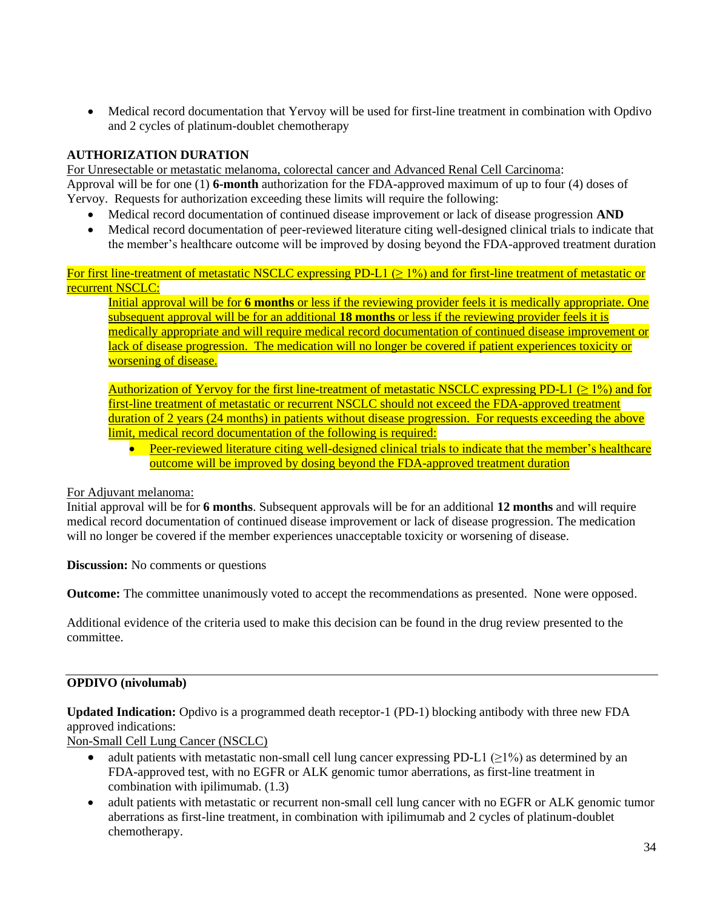- Medical record documentation that Yervoy will be used for first-line treatment in combination with Opdivo and 2 cycles of platinum-doublet chemotherapy

**AUTHORIZATION DURATION**

For Unresectable or metastatic melanoma, colorectal cancer and Advanced Renal Cell Carcinoma:

Approval will be for one (1) **6-month** authorization for the FDA-approved maximum of up to four (4) doses of Yervoy. Requests for authorization exceeding these limits will require the following:

- Medical record documentation of continued disease improvement or lack of disease progression **AND**
- Medical record documentation of peer-reviewed literature citing well-designed clinical trials to indicate that the member's healthcare outcome will be improved by dosing beyond the FDA-approved treatment duration

For first line-treatment of metastatic NSCLC expressing PD-L1 (≥ 1%) and for first-line treatment of metastatic or recurrent NSCLC:

> Initial approval will be for **6 months** or less if the reviewing provider feels it is medically appropriate. One subsequent approval will be for an additional **18 months** or less if the reviewing provider feels it is medically appropriate and will require medical record documentation of continued disease improvement or lack of disease progression. The medication will no longer be covered if patient experiences toxicity or worsening of disease.
>
> Authorization of Yervoy for the first line-treatment of metastatic NSCLC expressing PD-L1 (≥ 1%) and for first-line treatment of metastatic or recurrent NSCLC should not exceed the FDA-approved treatment duration of 2 years (24 months) in patients without disease progression. For requests exceeding the above limit, medical record documentation of the following is required:
>
> - Peer-reviewed literature citing well-designed clinical trials to indicate that the member's healthcare outcome will be improved by dosing beyond the FDA-approved treatment duration

For Adjuvant melanoma:

Initial approval will be for **6 months**. Subsequent approvals will be for an additional **12 months** and will require medical record documentation of continued disease improvement or lack of disease progression. The medication will no longer be covered if the member experiences unacceptable toxicity or worsening of disease.

**Discussion:** No comments or questions

**Outcome:** The committee unanimously voted to accept the recommendations as presented. None were opposed.

Additional evidence of the criteria used to make this decision can be found in the drug review presented to the committee.

---

**OPDIVO (nivolumab)**

**Updated Indication:** Opdivo is a programmed death receptor-1 (PD-1) blocking antibody with three new FDA approved indications:

Non-Small Cell Lung Cancer (NSCLC)

- adult patients with metastatic non-small cell lung cancer expressing PD-L1 (≥1%) as determined by an FDA-approved test, with no EGFR or ALK genomic tumor aberrations, as first-line treatment in combination with ipilimumab. (1.3)
- adult patients with metastatic or recurrent non-small cell lung cancer with no EGFR or ALK genomic tumor aberrations as first-line treatment, in combination with ipilimumab and 2 cycles of platinum-doublet chemotherapy.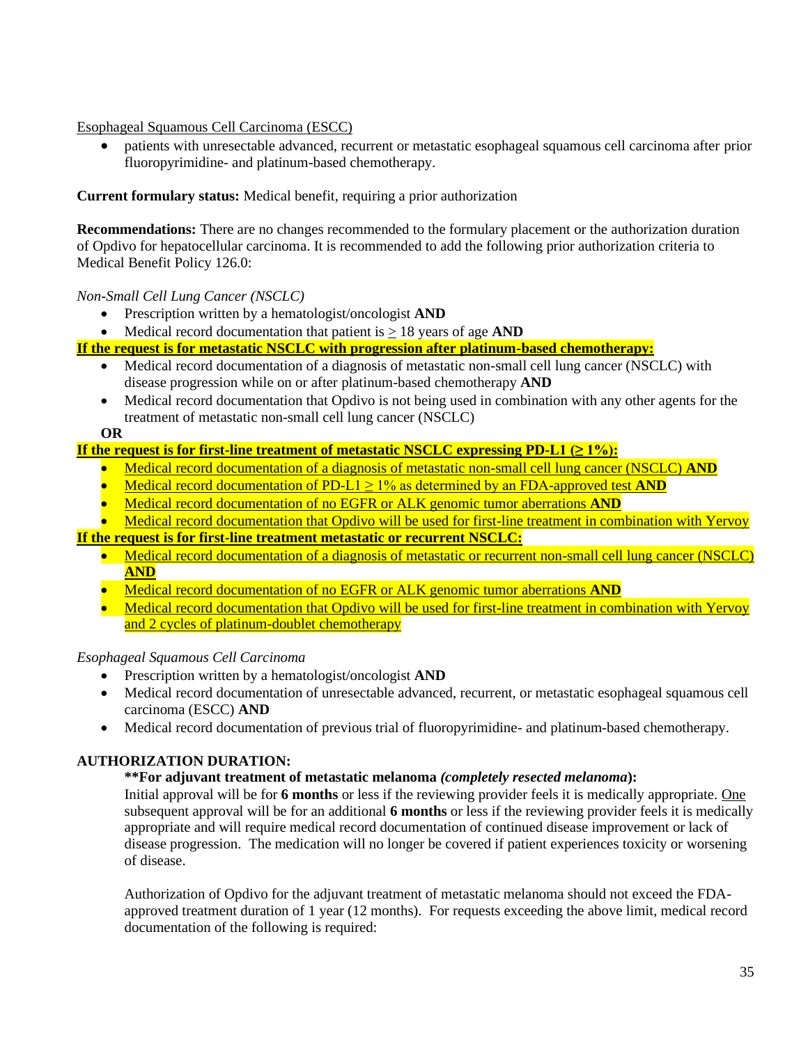<u>Esophageal Squamous Cell Carcinoma (ESCC)</u>

- patients with unresectable advanced, recurrent or metastatic esophageal squamous cell carcinoma after prior fluoropyrimidine- and platinum-based chemotherapy.

**Current formulary status:** Medical benefit, requiring a prior authorization

**Recommendations:** There are no changes recommended to the formulary placement or the authorization duration of Opdivo for hepatocellular carcinoma. It is recommended to add the following prior authorization criteria to Medical Benefit Policy 126.0:

*Non-Small Cell Lung Cancer (NSCLC)*

- Prescription written by a hematologist/oncologist **AND**
- Medical record documentation that patient is ≥ 18 years of age **AND**

**If the request is for metastatic NSCLC with progression after platinum-based chemotherapy:**

- Medical record documentation of a diagnosis of metastatic non-small cell lung cancer (NSCLC) with disease progression while on or after platinum-based chemotherapy **AND**
- Medical record documentation that Opdivo is not being used in combination with any other agents for the treatment of metastatic non-small cell lung cancer (NSCLC)

**OR**

**If the request is for first-line treatment of metastatic NSCLC expressing PD-L1 (≥ 1%):**

- Medical record documentation of a diagnosis of metastatic non-small cell lung cancer (NSCLC) **AND**
- Medical record documentation of PD-L1 ≥ 1% as determined by an FDA-approved test **AND**
- Medical record documentation of no EGFR or ALK genomic tumor aberrations **AND**
- Medical record documentation that Opdivo will be used for first-line treatment in combination with Yervoy

**If the request is for first-line treatment metastatic or recurrent NSCLC:**

- Medical record documentation of a diagnosis of metastatic or recurrent non-small cell lung cancer (NSCLC) **AND**
- Medical record documentation of no EGFR or ALK genomic tumor aberrations **AND**
- Medical record documentation that Opdivo will be used for first-line treatment in combination with Yervoy and 2 cycles of platinum-doublet chemotherapy

*Esophageal Squamous Cell Carcinoma*

- Prescription written by a hematologist/oncologist **AND**
- Medical record documentation of unresectable advanced, recurrent, or metastatic esophageal squamous cell carcinoma (ESCC) **AND**
- Medical record documentation of previous trial of fluoropyrimidine- and platinum-based chemotherapy.

**AUTHORIZATION DURATION:**

**\*\*For adjuvant treatment of metastatic melanoma *(completely resected melanoma*):**

Initial approval will be for **6 months** or less if the reviewing provider feels it is medically appropriate. <u>One</u> subsequent approval will be for an additional **6 months** or less if the reviewing provider feels it is medically appropriate and will require medical record documentation of continued disease improvement or lack of disease progression. The medication will no longer be covered if patient experiences toxicity or worsening of disease.

Authorization of Opdivo for the adjuvant treatment of metastatic melanoma should not exceed the FDA-approved treatment duration of 1 year (12 months). For requests exceeding the above limit, medical record documentation of the following is required: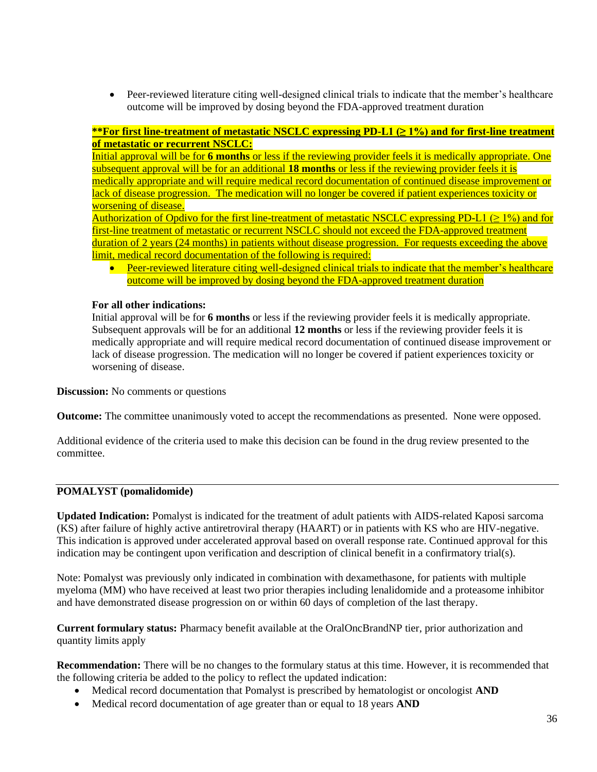- Peer-reviewed literature citing well-designed clinical trials to indicate that the member's healthcare outcome will be improved by dosing beyond the FDA-approved treatment duration

**\*\*For first line-treatment of metastatic NSCLC expressing PD-L1 (≥ 1%) and for first-line treatment of metastatic or recurrent NSCLC:**
Initial approval will be for **6 months** or less if the reviewing provider feels it is medically appropriate. One subsequent approval will be for an additional **18 months** or less if the reviewing provider feels it is medically appropriate and will require medical record documentation of continued disease improvement or lack of disease progression. The medication will no longer be covered if patient experiences toxicity or worsening of disease.
Authorization of Opdivo for the first line-treatment of metastatic NSCLC expressing PD-L1 (≥ 1%) and for first-line treatment of metastatic or recurrent NSCLC should not exceed the FDA-approved treatment duration of 2 years (24 months) in patients without disease progression. For requests exceeding the above limit, medical record documentation of the following is required:

- Peer-reviewed literature citing well-designed clinical trials to indicate that the member's healthcare outcome will be improved by dosing beyond the FDA-approved treatment duration

**For all other indications:**
Initial approval will be for **6 months** or less if the reviewing provider feels it is medically appropriate. Subsequent approvals will be for an additional **12 months** or less if the reviewing provider feels it is medically appropriate and will require medical record documentation of continued disease improvement or lack of disease progression. The medication will no longer be covered if patient experiences toxicity or worsening of disease.

**Discussion:** No comments or questions

**Outcome:** The committee unanimously voted to accept the recommendations as presented. None were opposed.

Additional evidence of the criteria used to make this decision can be found in the drug review presented to the committee.

---

**POMALYST (pomalidomide)**

**Updated Indication:** Pomalyst is indicated for the treatment of adult patients with AIDS-related Kaposi sarcoma (KS) after failure of highly active antiretroviral therapy (HAART) or in patients with KS who are HIV-negative. This indication is approved under accelerated approval based on overall response rate. Continued approval for this indication may be contingent upon verification and description of clinical benefit in a confirmatory trial(s).

Note: Pomalyst was previously only indicated in combination with dexamethasone, for patients with multiple myeloma (MM) who have received at least two prior therapies including lenalidomide and a proteasome inhibitor and have demonstrated disease progression on or within 60 days of completion of the last therapy.

**Current formulary status:** Pharmacy benefit available at the OralOncBrandNP tier, prior authorization and quantity limits apply

**Recommendation:** There will be no changes to the formulary status at this time. However, it is recommended that the following criteria be added to the policy to reflect the updated indication:

- Medical record documentation that Pomalyst is prescribed by hematologist or oncologist **AND**
- Medical record documentation of age greater than or equal to 18 years **AND**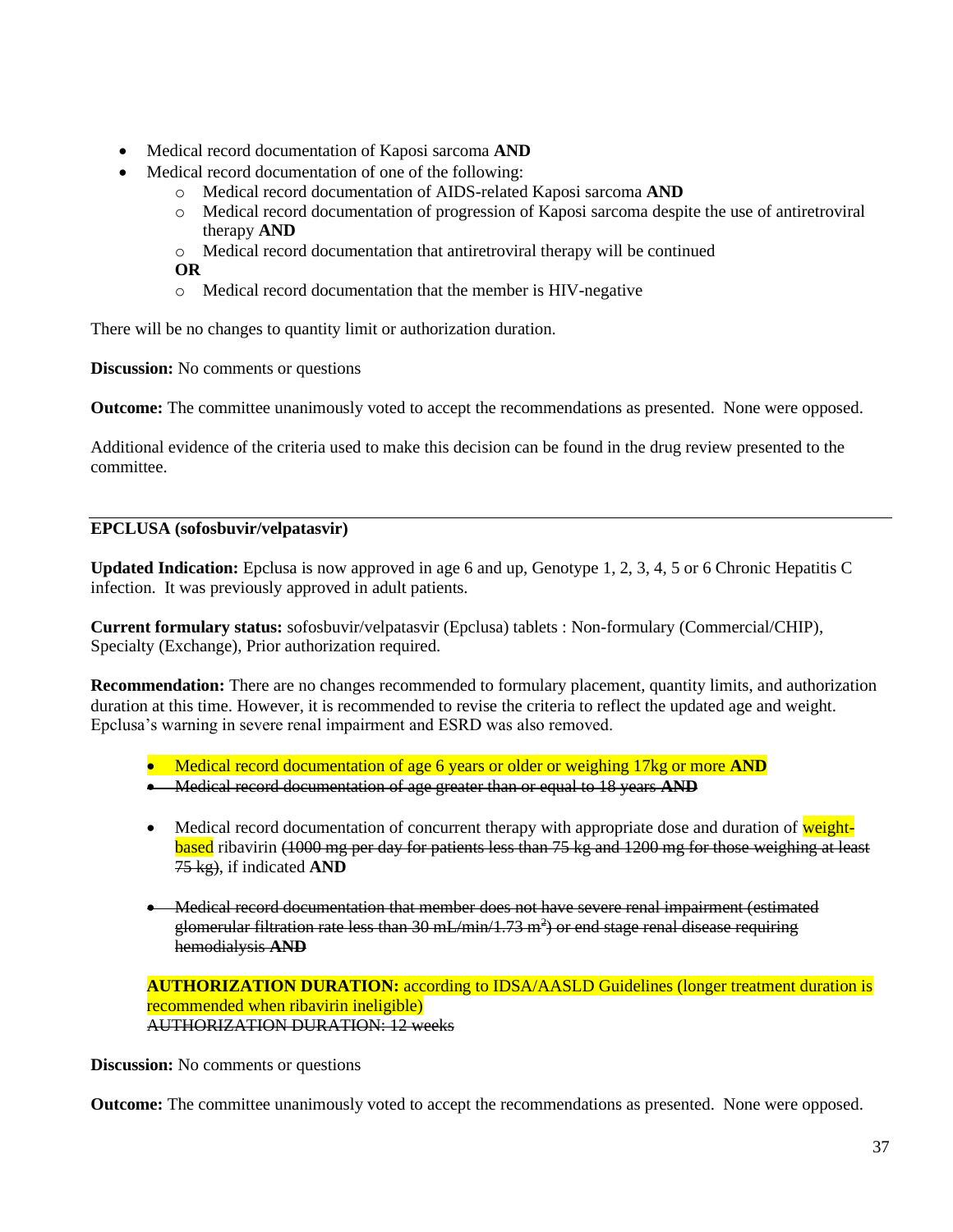- Medical record documentation of Kaposi sarcoma **AND**
- Medical record documentation of one of the following:
  - Medical record documentation of AIDS-related Kaposi sarcoma **AND**
  - Medical record documentation of progression of Kaposi sarcoma despite the use of antiretroviral therapy **AND**
  - Medical record documentation that antiretroviral therapy will be continued

  **OR**
  - Medical record documentation that the member is HIV-negative

There will be no changes to quantity limit or authorization duration.

**Discussion:** No comments or questions

**Outcome:** The committee unanimously voted to accept the recommendations as presented. None were opposed.

Additional evidence of the criteria used to make this decision can be found in the drug review presented to the committee.

---

**EPCLUSA (sofosbuvir/velpatasvir)**

**Updated Indication:** Epclusa is now approved in age 6 and up, Genotype 1, 2, 3, 4, 5 or 6 Chronic Hepatitis C infection. It was previously approved in adult patients.

**Current formulary status:** sofosbuvir/velpatasvir (Epclusa) tablets : Non-formulary (Commercial/CHIP), Specialty (Exchange), Prior authorization required.

**Recommendation:** There are no changes recommended to formulary placement, quantity limits, and authorization duration at this time. However, it is recommended to revise the criteria to reflect the updated age and weight. Epclusa's warning in severe renal impairment and ESRD was also removed.

- Medical record documentation of age 6 years or older or weighing 17kg or more **AND**
- ~~Medical record documentation of age greater than or equal to 18 years **AND**~~

- Medical record documentation of concurrent therapy with appropriate dose and duration of weight-based ribavirin ~~(1000 mg per day for patients less than 75 kg and 1200 mg for those weighing at least 75 kg)~~, if indicated **AND**

- ~~Medical record documentation that member does not have severe renal impairment (estimated glomerular filtration rate less than 30 mL/min/1.73 m$^2$) or end stage renal disease requiring hemodialysis **AND**~~

**AUTHORIZATION DURATION:** according to IDSA/AASLD Guidelines (longer treatment duration is recommended when ribavirin ineligible)
~~AUTHORIZATION DURATION: 12 weeks~~

**Discussion:** No comments or questions

**Outcome:** The committee unanimously voted to accept the recommendations as presented. None were opposed.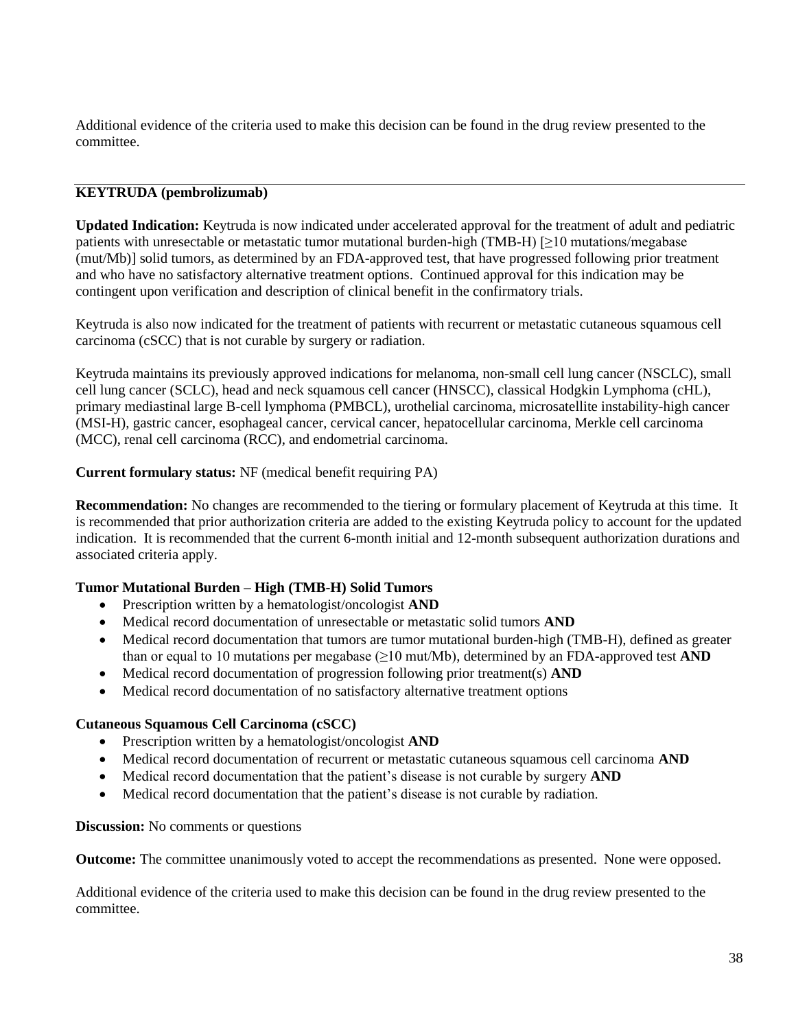Additional evidence of the criteria used to make this decision can be found in the drug review presented to the committee.

---

**KEYTRUDA (pembrolizumab)**

**Updated Indication:** Keytruda is now indicated under accelerated approval for the treatment of adult and pediatric patients with unresectable or metastatic tumor mutational burden-high (TMB-H) [≥10 mutations/megabase (mut/Mb)] solid tumors, as determined by an FDA-approved test, that have progressed following prior treatment and who have no satisfactory alternative treatment options. Continued approval for this indication may be contingent upon verification and description of clinical benefit in the confirmatory trials.

Keytruda is also now indicated for the treatment of patients with recurrent or metastatic cutaneous squamous cell carcinoma (cSCC) that is not curable by surgery or radiation.

Keytruda maintains its previously approved indications for melanoma, non-small cell lung cancer (NSCLC), small cell lung cancer (SCLC), head and neck squamous cell cancer (HNSCC), classical Hodgkin Lymphoma (cHL), primary mediastinal large B-cell lymphoma (PMBCL), urothelial carcinoma, microsatellite instability-high cancer (MSI-H), gastric cancer, esophageal cancer, cervical cancer, hepatocellular carcinoma, Merkle cell carcinoma (MCC), renal cell carcinoma (RCC), and endometrial carcinoma.

**Current formulary status:** NF (medical benefit requiring PA)

**Recommendation:** No changes are recommended to the tiering or formulary placement of Keytruda at this time. It is recommended that prior authorization criteria are added to the existing Keytruda policy to account for the updated indication. It is recommended that the current 6-month initial and 12-month subsequent authorization durations and associated criteria apply.

**Tumor Mutational Burden – High (TMB-H) Solid Tumors**

- Prescription written by a hematologist/oncologist **AND**
- Medical record documentation of unresectable or metastatic solid tumors **AND**
- Medical record documentation that tumors are tumor mutational burden-high (TMB-H), defined as greater than or equal to 10 mutations per megabase (≥10 mut/Mb), determined by an FDA-approved test **AND**
- Medical record documentation of progression following prior treatment(s) **AND**
- Medical record documentation of no satisfactory alternative treatment options

**Cutaneous Squamous Cell Carcinoma (cSCC)**

- Prescription written by a hematologist/oncologist **AND**
- Medical record documentation of recurrent or metastatic cutaneous squamous cell carcinoma **AND**
- Medical record documentation that the patient's disease is not curable by surgery **AND**
- Medical record documentation that the patient's disease is not curable by radiation.

**Discussion:** No comments or questions

**Outcome:** The committee unanimously voted to accept the recommendations as presented. None were opposed.

Additional evidence of the criteria used to make this decision can be found in the drug review presented to the committee.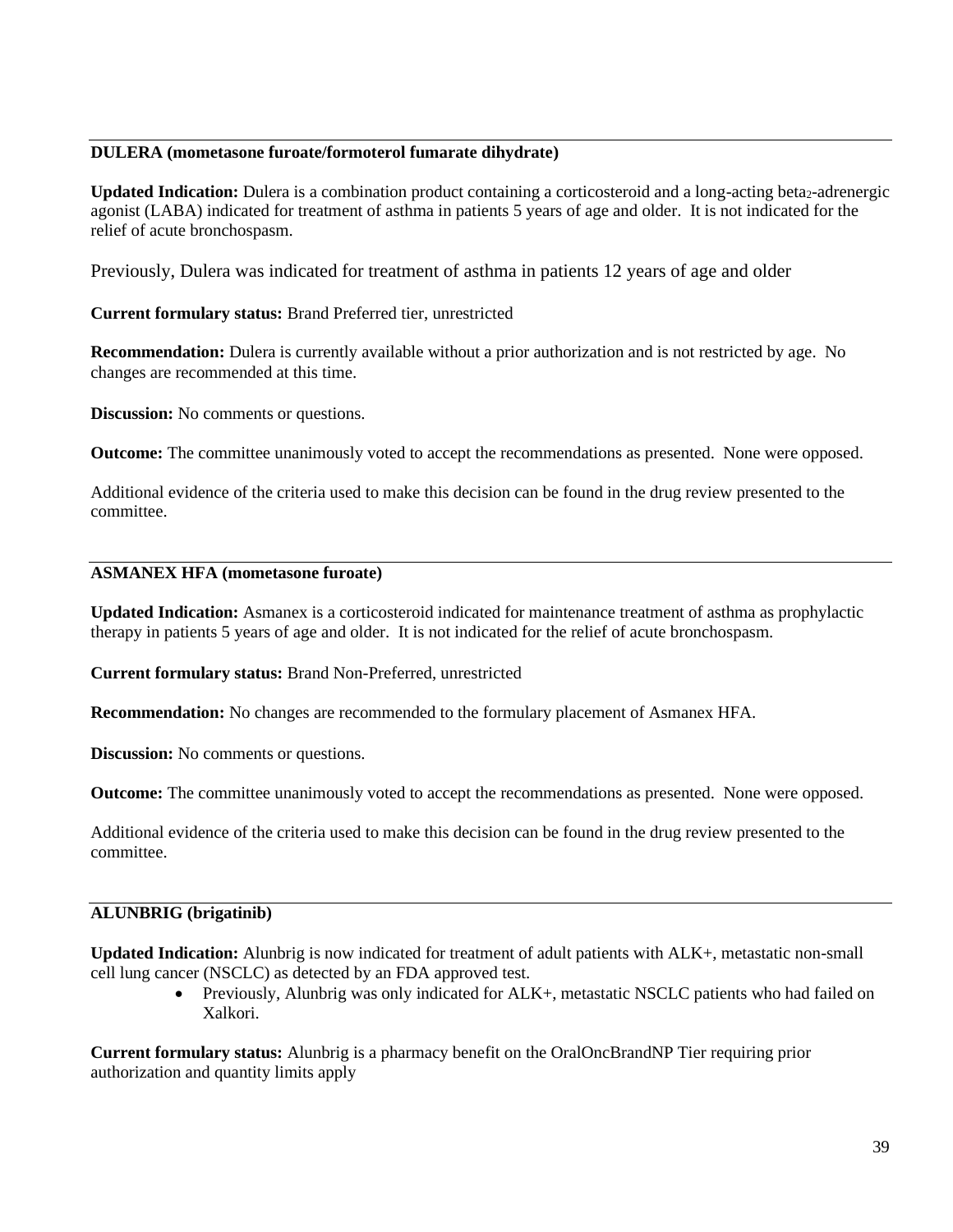### DULERA (mometasone furoate/formoterol fumarate dihydrate)

**Updated Indication:** Dulera is a combination product containing a corticosteroid and a long-acting beta$_2$-adrenergic agonist (LABA) indicated for treatment of asthma in patients 5 years of age and older. It is not indicated for the relief of acute bronchospasm.

Previously, Dulera was indicated for treatment of asthma in patients 12 years of age and older

**Current formulary status:** Brand Preferred tier, unrestricted

**Recommendation:** Dulera is currently available without a prior authorization and is not restricted by age. No changes are recommended at this time.

**Discussion:** No comments or questions.

**Outcome:** The committee unanimously voted to accept the recommendations as presented. None were opposed.

Additional evidence of the criteria used to make this decision can be found in the drug review presented to the committee.

### ASMANEX HFA (mometasone furoate)

**Updated Indication:** Asmanex is a corticosteroid indicated for maintenance treatment of asthma as prophylactic therapy in patients 5 years of age and older. It is not indicated for the relief of acute bronchospasm.

**Current formulary status:** Brand Non-Preferred, unrestricted

**Recommendation:** No changes are recommended to the formulary placement of Asmanex HFA.

**Discussion:** No comments or questions.

**Outcome:** The committee unanimously voted to accept the recommendations as presented. None were opposed.

Additional evidence of the criteria used to make this decision can be found in the drug review presented to the committee.

### ALUNBRIG (brigatinib)

**Updated Indication:** Alunbrig is now indicated for treatment of adult patients with ALK+, metastatic non-small cell lung cancer (NSCLC) as detected by an FDA approved test.

- Previously, Alunbrig was only indicated for ALK+, metastatic NSCLC patients who had failed on Xalkori.

**Current formulary status:** Alunbrig is a pharmacy benefit on the OralOncBrandNP Tier requiring prior authorization and quantity limits apply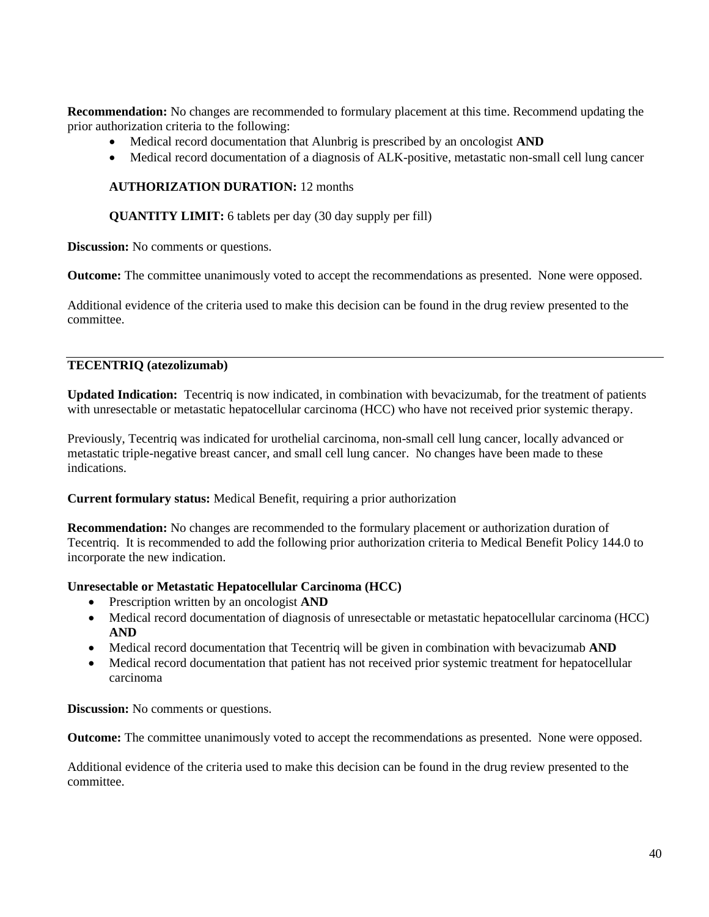**Recommendation:** No changes are recommended to formulary placement at this time. Recommend updating the prior authorization criteria to the following:

- Medical record documentation that Alunbrig is prescribed by an oncologist **AND**
- Medical record documentation of a diagnosis of ALK-positive, metastatic non-small cell lung cancer

**AUTHORIZATION DURATION:** 12 months

**QUANTITY LIMIT:** 6 tablets per day (30 day supply per fill)

**Discussion:** No comments or questions.

**Outcome:** The committee unanimously voted to accept the recommendations as presented. None were opposed.

Additional evidence of the criteria used to make this decision can be found in the drug review presented to the committee.

---

**TECENTRIQ (atezolizumab)**

**Updated Indication:** Tecentriq is now indicated, in combination with bevacizumab, for the treatment of patients with unresectable or metastatic hepatocellular carcinoma (HCC) who have not received prior systemic therapy.

Previously, Tecentriq was indicated for urothelial carcinoma, non-small cell lung cancer, locally advanced or metastatic triple-negative breast cancer, and small cell lung cancer. No changes have been made to these indications.

**Current formulary status:** Medical Benefit, requiring a prior authorization

**Recommendation:** No changes are recommended to the formulary placement or authorization duration of Tecentriq. It is recommended to add the following prior authorization criteria to Medical Benefit Policy 144.0 to incorporate the new indication.

**Unresectable or Metastatic Hepatocellular Carcinoma (HCC)**

- Prescription written by an oncologist **AND**
- Medical record documentation of diagnosis of unresectable or metastatic hepatocellular carcinoma (HCC) **AND**
- Medical record documentation that Tecentriq will be given in combination with bevacizumab **AND**
- Medical record documentation that patient has not received prior systemic treatment for hepatocellular carcinoma

**Discussion:** No comments or questions.

**Outcome:** The committee unanimously voted to accept the recommendations as presented. None were opposed.

Additional evidence of the criteria used to make this decision can be found in the drug review presented to the committee.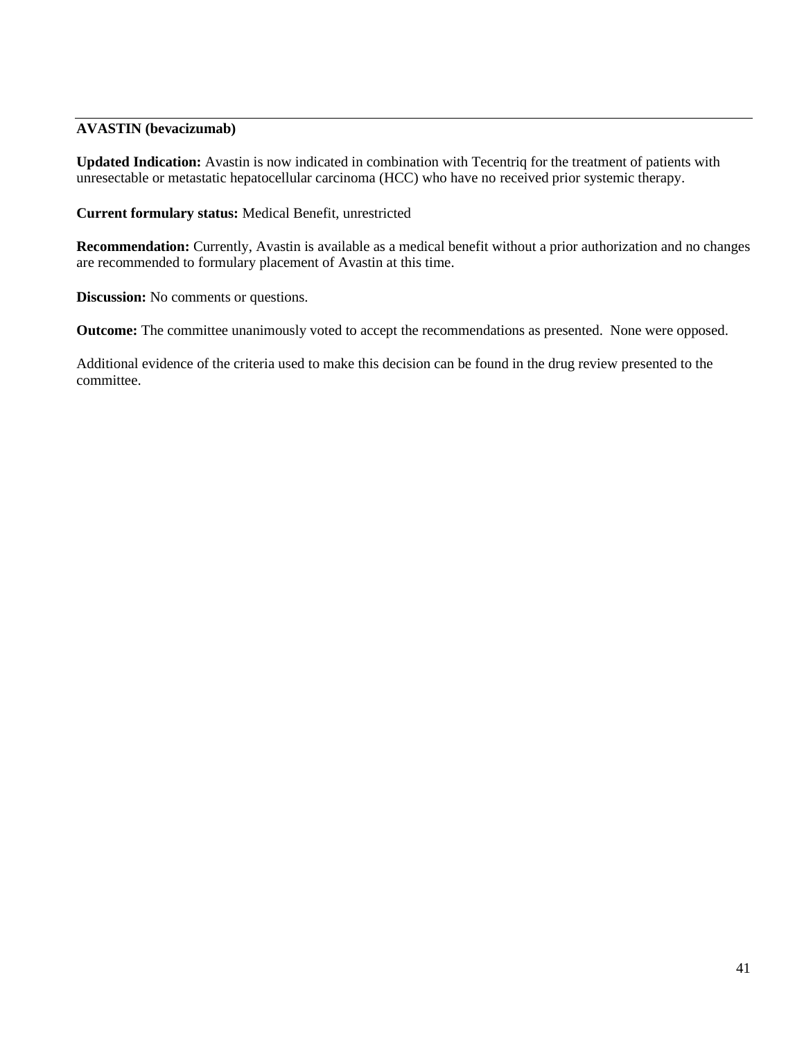**AVASTIN (bevacizumab)**

**Updated Indication:** Avastin is now indicated in combination with Tecentriq for the treatment of patients with unresectable or metastatic hepatocellular carcinoma (HCC) who have no received prior systemic therapy.

**Current formulary status:** Medical Benefit, unrestricted

**Recommendation:** Currently, Avastin is available as a medical benefit without a prior authorization and no changes are recommended to formulary placement of Avastin at this time.

**Discussion:** No comments or questions.

**Outcome:** The committee unanimously voted to accept the recommendations as presented. None were opposed.

Additional evidence of the criteria used to make this decision can be found in the drug review presented to the committee.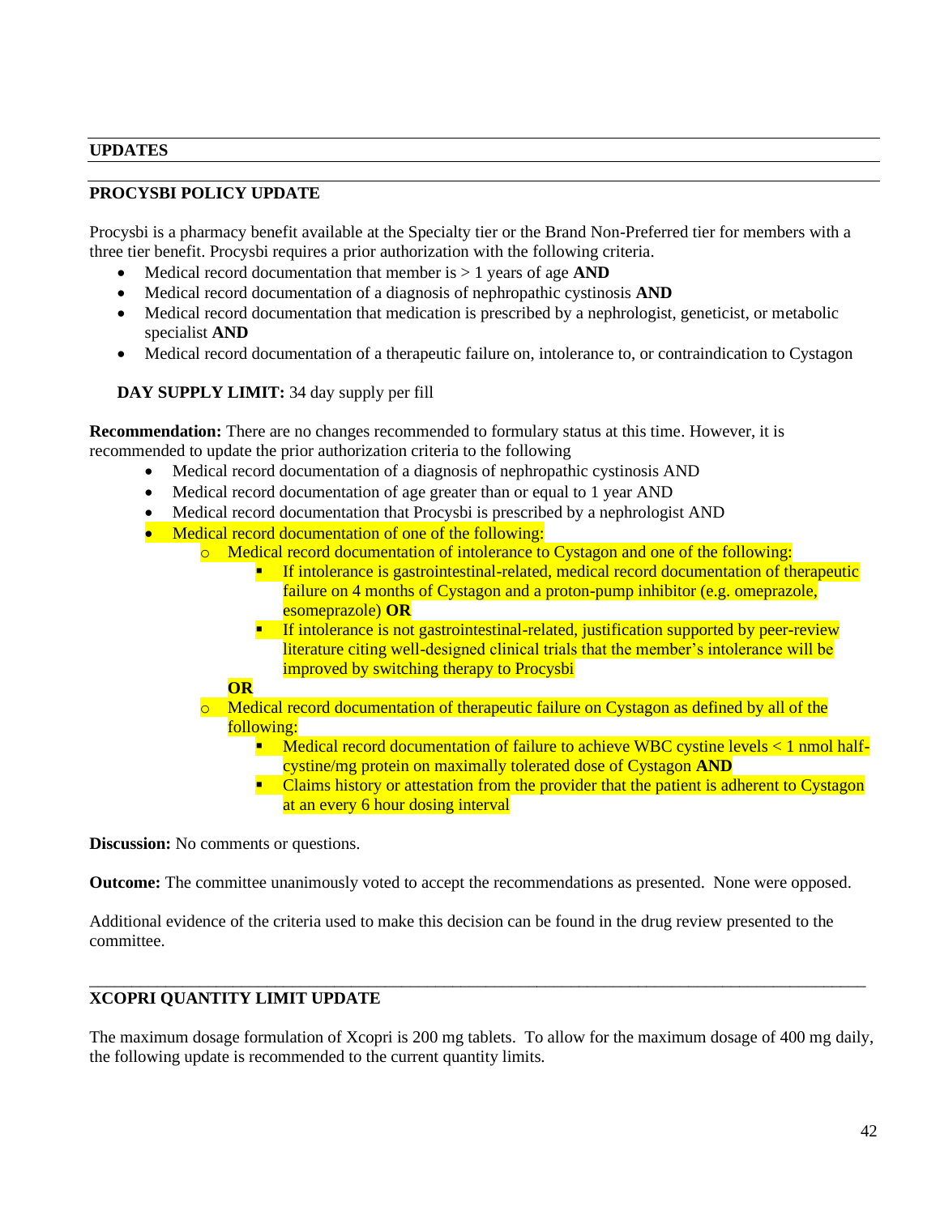## UPDATES

### PROCYSBI POLICY UPDATE

Procysbi is a pharmacy benefit available at the Specialty tier or the Brand Non-Preferred tier for members with a three tier benefit. Procysbi requires a prior authorization with the following criteria.

- Medical record documentation that member is > 1 years of age **AND**
- Medical record documentation of a diagnosis of nephropathic cystinosis **AND**
- Medical record documentation that medication is prescribed by a nephrologist, geneticist, or metabolic specialist **AND**
- Medical record documentation of a therapeutic failure on, intolerance to, or contraindication to Cystagon

**DAY SUPPLY LIMIT:** 34 day supply per fill

**Recommendation:** There are no changes recommended to formulary status at this time. However, it is recommended to update the prior authorization criteria to the following

- Medical record documentation of a diagnosis of nephropathic cystinosis AND
- Medical record documentation of age greater than or equal to 1 year AND
- Medical record documentation that Procysbi is prescribed by a nephrologist AND
- Medical record documentation of one of the following:
  - Medical record documentation of intolerance to Cystagon and one of the following:
    - If intolerance is gastrointestinal-related, medical record documentation of therapeutic failure on 4 months of Cystagon and a proton-pump inhibitor (e.g. omeprazole, esomeprazole) **OR**
    - If intolerance is not gastrointestinal-related, justification supported by peer-review literature citing well-designed clinical trials that the member's intolerance will be improved by switching therapy to Procysbi

    **OR**
  - Medical record documentation of therapeutic failure on Cystagon as defined by all of the following:
    - Medical record documentation of failure to achieve WBC cystine levels < 1 nmol half-cystine/mg protein on maximally tolerated dose of Cystagon **AND**
    - Claims history or attestation from the provider that the patient is adherent to Cystagon at an every 6 hour dosing interval

**Discussion:** No comments or questions.

**Outcome:** The committee unanimously voted to accept the recommendations as presented. None were opposed.

Additional evidence of the criteria used to make this decision can be found in the drug review presented to the committee.

---

### XCOPRI QUANTITY LIMIT UPDATE

The maximum dosage formulation of Xcopri is 200 mg tablets. To allow for the maximum dosage of 400 mg daily, the following update is recommended to the current quantity limits.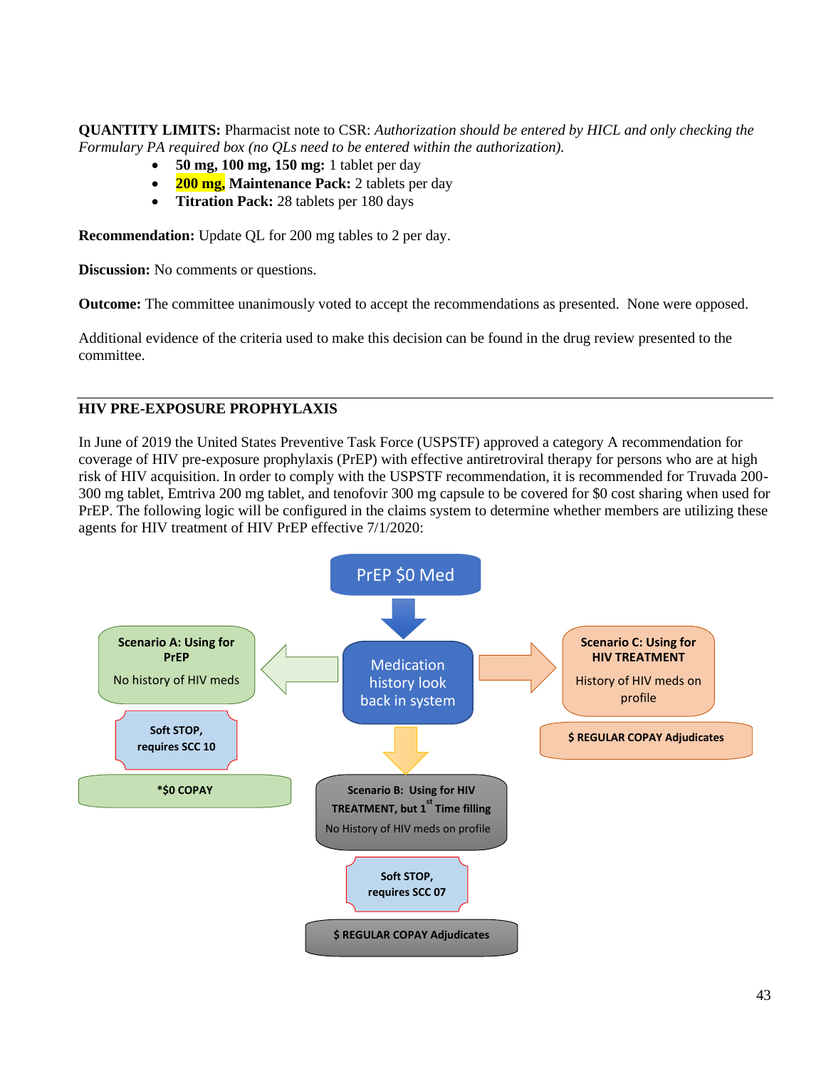**QUANTITY LIMITS:** Pharmacist note to CSR: *Authorization should be entered by HICL and only checking the Formulary PA required box (no QLs need to be entered within the authorization).*

- **50 mg, 100 mg, 150 mg:** 1 tablet per day
- **200 mg, Maintenance Pack:** 2 tablets per day
- **Titration Pack:** 28 tablets per 180 days

**Recommendation:** Update QL for 200 mg tables to 2 per day.

**Discussion:** No comments or questions.

**Outcome:** The committee unanimously voted to accept the recommendations as presented. None were opposed.

Additional evidence of the criteria used to make this decision can be found in the drug review presented to the committee.

---

**HIV PRE-EXPOSURE PROPHYLAXIS**

In June of 2019 the United States Preventive Task Force (USPSTF) approved a category A recommendation for coverage of HIV pre-exposure prophylaxis (PrEP) with effective antiretroviral therapy for persons who are at high risk of HIV acquisition. In order to comply with the USPSTF recommendation, it is recommended for Truvada 200-300 mg tablet, Emtriva 200 mg tablet, and tenofovir 300 mg capsule to be covered for $0 cost sharing when used for PrEP. The following logic will be configured in the claims system to determine whether members are utilizing these agents for HIV treatment of HIV PrEP effective 7/1/2020:

PrEP $0 Med

Medication history look back in system

**Scenario A: Using for PrEP**
No history of HIV meds

**Soft STOP, requires SCC 10**

***$0 COPAY**

**Scenario B: Using for HIV TREATMENT, but 1st Time filling**
No History of HIV meds on profile

**Soft STOP, requires SCC 07**

**$ REGULAR COPAY Adjudicates**

**Scenario C: Using for HIV TREATMENT**
History of HIV meds on profile

**$ REGULAR COPAY Adjudicates**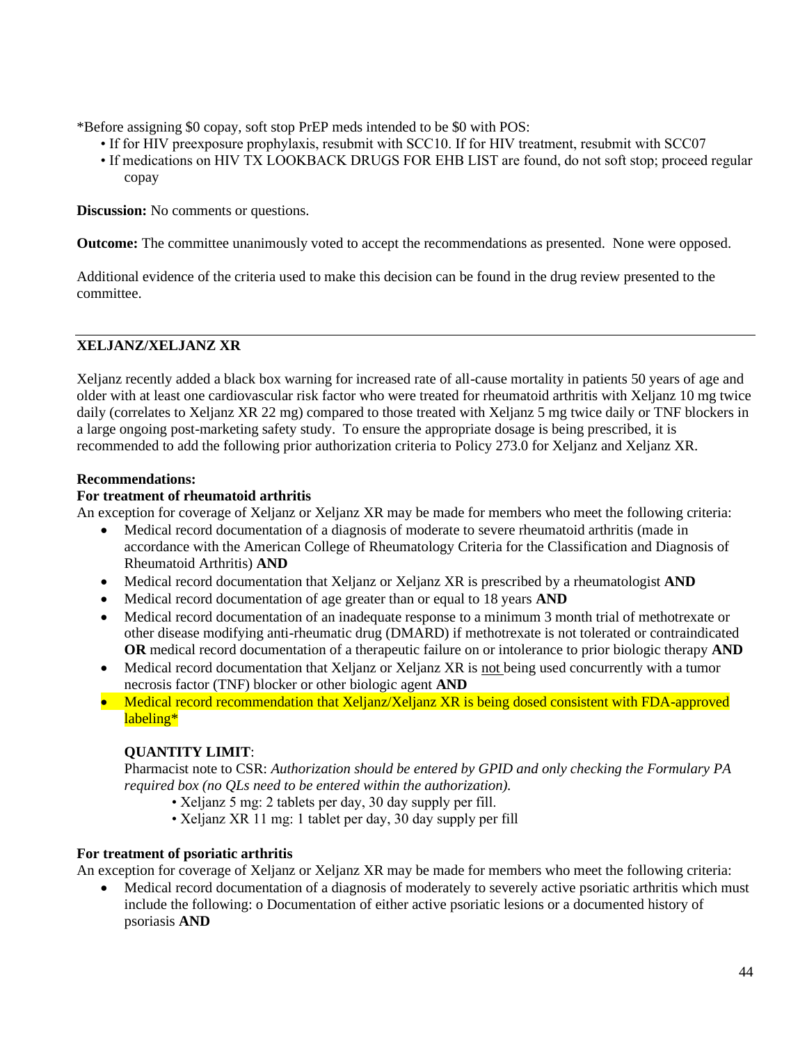*Before assigning $0 copay, soft stop PrEP meds intended to be $0 with POS:

- If for HIV preexposure prophylaxis, resubmit with SCC10. If for HIV treatment, resubmit with SCC07
- If medications on HIV TX LOOKBACK DRUGS FOR EHB LIST are found, do not soft stop; proceed regular copay

**Discussion:** No comments or questions.

**Outcome:** The committee unanimously voted to accept the recommendations as presented. None were opposed.

Additional evidence of the criteria used to make this decision can be found in the drug review presented to the committee.

---

## XELJANZ/XELJANZ XR

Xeljanz recently added a black box warning for increased rate of all-cause mortality in patients 50 years of age and older with at least one cardiovascular risk factor who were treated for rheumatoid arthritis with Xeljanz 10 mg twice daily (correlates to Xeljanz XR 22 mg) compared to those treated with Xeljanz 5 mg twice daily or TNF blockers in a large ongoing post-marketing safety study. To ensure the appropriate dosage is being prescribed, it is recommended to add the following prior authorization criteria to Policy 273.0 for Xeljanz and Xeljanz XR.

**Recommendations:**

**For treatment of rheumatoid arthritis**

An exception for coverage of Xeljanz or Xeljanz XR may be made for members who meet the following criteria:

- Medical record documentation of a diagnosis of moderate to severe rheumatoid arthritis (made in accordance with the American College of Rheumatology Criteria for the Classification and Diagnosis of Rheumatoid Arthritis) **AND**
- Medical record documentation that Xeljanz or Xeljanz XR is prescribed by a rheumatologist **AND**
- Medical record documentation of age greater than or equal to 18 years **AND**
- Medical record documentation of an inadequate response to a minimum 3 month trial of methotrexate or other disease modifying anti-rheumatic drug (DMARD) if methotrexate is not tolerated or contraindicated **OR** medical record documentation of a therapeutic failure on or intolerance to prior biologic therapy **AND**
- Medical record documentation that Xeljanz or Xeljanz XR is not being used concurrently with a tumor necrosis factor (TNF) blocker or other biologic agent **AND**
- Medical record recommendation that Xeljanz/Xeljanz XR is being dosed consistent with FDA-approved labeling*

**QUANTITY LIMIT**:

Pharmacist note to CSR: *Authorization should be entered by GPID and only checking the Formulary PA required box (no QLs need to be entered within the authorization).*

- Xeljanz 5 mg: 2 tablets per day, 30 day supply per fill.
- Xeljanz XR 11 mg: 1 tablet per day, 30 day supply per fill

**For treatment of psoriatic arthritis**

An exception for coverage of Xeljanz or Xeljanz XR may be made for members who meet the following criteria:

- Medical record documentation of a diagnosis of moderately to severely active psoriatic arthritis which must include the following: o Documentation of either active psoriatic lesions or a documented history of psoriasis **AND**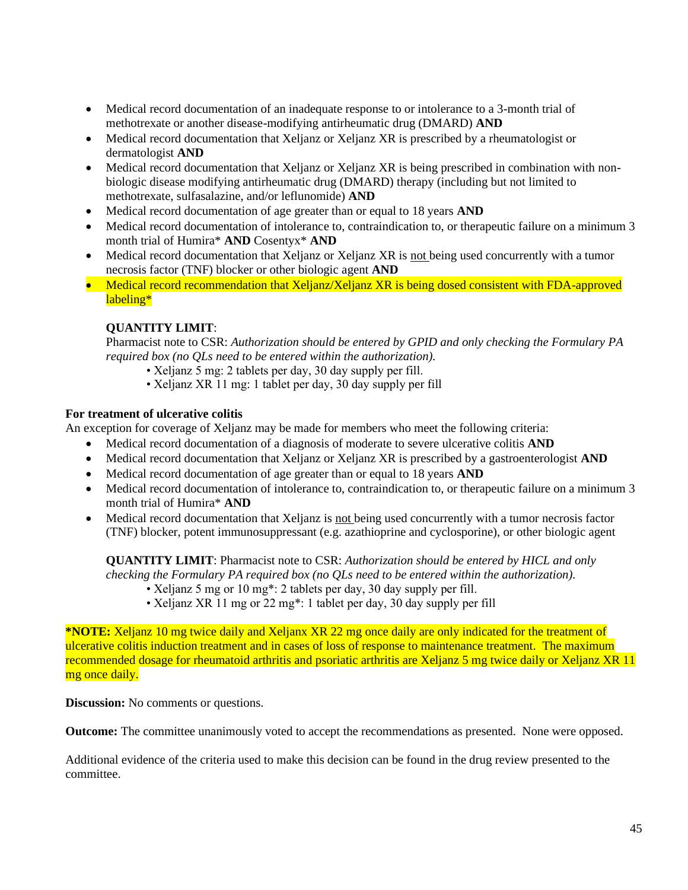- Medical record documentation of an inadequate response to or intolerance to a 3-month trial of methotrexate or another disease-modifying antirheumatic drug (DMARD) **AND**
- Medical record documentation that Xeljanz or Xeljanz XR is prescribed by a rheumatologist or dermatologist **AND**
- Medical record documentation that Xeljanz or Xeljanz XR is being prescribed in combination with non-biologic disease modifying antirheumatic drug (DMARD) therapy (including but not limited to methotrexate, sulfasalazine, and/or leflunomide) **AND**
- Medical record documentation of age greater than or equal to 18 years **AND**
- Medical record documentation of intolerance to, contraindication to, or therapeutic failure on a minimum 3 month trial of Humira* **AND** Cosentyx* **AND**
- Medical record documentation that Xeljanz or Xeljanz XR is not being used concurrently with a tumor necrosis factor (TNF) blocker or other biologic agent **AND**
- Medical record recommendation that Xeljanz/Xeljanz XR is being dosed consistent with FDA-approved labeling*

**QUANTITY LIMIT**:
Pharmacist note to CSR: *Authorization should be entered by GPID and only checking the Formulary PA required box (no QLs need to be entered within the authorization).*

- Xeljanz 5 mg: 2 tablets per day, 30 day supply per fill.
- Xeljanz XR 11 mg: 1 tablet per day, 30 day supply per fill

**For treatment of ulcerative colitis**

An exception for coverage of Xeljanz may be made for members who meet the following criteria:

- Medical record documentation of a diagnosis of moderate to severe ulcerative colitis **AND**
- Medical record documentation that Xeljanz or Xeljanz XR is prescribed by a gastroenterologist **AND**
- Medical record documentation of age greater than or equal to 18 years **AND**
- Medical record documentation of intolerance to, contraindication to, or therapeutic failure on a minimum 3 month trial of Humira* **AND**
- Medical record documentation that Xeljanz is not being used concurrently with a tumor necrosis factor (TNF) blocker, potent immunosuppressant (e.g. azathioprine and cyclosporine), or other biologic agent

**QUANTITY LIMIT**: Pharmacist note to CSR: *Authorization should be entered by HICL and only checking the Formulary PA required box (no QLs need to be entered within the authorization).*

- Xeljanz 5 mg or 10 mg*: 2 tablets per day, 30 day supply per fill.
- Xeljanz XR 11 mg or 22 mg*: 1 tablet per day, 30 day supply per fill

**\*NOTE:** Xeljanz 10 mg twice daily and Xeljanx XR 22 mg once daily are only indicated for the treatment of ulcerative colitis induction treatment and in cases of loss of response to maintenance treatment. The maximum recommended dosage for rheumatoid arthritis and psoriatic arthritis are Xeljanz 5 mg twice daily or Xeljanz XR 11 mg once daily.

**Discussion:** No comments or questions.

**Outcome:** The committee unanimously voted to accept the recommendations as presented. None were opposed.

Additional evidence of the criteria used to make this decision can be found in the drug review presented to the committee.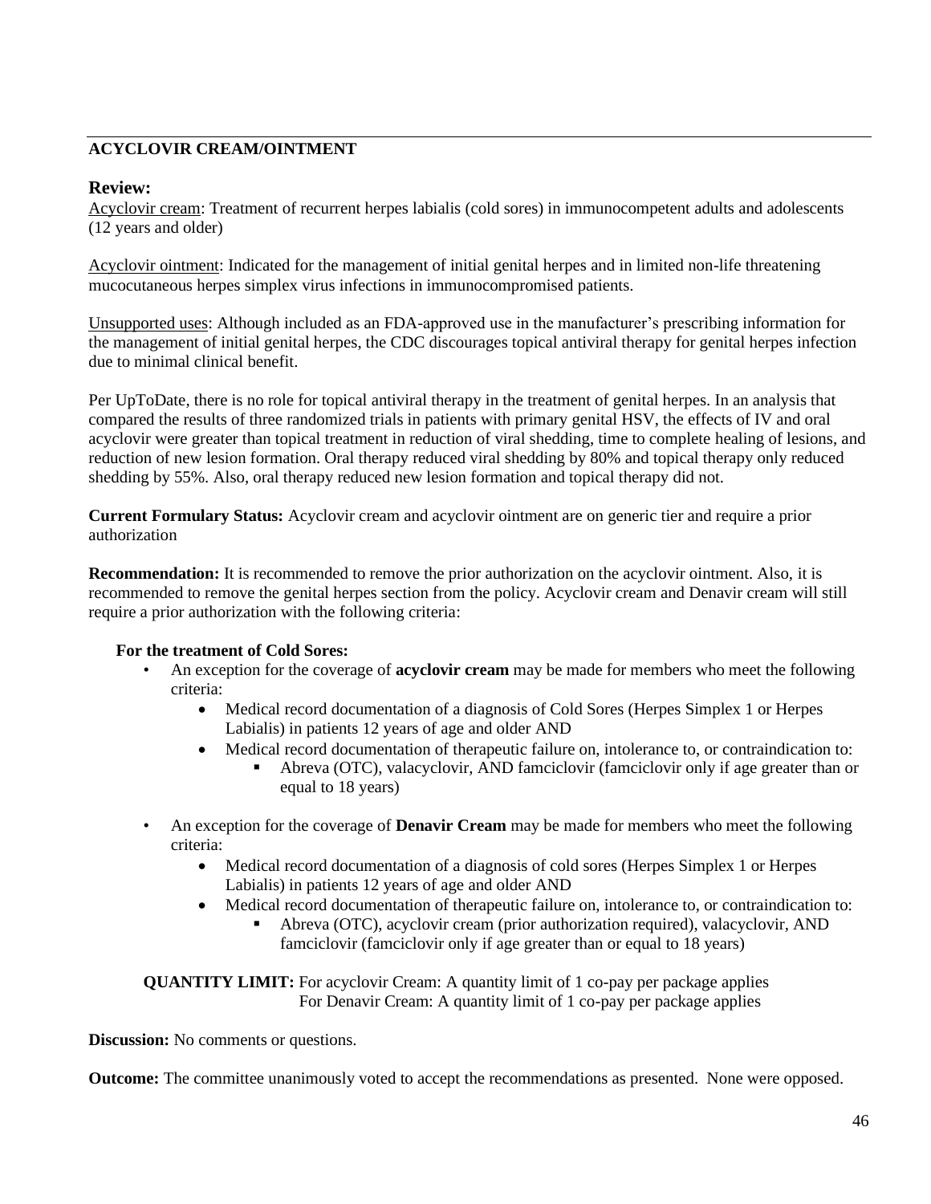## ACYCLOVIR CREAM/OINTMENT

### Review:

Acyclovir cream: Treatment of recurrent herpes labialis (cold sores) in immunocompetent adults and adolescents (12 years and older)

Acyclovir ointment: Indicated for the management of initial genital herpes and in limited non-life threatening mucocutaneous herpes simplex virus infections in immunocompromised patients.

Unsupported uses: Although included as an FDA-approved use in the manufacturer's prescribing information for the management of initial genital herpes, the CDC discourages topical antiviral therapy for genital herpes infection due to minimal clinical benefit.

Per UpToDate, there is no role for topical antiviral therapy in the treatment of genital herpes. In an analysis that compared the results of three randomized trials in patients with primary genital HSV, the effects of IV and oral acyclovir were greater than topical treatment in reduction of viral shedding, time to complete healing of lesions, and reduction of new lesion formation. Oral therapy reduced viral shedding by 80% and topical therapy only reduced shedding by 55%. Also, oral therapy reduced new lesion formation and topical therapy did not.

**Current Formulary Status:** Acyclovir cream and acyclovir ointment are on generic tier and require a prior authorization

**Recommendation:** It is recommended to remove the prior authorization on the acyclovir ointment. Also, it is recommended to remove the genital herpes section from the policy. Acyclovir cream and Denavir cream will still require a prior authorization with the following criteria:

**For the treatment of Cold Sores:**

- An exception for the coverage of **acyclovir cream** may be made for members who meet the following criteria:
  - Medical record documentation of a diagnosis of Cold Sores (Herpes Simplex 1 or Herpes Labialis) in patients 12 years of age and older AND
  - Medical record documentation of therapeutic failure on, intolerance to, or contraindication to:
    - Abreva (OTC), valacyclovir, AND famciclovir (famciclovir only if age greater than or equal to 18 years)
- An exception for the coverage of **Denavir Cream** may be made for members who meet the following criteria:
  - Medical record documentation of a diagnosis of cold sores (Herpes Simplex 1 or Herpes Labialis) in patients 12 years of age and older AND
  - Medical record documentation of therapeutic failure on, intolerance to, or contraindication to:
    - Abreva (OTC), acyclovir cream (prior authorization required), valacyclovir, AND famciclovir (famciclovir only if age greater than or equal to 18 years)

**QUANTITY LIMIT:** For acyclovir Cream: A quantity limit of 1 co-pay per package applies
For Denavir Cream: A quantity limit of 1 co-pay per package applies

**Discussion:** No comments or questions.

**Outcome:** The committee unanimously voted to accept the recommendations as presented. None were opposed.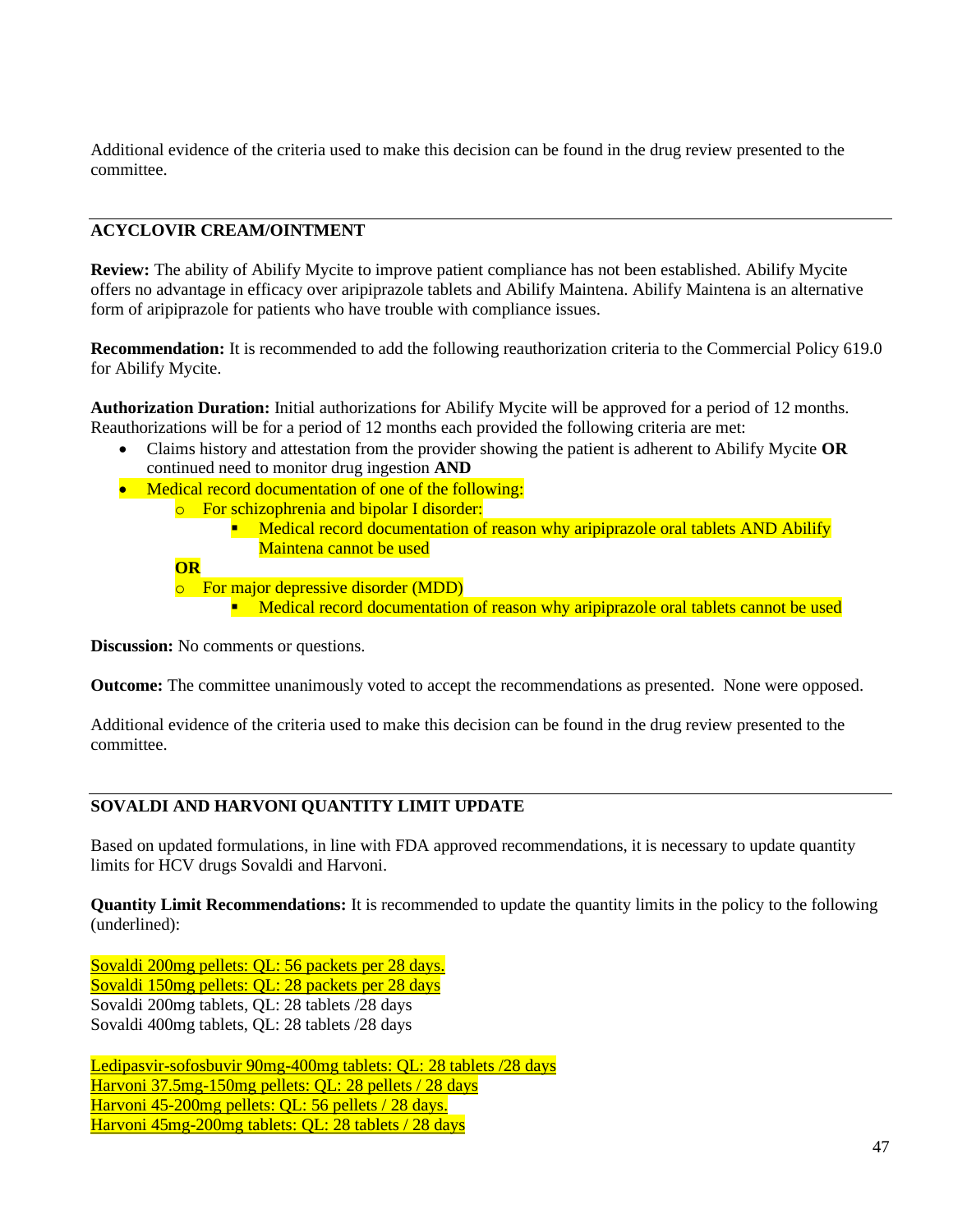Additional evidence of the criteria used to make this decision can be found in the drug review presented to the committee.

---

**ACYCLOVIR CREAM/OINTMENT**

**Review:** The ability of Abilify Mycite to improve patient compliance has not been established. Abilify Mycite offers no advantage in efficacy over aripiprazole tablets and Abilify Maintena. Abilify Maintena is an alternative form of aripiprazole for patients who have trouble with compliance issues.

**Recommendation:** It is recommended to add the following reauthorization criteria to the Commercial Policy 619.0 for Abilify Mycite.

**Authorization Duration:** Initial authorizations for Abilify Mycite will be approved for a period of 12 months. Reauthorizations will be for a period of 12 months each provided the following criteria are met:

- Claims history and attestation from the provider showing the patient is adherent to Abilify Mycite **OR** continued need to monitor drug ingestion **AND**
- Medical record documentation of one of the following:
  - For schizophrenia and bipolar I disorder:
    - Medical record documentation of reason why aripiprazole oral tablets AND Abilify Maintena cannot be used

  **OR**
  - For major depressive disorder (MDD)
    - Medical record documentation of reason why aripiprazole oral tablets cannot be used

**Discussion:** No comments or questions.

**Outcome:** The committee unanimously voted to accept the recommendations as presented. None were opposed.

Additional evidence of the criteria used to make this decision can be found in the drug review presented to the committee.

---

**SOVALDI AND HARVONI QUANTITY LIMIT UPDATE**

Based on updated formulations, in line with FDA approved recommendations, it is necessary to update quantity limits for HCV drugs Sovaldi and Harvoni.

**Quantity Limit Recommendations:** It is recommended to update the quantity limits in the policy to the following (underlined):

<u>Sovaldi 200mg pellets: QL: 56 packets per 28 days.</u>
<u>Sovaldi 150mg pellets: QL: 28 packets per 28 days</u>
Sovaldi 200mg tablets, QL: 28 tablets /28 days
Sovaldi 400mg tablets, QL: 28 tablets /28 days

<u>Ledipasvir-sofosbuvir 90mg-400mg tablets: QL: 28 tablets /28 days</u>
<u>Harvoni 37.5mg-150mg pellets: QL: 28 pellets / 28 days</u>
<u>Harvoni 45-200mg pellets: QL: 56 pellets / 28 days.</u>
<u>Harvoni 45mg-200mg tablets: QL: 28 tablets / 28 days</u>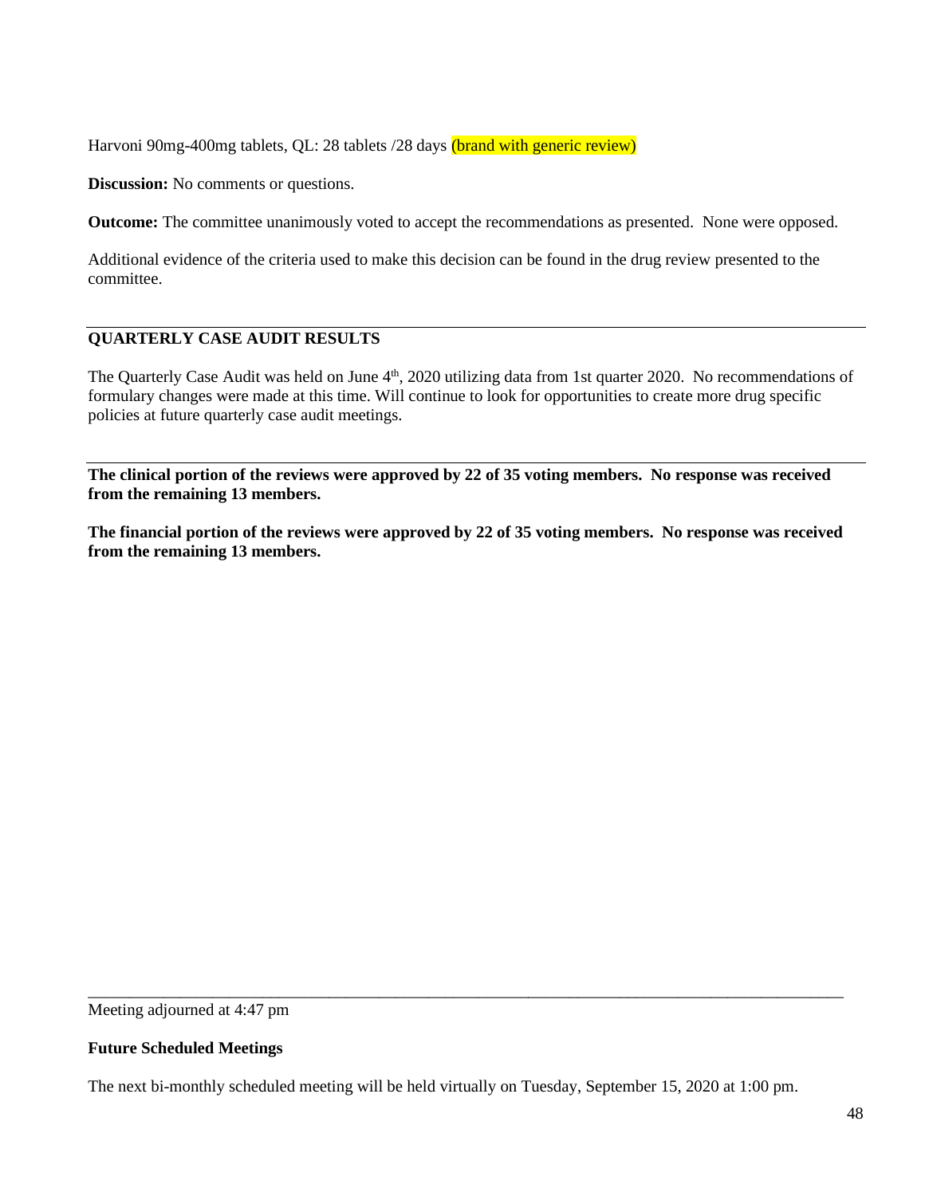Harvoni 90mg-400mg tablets, QL: 28 tablets /28 days (brand with generic review)

**Discussion:** No comments or questions.

**Outcome:** The committee unanimously voted to accept the recommendations as presented. None were opposed.

Additional evidence of the criteria used to make this decision can be found in the drug review presented to the committee.

---

**QUARTERLY CASE AUDIT RESULTS**

The Quarterly Case Audit was held on June 4th, 2020 utilizing data from 1st quarter 2020. No recommendations of formulary changes were made at this time. Will continue to look for opportunities to create more drug specific policies at future quarterly case audit meetings.

---

**The clinical portion of the reviews were approved by 22 of 35 voting members. No response was received from the remaining 13 members.**

**The financial portion of the reviews were approved by 22 of 35 voting members. No response was received from the remaining 13 members.**

---

Meeting adjourned at 4:47 pm

**Future Scheduled Meetings**

The next bi-monthly scheduled meeting will be held virtually on Tuesday, September 15, 2020 at 1:00 pm.